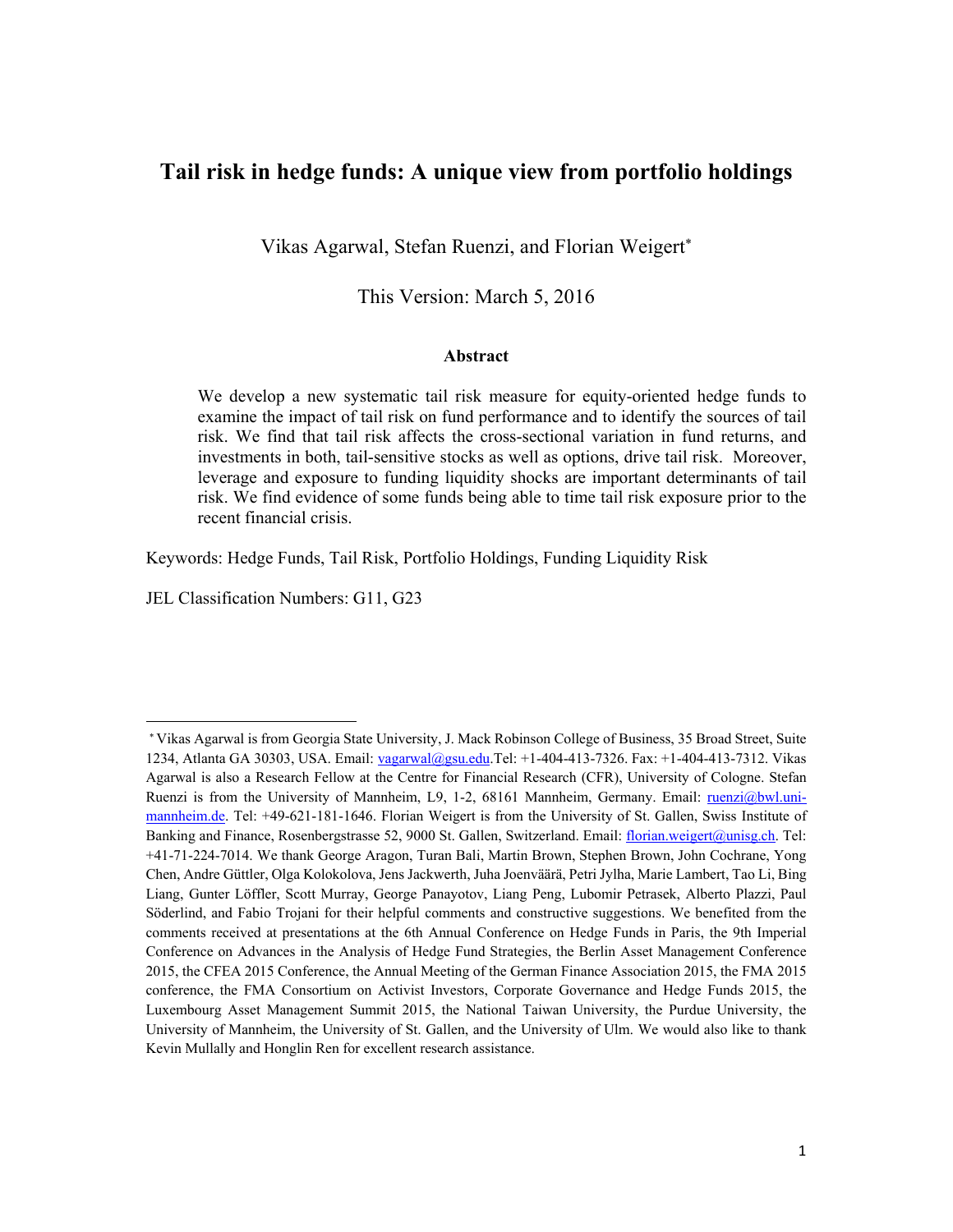# Tail risk in hedge funds: A unique view from portfolio holdings

Vikas Agarwal, Stefan Ruenzi, and Florian Weigert*

This Version: March 5, 2016

### Abstract

We develop a new systematic tail risk measure for equity-oriented hedge funds to examine the impact of tail risk on fund performance and to identify the sources of tail risk. We find that tail risk affects the cross-sectional variation in fund returns, and investments in both, tail-sensitive stocks as well as options, drive tail risk. Moreover, leverage and exposure to funding liquidity shocks are important determinants of tail risk. We find evidence of some funds being able to time tail risk exposure prior to the recent financial crisis.

Keywords: Hedge Funds, Tail Risk, Portfolio Holdings, Funding Liquidity Risk

JEL Classification Numbers: G11, G23

---

* Vikas Agarwal is from Georgia State University, J. Mack Robinson College of Business, 35 Broad Street, Suite 1234, Atlanta GA 30303, USA. Email: vagarwal@gsu.edu.Tel: +1-404-413-7326. Fax: +1-404-413-7312. Vikas Agarwal is also a Research Fellow at the Centre for Financial Research (CFR), University of Cologne. Stefan Ruenzi is from the University of Mannheim, L9, 1-2, 68161 Mannheim, Germany. Email: ruenzi@bwl.uni-mannheim.de. Tel: +49-621-181-1646. Florian Weigert is from the University of St. Gallen, Swiss Institute of Banking and Finance, Rosenbergstrasse 52, 9000 St. Gallen, Switzerland. Email: florian.weigert@unisg.ch. Tel: +41-71-224-7014. We thank George Aragon, Turan Bali, Martin Brown, Stephen Brown, John Cochrane, Yong Chen, Andre Güttler, Olga Kolokolova, Jens Jackwerth, Juha Joenväärä, Petri Jylha, Marie Lambert, Tao Li, Bing Liang, Gunter Löffler, Scott Murray, George Panayotov, Liang Peng, Lubomir Petrasek, Alberto Plazzi, Paul Söderlind, and Fabio Trojani for their helpful comments and constructive suggestions. We benefited from the comments received at presentations at the 6th Annual Conference on Hedge Funds in Paris, the 9th Imperial Conference on Advances in the Analysis of Hedge Fund Strategies, the Berlin Asset Management Conference 2015, the CFEA 2015 Conference, the Annual Meeting of the German Finance Association 2015, the FMA 2015 conference, the FMA Consortium on Activist Investors, Corporate Governance and Hedge Funds 2015, the Luxembourg Asset Management Summit 2015, the National Taiwan University, the Purdue University, the University of Mannheim, the University of St. Gallen, and the University of Ulm. We would also like to thank Kevin Mullally and Honglin Ren for excellent research assistance.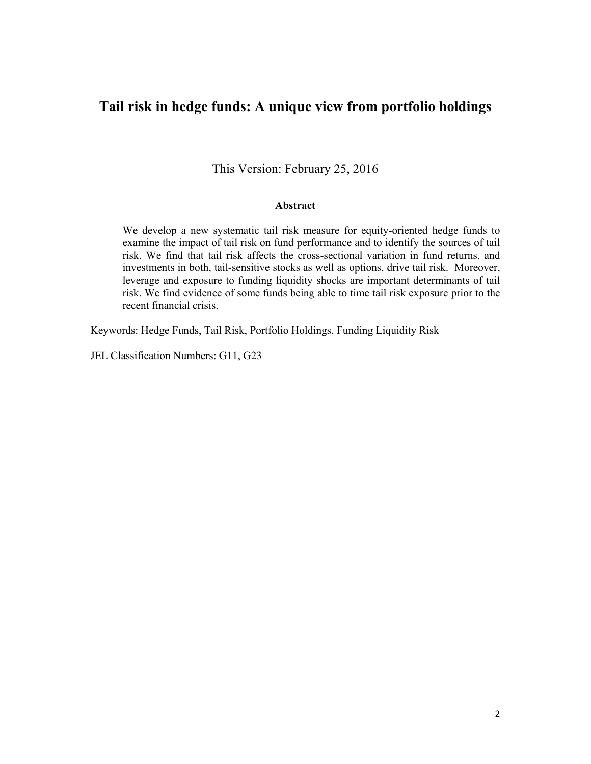# Tail risk in hedge funds: A unique view from portfolio holdings

This Version: February 25, 2016

**Abstract**

We develop a new systematic tail risk measure for equity-oriented hedge funds to examine the impact of tail risk on fund performance and to identify the sources of tail risk. We find that tail risk affects the cross-sectional variation in fund returns, and investments in both, tail-sensitive stocks as well as options, drive tail risk. Moreover, leverage and exposure to funding liquidity shocks are important determinants of tail risk. We find evidence of some funds being able to time tail risk exposure prior to the recent financial crisis.

Keywords: Hedge Funds, Tail Risk, Portfolio Holdings, Funding Liquidity Risk

JEL Classification Numbers: G11, G23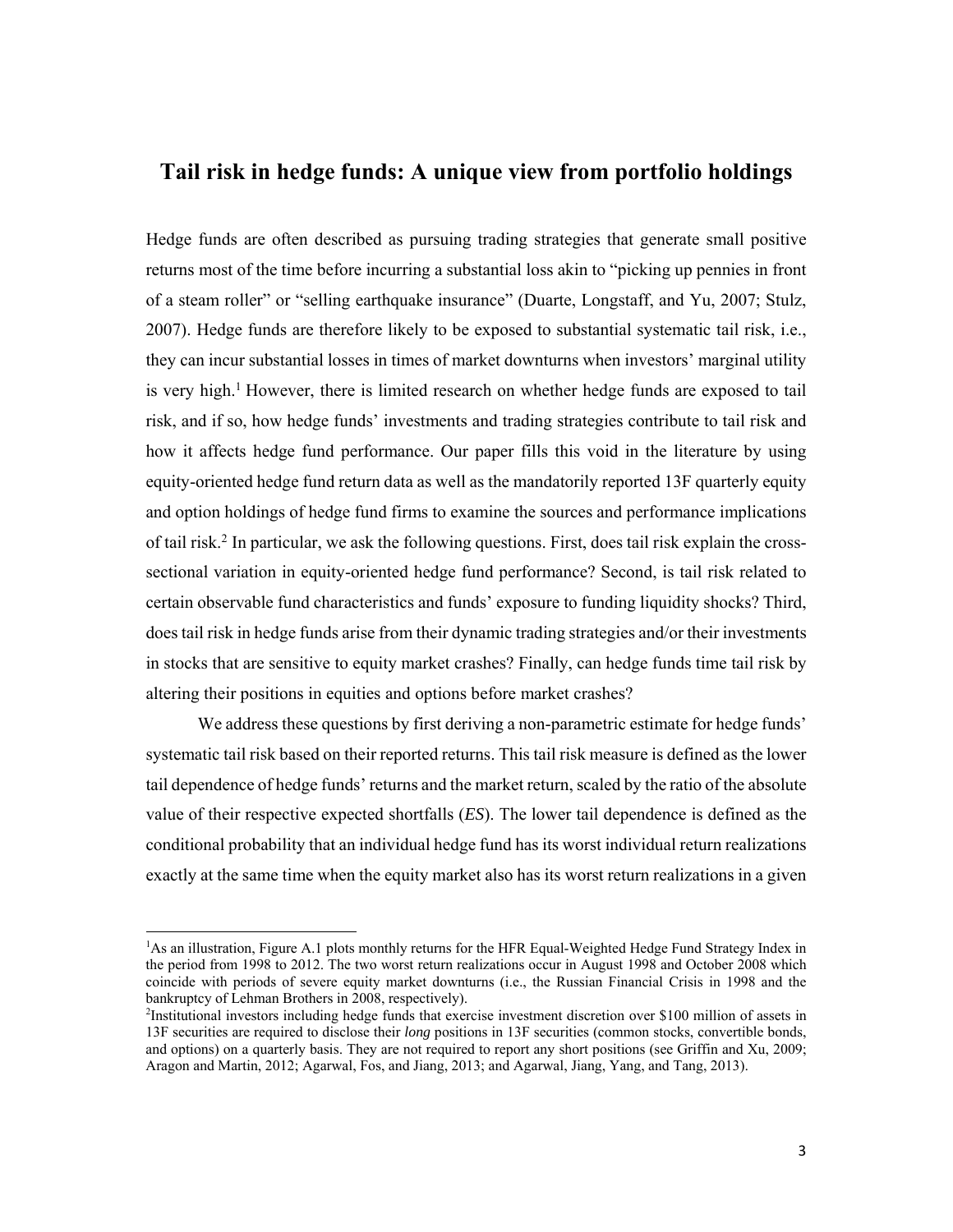# Tail risk in hedge funds: A unique view from portfolio holdings

Hedge funds are often described as pursuing trading strategies that generate small positive returns most of the time before incurring a substantial loss akin to "picking up pennies in front of a steam roller" or "selling earthquake insurance" (Duarte, Longstaff, and Yu, 2007; Stulz, 2007). Hedge funds are therefore likely to be exposed to substantial systematic tail risk, i.e., they can incur substantial losses in times of market downturns when investors' marginal utility is very high.[1] However, there is limited research on whether hedge funds are exposed to tail risk, and if so, how hedge funds' investments and trading strategies contribute to tail risk and how it affects hedge fund performance. Our paper fills this void in the literature by using equity-oriented hedge fund return data as well as the mandatorily reported 13F quarterly equity and option holdings of hedge fund firms to examine the sources and performance implications of tail risk.[2] In particular, we ask the following questions. First, does tail risk explain the cross-sectional variation in equity-oriented hedge fund performance? Second, is tail risk related to certain observable fund characteristics and funds' exposure to funding liquidity shocks? Third, does tail risk in hedge funds arise from their dynamic trading strategies and/or their investments in stocks that are sensitive to equity market crashes? Finally, can hedge funds time tail risk by altering their positions in equities and options before market crashes?

We address these questions by first deriving a non-parametric estimate for hedge funds' systematic tail risk based on their reported returns. This tail risk measure is defined as the lower tail dependence of hedge funds' returns and the market return, scaled by the ratio of the absolute value of their respective expected shortfalls (*ES*). The lower tail dependence is defined as the conditional probability that an individual hedge fund has its worst individual return realizations exactly at the same time when the equity market also has its worst return realizations in a given

---

[1] As an illustration, Figure A.1 plots monthly returns for the HFR Equal-Weighted Hedge Fund Strategy Index in the period from 1998 to 2012. The two worst return realizations occur in August 1998 and October 2008 which coincide with periods of severe equity market downturns (i.e., the Russian Financial Crisis in 1998 and the bankruptcy of Lehman Brothers in 2008, respectively).

[2] Institutional investors including hedge funds that exercise investment discretion over $100 million of assets in 13F securities are required to disclose their *long* positions in 13F securities (common stocks, convertible bonds, and options) on a quarterly basis. They are not required to report any short positions (see Griffin and Xu, 2009; Aragon and Martin, 2012; Agarwal, Fos, and Jiang, 2013; and Agarwal, Jiang, Yang, and Tang, 2013).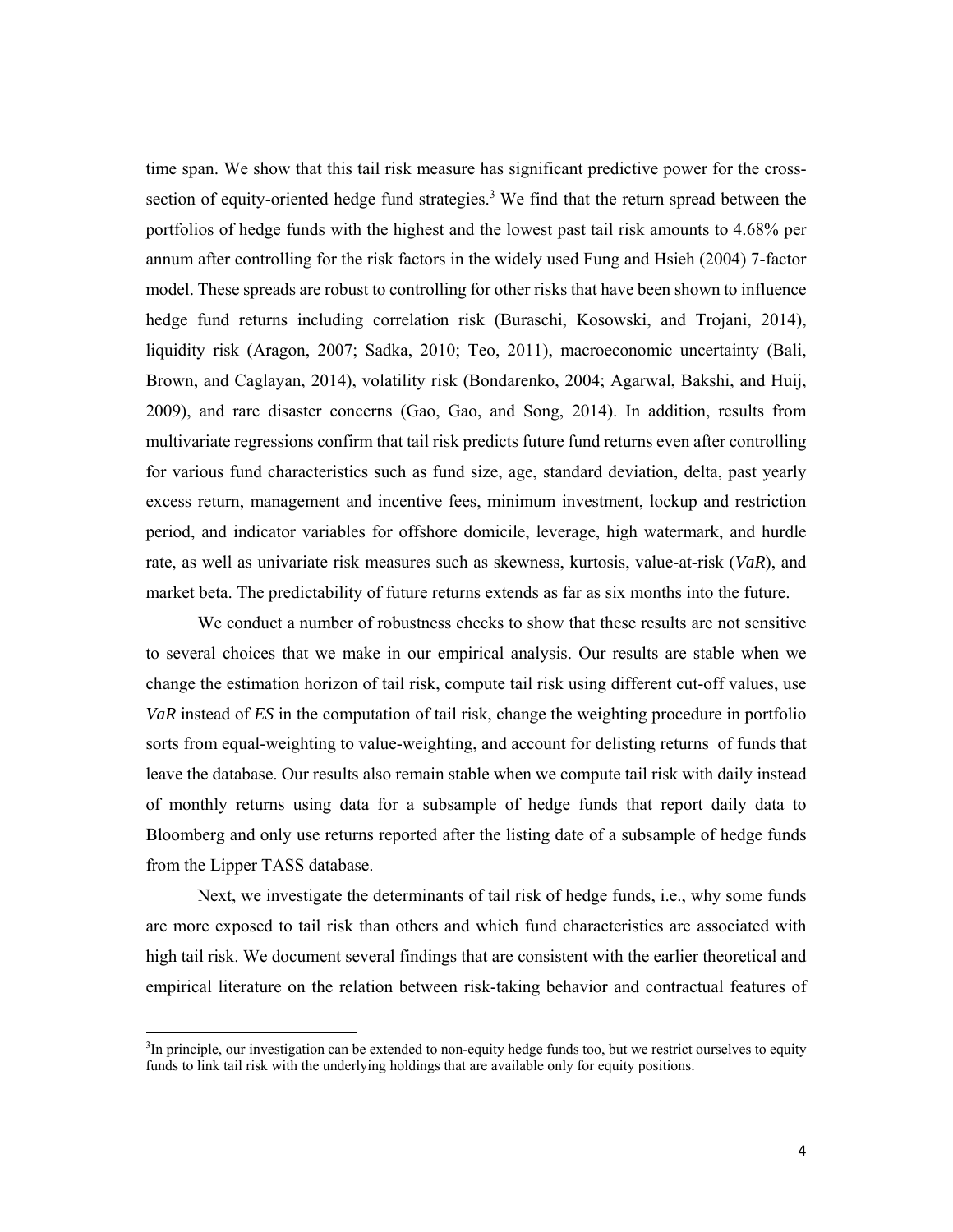time span. We show that this tail risk measure has significant predictive power for the cross-section of equity-oriented hedge fund strategies.[3] We find that the return spread between the portfolios of hedge funds with the highest and the lowest past tail risk amounts to 4.68% per annum after controlling for the risk factors in the widely used Fung and Hsieh (2004) 7-factor model. These spreads are robust to controlling for other risks that have been shown to influence hedge fund returns including correlation risk (Buraschi, Kosowski, and Trojani, 2014), liquidity risk (Aragon, 2007; Sadka, 2010; Teo, 2011), macroeconomic uncertainty (Bali, Brown, and Caglayan, 2014), volatility risk (Bondarenko, 2004; Agarwal, Bakshi, and Huij, 2009), and rare disaster concerns (Gao, Gao, and Song, 2014). In addition, results from multivariate regressions confirm that tail risk predicts future fund returns even after controlling for various fund characteristics such as fund size, age, standard deviation, delta, past yearly excess return, management and incentive fees, minimum investment, lockup and restriction period, and indicator variables for offshore domicile, leverage, high watermark, and hurdle rate, as well as univariate risk measures such as skewness, kurtosis, value-at-risk (*VaR*), and market beta. The predictability of future returns extends as far as six months into the future.

We conduct a number of robustness checks to show that these results are not sensitive to several choices that we make in our empirical analysis. Our results are stable when we change the estimation horizon of tail risk, compute tail risk using different cut-off values, use *VaR* instead of *ES* in the computation of tail risk, change the weighting procedure in portfolio sorts from equal-weighting to value-weighting, and account for delisting returns of funds that leave the database. Our results also remain stable when we compute tail risk with daily instead of monthly returns using data for a subsample of hedge funds that report daily data to Bloomberg and only use returns reported after the listing date of a subsample of hedge funds from the Lipper TASS database.

Next, we investigate the determinants of tail risk of hedge funds, i.e., why some funds are more exposed to tail risk than others and which fund characteristics are associated with high tail risk. We document several findings that are consistent with the earlier theoretical and empirical literature on the relation between risk-taking behavior and contractual features of

[3] In principle, our investigation can be extended to non-equity hedge funds too, but we restrict ourselves to equity funds to link tail risk with the underlying holdings that are available only for equity positions.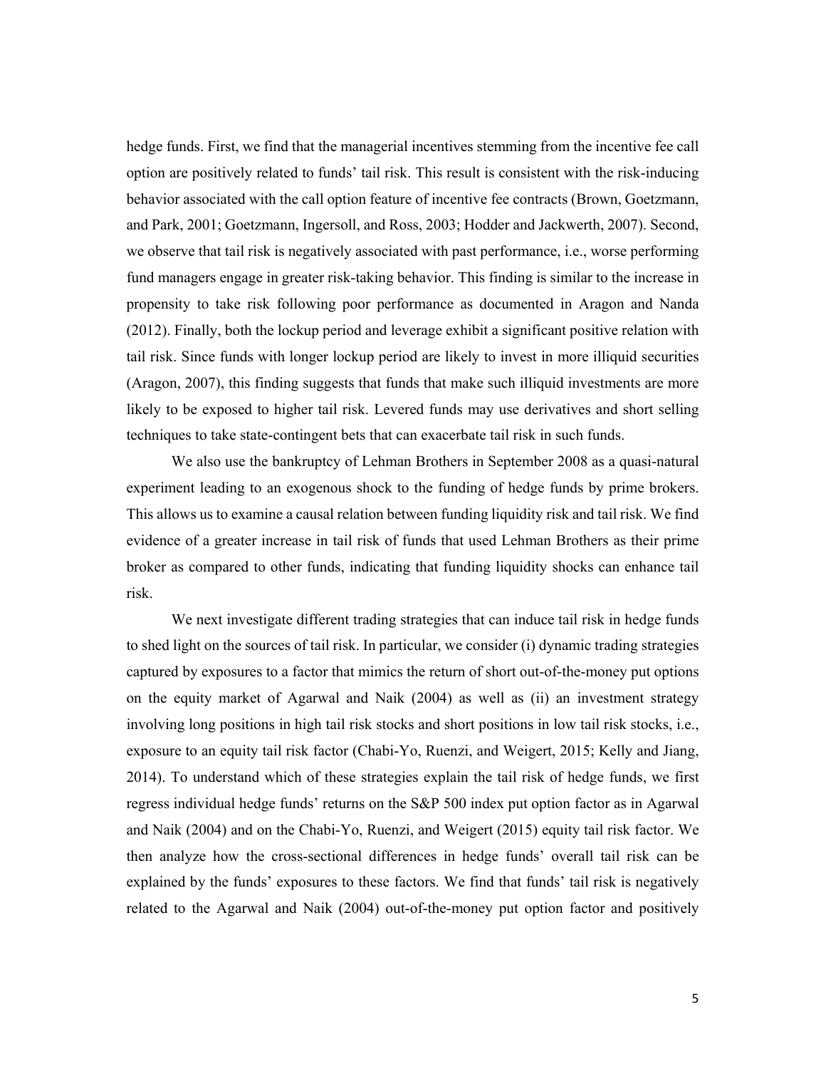hedge funds. First, we find that the managerial incentives stemming from the incentive fee call option are positively related to funds' tail risk. This result is consistent with the risk-inducing behavior associated with the call option feature of incentive fee contracts (Brown, Goetzmann, and Park, 2001; Goetzmann, Ingersoll, and Ross, 2003; Hodder and Jackwerth, 2007). Second, we observe that tail risk is negatively associated with past performance, i.e., worse performing fund managers engage in greater risk-taking behavior. This finding is similar to the increase in propensity to take risk following poor performance as documented in Aragon and Nanda (2012). Finally, both the lockup period and leverage exhibit a significant positive relation with tail risk. Since funds with longer lockup period are likely to invest in more illiquid securities (Aragon, 2007), this finding suggests that funds that make such illiquid investments are more likely to be exposed to higher tail risk. Levered funds may use derivatives and short selling techniques to take state-contingent bets that can exacerbate tail risk in such funds.

We also use the bankruptcy of Lehman Brothers in September 2008 as a quasi-natural experiment leading to an exogenous shock to the funding of hedge funds by prime brokers. This allows us to examine a causal relation between funding liquidity risk and tail risk. We find evidence of a greater increase in tail risk of funds that used Lehman Brothers as their prime broker as compared to other funds, indicating that funding liquidity shocks can enhance tail risk.

We next investigate different trading strategies that can induce tail risk in hedge funds to shed light on the sources of tail risk. In particular, we consider (i) dynamic trading strategies captured by exposures to a factor that mimics the return of short out-of-the-money put options on the equity market of Agarwal and Naik (2004) as well as (ii) an investment strategy involving long positions in high tail risk stocks and short positions in low tail risk stocks, i.e., exposure to an equity tail risk factor (Chabi-Yo, Ruenzi, and Weigert, 2015; Kelly and Jiang, 2014). To understand which of these strategies explain the tail risk of hedge funds, we first regress individual hedge funds' returns on the S&P 500 index put option factor as in Agarwal and Naik (2004) and on the Chabi-Yo, Ruenzi, and Weigert (2015) equity tail risk factor. We then analyze how the cross-sectional differences in hedge funds' overall tail risk can be explained by the funds' exposures to these factors. We find that funds' tail risk is negatively related to the Agarwal and Naik (2004) out-of-the-money put option factor and positively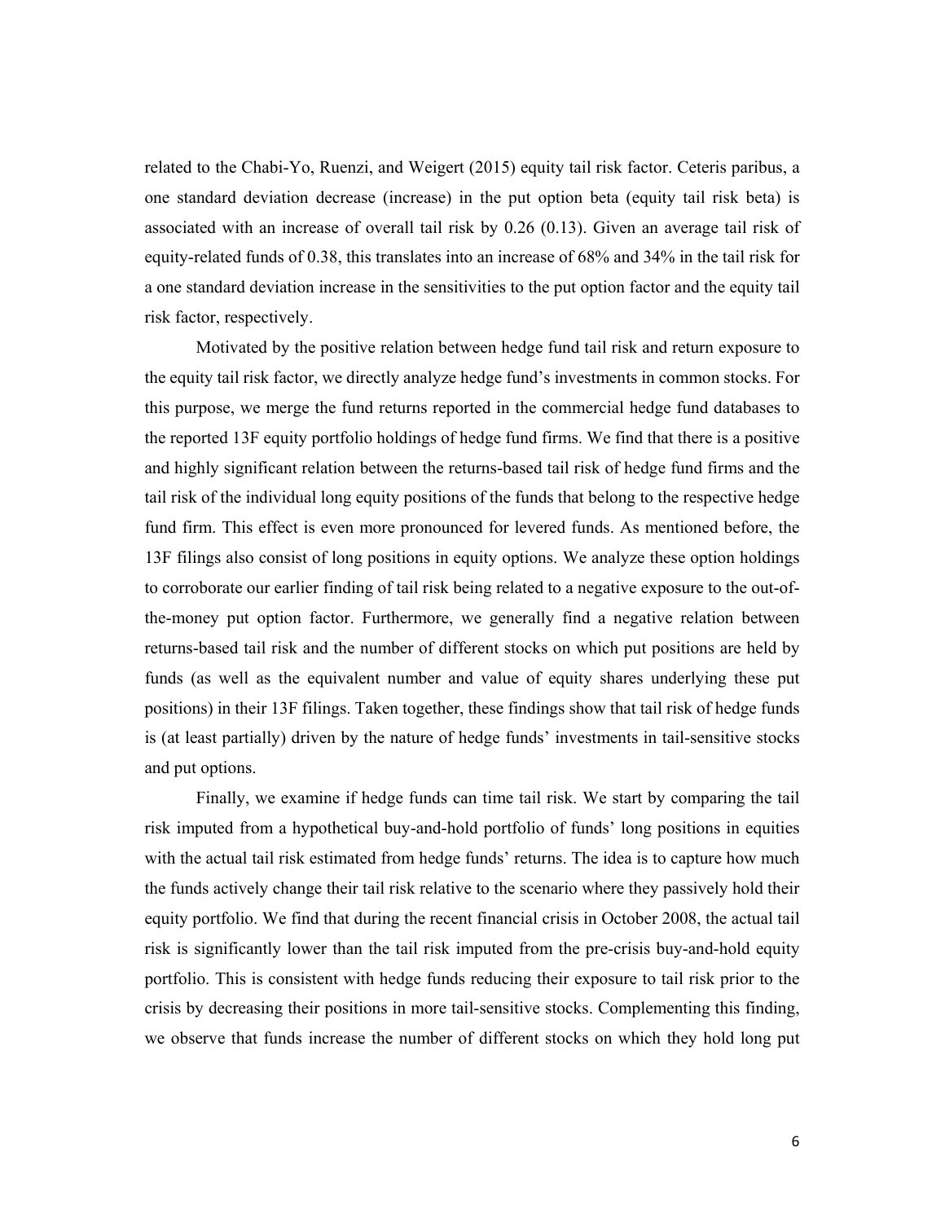related to the Chabi-Yo, Ruenzi, and Weigert (2015) equity tail risk factor. Ceteris paribus, a one standard deviation decrease (increase) in the put option beta (equity tail risk beta) is associated with an increase of overall tail risk by 0.26 (0.13). Given an average tail risk of equity-related funds of 0.38, this translates into an increase of 68% and 34% in the tail risk for a one standard deviation increase in the sensitivities to the put option factor and the equity tail risk factor, respectively.

Motivated by the positive relation between hedge fund tail risk and return exposure to the equity tail risk factor, we directly analyze hedge fund's investments in common stocks. For this purpose, we merge the fund returns reported in the commercial hedge fund databases to the reported 13F equity portfolio holdings of hedge fund firms. We find that there is a positive and highly significant relation between the returns-based tail risk of hedge fund firms and the tail risk of the individual long equity positions of the funds that belong to the respective hedge fund firm. This effect is even more pronounced for levered funds. As mentioned before, the 13F filings also consist of long positions in equity options. We analyze these option holdings to corroborate our earlier finding of tail risk being related to a negative exposure to the out-of-the-money put option factor. Furthermore, we generally find a negative relation between returns-based tail risk and the number of different stocks on which put positions are held by funds (as well as the equivalent number and value of equity shares underlying these put positions) in their 13F filings. Taken together, these findings show that tail risk of hedge funds is (at least partially) driven by the nature of hedge funds' investments in tail-sensitive stocks and put options.

Finally, we examine if hedge funds can time tail risk. We start by comparing the tail risk imputed from a hypothetical buy-and-hold portfolio of funds' long positions in equities with the actual tail risk estimated from hedge funds' returns. The idea is to capture how much the funds actively change their tail risk relative to the scenario where they passively hold their equity portfolio. We find that during the recent financial crisis in October 2008, the actual tail risk is significantly lower than the tail risk imputed from the pre-crisis buy-and-hold equity portfolio. This is consistent with hedge funds reducing their exposure to tail risk prior to the crisis by decreasing their positions in more tail-sensitive stocks. Complementing this finding, we observe that funds increase the number of different stocks on which they hold long put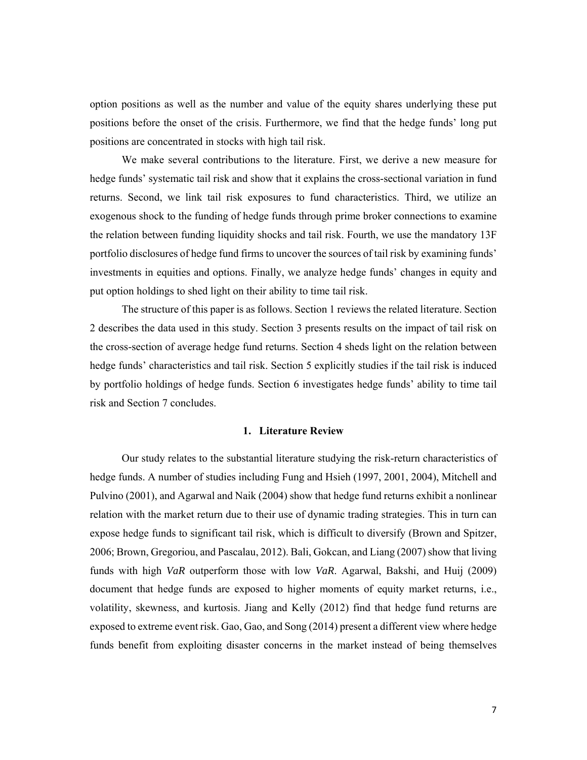option positions as well as the number and value of the equity shares underlying these put positions before the onset of the crisis. Furthermore, we find that the hedge funds' long put positions are concentrated in stocks with high tail risk.

We make several contributions to the literature. First, we derive a new measure for hedge funds' systematic tail risk and show that it explains the cross-sectional variation in fund returns. Second, we link tail risk exposures to fund characteristics. Third, we utilize an exogenous shock to the funding of hedge funds through prime broker connections to examine the relation between funding liquidity shocks and tail risk. Fourth, we use the mandatory 13F portfolio disclosures of hedge fund firms to uncover the sources of tail risk by examining funds' investments in equities and options. Finally, we analyze hedge funds' changes in equity and put option holdings to shed light on their ability to time tail risk.

The structure of this paper is as follows. Section 1 reviews the related literature. Section 2 describes the data used in this study. Section 3 presents results on the impact of tail risk on the cross-section of average hedge fund returns. Section 4 sheds light on the relation between hedge funds' characteristics and tail risk. Section 5 explicitly studies if the tail risk is induced by portfolio holdings of hedge funds. Section 6 investigates hedge funds' ability to time tail risk and Section 7 concludes.

## 1. Literature Review

Our study relates to the substantial literature studying the risk-return characteristics of hedge funds. A number of studies including Fung and Hsieh (1997, 2001, 2004), Mitchell and Pulvino (2001), and Agarwal and Naik (2004) show that hedge fund returns exhibit a nonlinear relation with the market return due to their use of dynamic trading strategies. This in turn can expose hedge funds to significant tail risk, which is difficult to diversify (Brown and Spitzer, 2006; Brown, Gregoriou, and Pascalau, 2012). Bali, Gokcan, and Liang (2007) show that living funds with high *VaR* outperform those with low *VaR*. Agarwal, Bakshi, and Huij (2009) document that hedge funds are exposed to higher moments of equity market returns, i.e., volatility, skewness, and kurtosis. Jiang and Kelly (2012) find that hedge fund returns are exposed to extreme event risk. Gao, Gao, and Song (2014) present a different view where hedge funds benefit from exploiting disaster concerns in the market instead of being themselves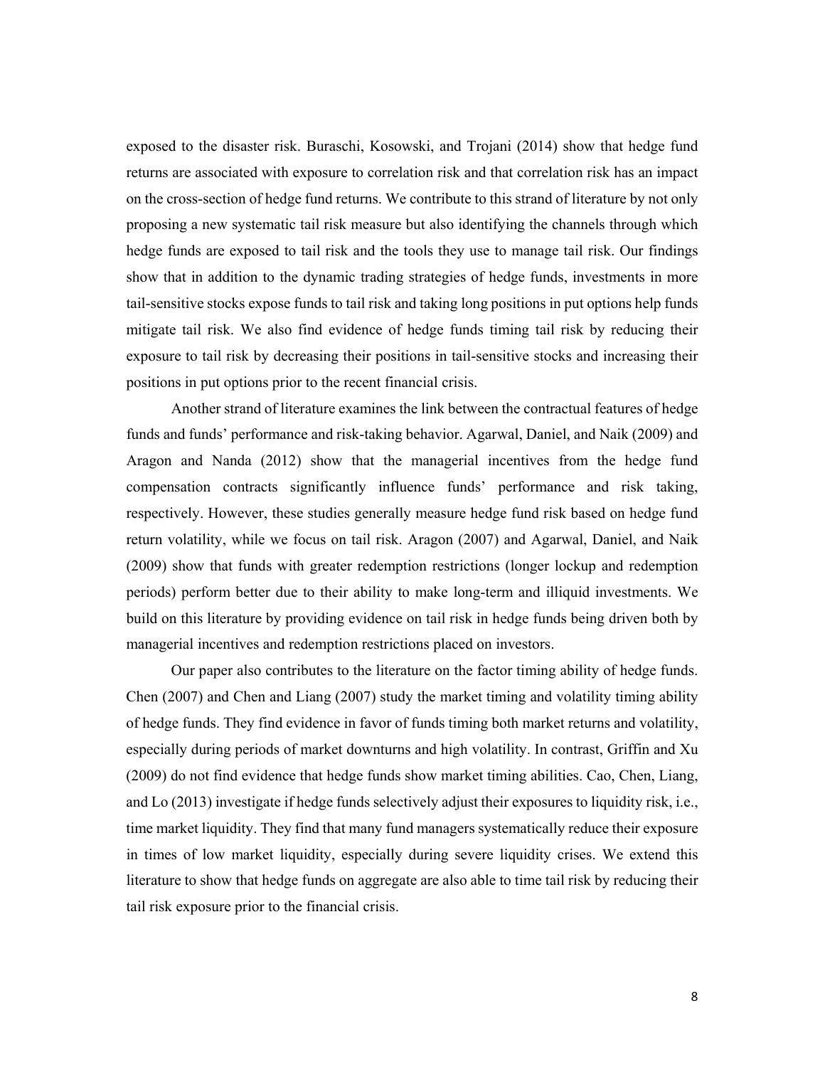exposed to the disaster risk. Buraschi, Kosowski, and Trojani (2014) show that hedge fund returns are associated with exposure to correlation risk and that correlation risk has an impact on the cross-section of hedge fund returns. We contribute to this strand of literature by not only proposing a new systematic tail risk measure but also identifying the channels through which hedge funds are exposed to tail risk and the tools they use to manage tail risk. Our findings show that in addition to the dynamic trading strategies of hedge funds, investments in more tail-sensitive stocks expose funds to tail risk and taking long positions in put options help funds mitigate tail risk. We also find evidence of hedge funds timing tail risk by reducing their exposure to tail risk by decreasing their positions in tail-sensitive stocks and increasing their positions in put options prior to the recent financial crisis.

Another strand of literature examines the link between the contractual features of hedge funds and funds' performance and risk-taking behavior. Agarwal, Daniel, and Naik (2009) and Aragon and Nanda (2012) show that the managerial incentives from the hedge fund compensation contracts significantly influence funds' performance and risk taking, respectively. However, these studies generally measure hedge fund risk based on hedge fund return volatility, while we focus on tail risk. Aragon (2007) and Agarwal, Daniel, and Naik (2009) show that funds with greater redemption restrictions (longer lockup and redemption periods) perform better due to their ability to make long-term and illiquid investments. We build on this literature by providing evidence on tail risk in hedge funds being driven both by managerial incentives and redemption restrictions placed on investors.

Our paper also contributes to the literature on the factor timing ability of hedge funds. Chen (2007) and Chen and Liang (2007) study the market timing and volatility timing ability of hedge funds. They find evidence in favor of funds timing both market returns and volatility, especially during periods of market downturns and high volatility. In contrast, Griffin and Xu (2009) do not find evidence that hedge funds show market timing abilities. Cao, Chen, Liang, and Lo (2013) investigate if hedge funds selectively adjust their exposures to liquidity risk, i.e., time market liquidity. They find that many fund managers systematically reduce their exposure in times of low market liquidity, especially during severe liquidity crises. We extend this literature to show that hedge funds on aggregate are also able to time tail risk by reducing their tail risk exposure prior to the financial crisis.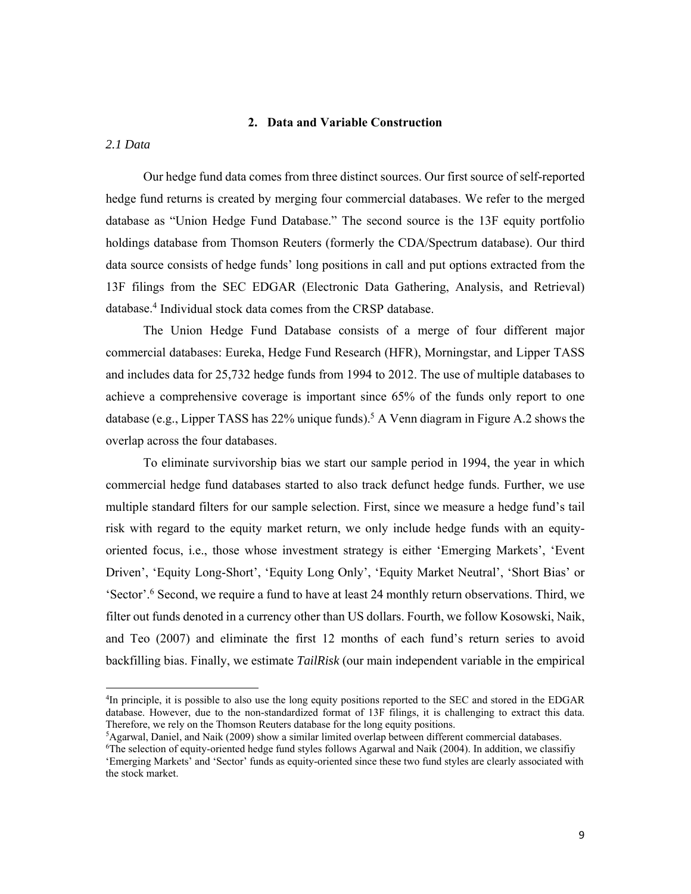## 2. Data and Variable Construction

### *2.1 Data*

Our hedge fund data comes from three distinct sources. Our first source of self-reported hedge fund returns is created by merging four commercial databases. We refer to the merged database as "Union Hedge Fund Database." The second source is the 13F equity portfolio holdings database from Thomson Reuters (formerly the CDA/Spectrum database). Our third data source consists of hedge funds' long positions in call and put options extracted from the 13F filings from the SEC EDGAR (Electronic Data Gathering, Analysis, and Retrieval) database.[4] Individual stock data comes from the CRSP database.

The Union Hedge Fund Database consists of a merge of four different major commercial databases: Eureka, Hedge Fund Research (HFR), Morningstar, and Lipper TASS and includes data for 25,732 hedge funds from 1994 to 2012. The use of multiple databases to achieve a comprehensive coverage is important since 65% of the funds only report to one database (e.g., Lipper TASS has 22% unique funds).[5] A Venn diagram in Figure A.2 shows the overlap across the four databases.

To eliminate survivorship bias we start our sample period in 1994, the year in which commercial hedge fund databases started to also track defunct hedge funds. Further, we use multiple standard filters for our sample selection. First, since we measure a hedge fund's tail risk with regard to the equity market return, we only include hedge funds with an equity-oriented focus, i.e., those whose investment strategy is either 'Emerging Markets', 'Event Driven', 'Equity Long-Short', 'Equity Long Only', 'Equity Market Neutral', 'Short Bias' or 'Sector'.[6] Second, we require a fund to have at least 24 monthly return observations. Third, we filter out funds denoted in a currency other than US dollars. Fourth, we follow Kosowski, Naik, and Teo (2007) and eliminate the first 12 months of each fund's return series to avoid backfilling bias. Finally, we estimate *TailRisk* (our main independent variable in the empirical

---

[4] In principle, it is possible to also use the long equity positions reported to the SEC and stored in the EDGAR database. However, due to the non-standardized format of 13F filings, it is challenging to extract this data. Therefore, we rely on the Thomson Reuters database for the long equity positions.

[5] Agarwal, Daniel, and Naik (2009) show a similar limited overlap between different commercial databases.

[6] The selection of equity-oriented hedge fund styles follows Agarwal and Naik (2004). In addition, we classifiy 'Emerging Markets' and 'Sector' funds as equity-oriented since these two fund styles are clearly associated with the stock market.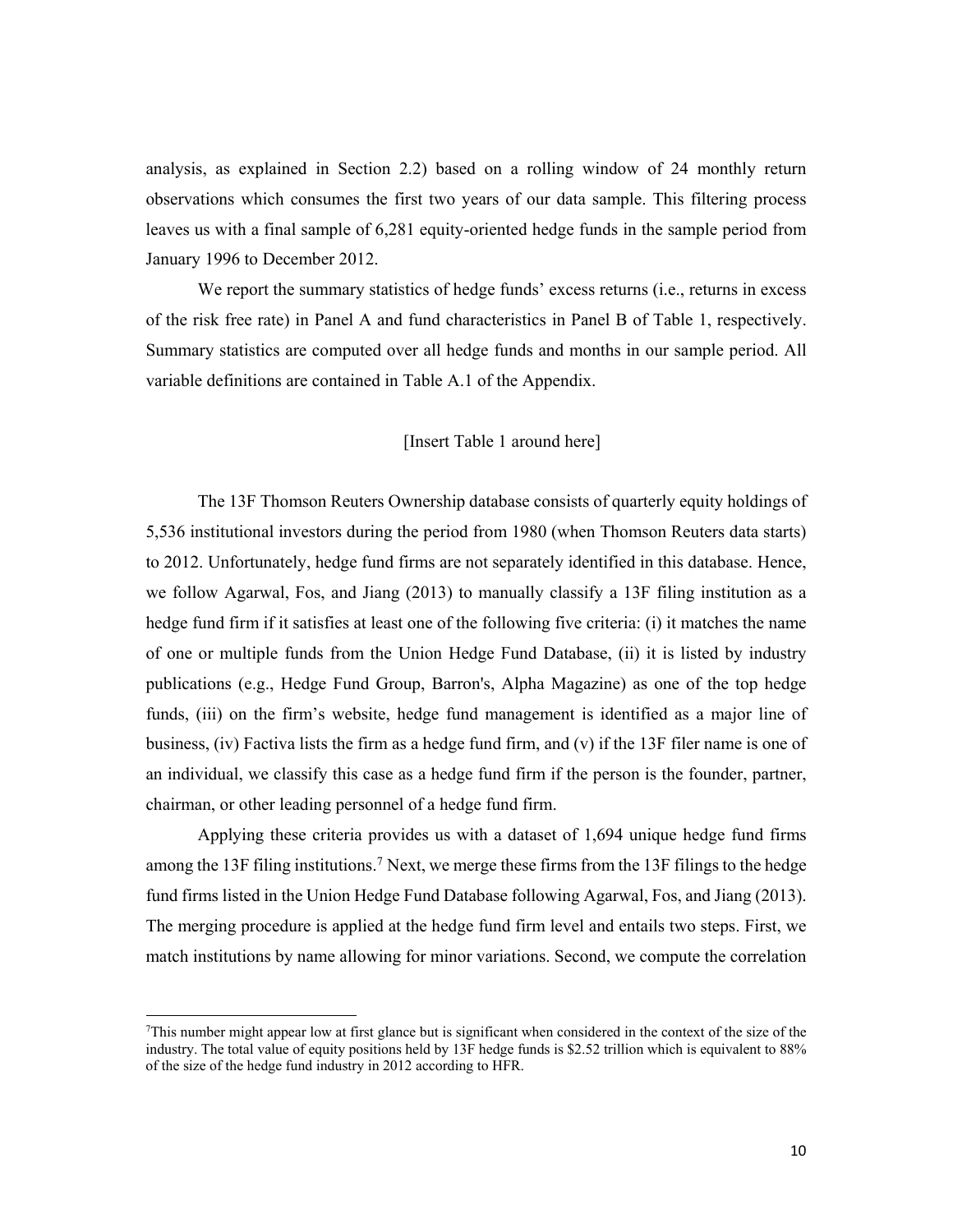analysis, as explained in Section 2.2) based on a rolling window of 24 monthly return observations which consumes the first two years of our data sample. This filtering process leaves us with a final sample of 6,281 equity-oriented hedge funds in the sample period from January 1996 to December 2012.

We report the summary statistics of hedge funds' excess returns (i.e., returns in excess of the risk free rate) in Panel A and fund characteristics in Panel B of Table 1, respectively. Summary statistics are computed over all hedge funds and months in our sample period. All variable definitions are contained in Table A.1 of the Appendix.

[Insert Table 1 around here]

The 13F Thomson Reuters Ownership database consists of quarterly equity holdings of 5,536 institutional investors during the period from 1980 (when Thomson Reuters data starts) to 2012. Unfortunately, hedge fund firms are not separately identified in this database. Hence, we follow Agarwal, Fos, and Jiang (2013) to manually classify a 13F filing institution as a hedge fund firm if it satisfies at least one of the following five criteria: (i) it matches the name of one or multiple funds from the Union Hedge Fund Database, (ii) it is listed by industry publications (e.g., Hedge Fund Group, Barron's, Alpha Magazine) as one of the top hedge funds, (iii) on the firm's website, hedge fund management is identified as a major line of business, (iv) Factiva lists the firm as a hedge fund firm, and (v) if the 13F filer name is one of an individual, we classify this case as a hedge fund firm if the person is the founder, partner, chairman, or other leading personnel of a hedge fund firm.

Applying these criteria provides us with a dataset of 1,694 unique hedge fund firms among the 13F filing institutions.[7] Next, we merge these firms from the 13F filings to the hedge fund firms listed in the Union Hedge Fund Database following Agarwal, Fos, and Jiang (2013). The merging procedure is applied at the hedge fund firm level and entails two steps. First, we match institutions by name allowing for minor variations. Second, we compute the correlation

[7]This number might appear low at first glance but is significant when considered in the context of the size of the industry. The total value of equity positions held by 13F hedge funds is $2.52 trillion which is equivalent to 88% of the size of the hedge fund industry in 2012 according to HFR.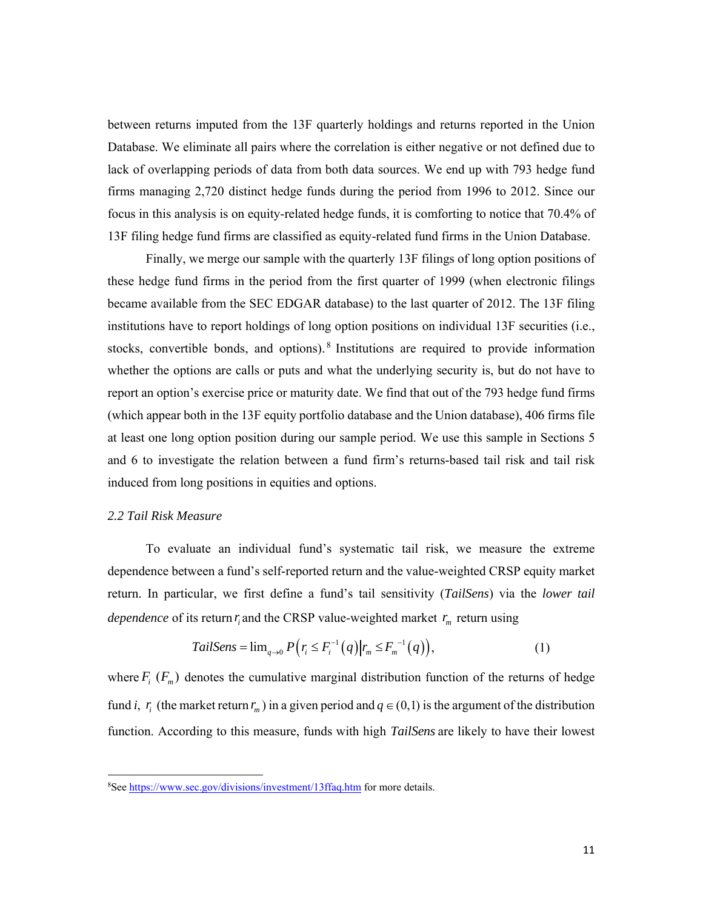between returns imputed from the 13F quarterly holdings and returns reported in the Union Database. We eliminate all pairs where the correlation is either negative or not defined due to lack of overlapping periods of data from both data sources. We end up with 793 hedge fund firms managing 2,720 distinct hedge funds during the period from 1996 to 2012. Since our focus in this analysis is on equity-related hedge funds, it is comforting to notice that 70.4% of 13F filing hedge fund firms are classified as equity-related fund firms in the Union Database.

Finally, we merge our sample with the quarterly 13F filings of long option positions of these hedge fund firms in the period from the first quarter of 1999 (when electronic filings became available from the SEC EDGAR database) to the last quarter of 2012. The 13F filing institutions have to report holdings of long option positions on individual 13F securities (i.e., stocks, convertible bonds, and options).[8] Institutions are required to provide information whether the options are calls or puts and what the underlying security is, but do not have to report an option's exercise price or maturity date. We find that out of the 793 hedge fund firms (which appear both in the 13F equity portfolio database and the Union database), 406 firms file at least one long option position during our sample period. We use this sample in Sections 5 and 6 to investigate the relation between a fund firm's returns-based tail risk and tail risk induced from long positions in equities and options.

### *2.2 Tail Risk Measure*

To evaluate an individual fund's systematic tail risk, we measure the extreme dependence between a fund's self-reported return and the value-weighted CRSP equity market return. In particular, we first define a fund's tail sensitivity (*TailSens*) via the *lower tail dependence* of its return $r_i$ and the CRSP value-weighted market $r_m$ return using

$$TailSens = \lim_{q \to 0} P\left(r_i \le F_i^{-1}(q) \middle| r_m \le F_m^{-1}(q)\right), \tag{1}$$

where $F_i$ ($F_m$) denotes the cumulative marginal distribution function of the returns of hedge fund *i*, $r_i$ (the market return $r_m$) in a given period and $q \in (0,1)$ is the argument of the distribution function. According to this measure, funds with high *TailSens* are likely to have their lowest

[8] See https://www.sec.gov/divisions/investment/13ffaq.htm for more details.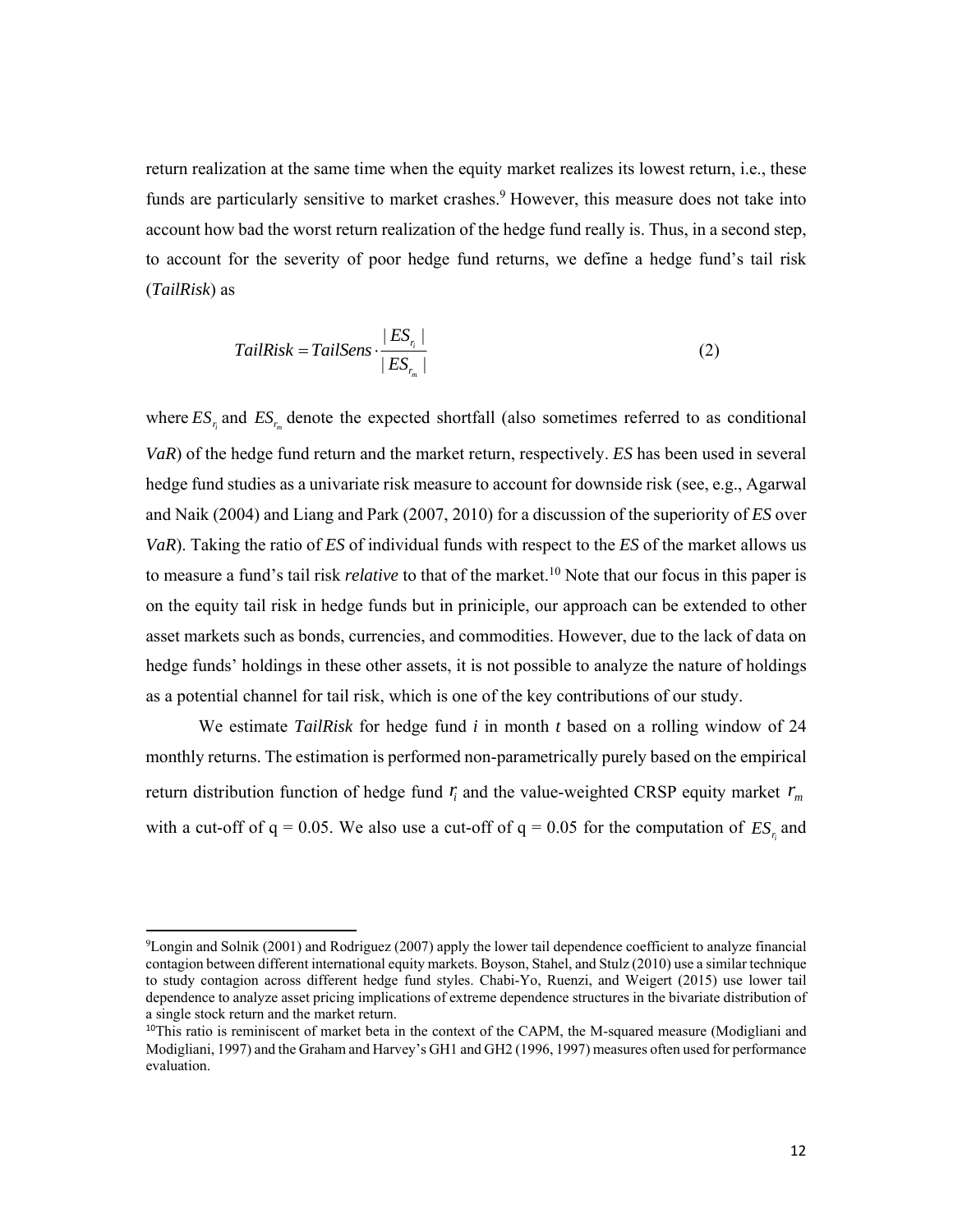return realization at the same time when the equity market realizes its lowest return, i.e., these funds are particularly sensitive to market crashes.[9] However, this measure does not take into account how bad the worst return realization of the hedge fund really is. Thus, in a second step, to account for the severity of poor hedge fund returns, we define a hedge fund's tail risk (*TailRisk*) as

$$TailRisk = TailSens \cdot \frac{|ES_{r_i}|}{|ES_{r_m}|} \tag{2}$$

where $ES_{r_i}$ and $ES_{r_m}$ denote the expected shortfall (also sometimes referred to as conditional *VaR*) of the hedge fund return and the market return, respectively. *ES* has been used in several hedge fund studies as a univariate risk measure to account for downside risk (see, e.g., Agarwal and Naik (2004) and Liang and Park (2007, 2010) for a discussion of the superiority of *ES* over *VaR*). Taking the ratio of *ES* of individual funds with respect to the *ES* of the market allows us to measure a fund's tail risk *relative* to that of the market.[10] Note that our focus in this paper is on the equity tail risk in hedge funds but in priniciple, our approach can be extended to other asset markets such as bonds, currencies, and commodities. However, due to the lack of data on hedge funds' holdings in these other assets, it is not possible to analyze the nature of holdings as a potential channel for tail risk, which is one of the key contributions of our study.

We estimate *TailRisk* for hedge fund *i* in month *t* based on a rolling window of 24 monthly returns. The estimation is performed non-parametrically purely based on the empirical return distribution function of hedge fund $r_i$ and the value-weighted CRSP equity market $r_m$ with a cut-off of q = 0.05. We also use a cut-off of q = 0.05 for the computation of $ES_{r_i}$ and

---

[9]Longin and Solnik (2001) and Rodriguez (2007) apply the lower tail dependence coefficient to analyze financial contagion between different international equity markets. Boyson, Stahel, and Stulz (2010) use a similar technique to study contagion across different hedge fund styles. Chabi-Yo, Ruenzi, and Weigert (2015) use lower tail dependence to analyze asset pricing implications of extreme dependence structures in the bivariate distribution of a single stock return and the market return.

[10]This ratio is reminiscent of market beta in the context of the CAPM, the M-squared measure (Modigliani and Modigliani, 1997) and the Graham and Harvey's GH1 and GH2 (1996, 1997) measures often used for performance evaluation.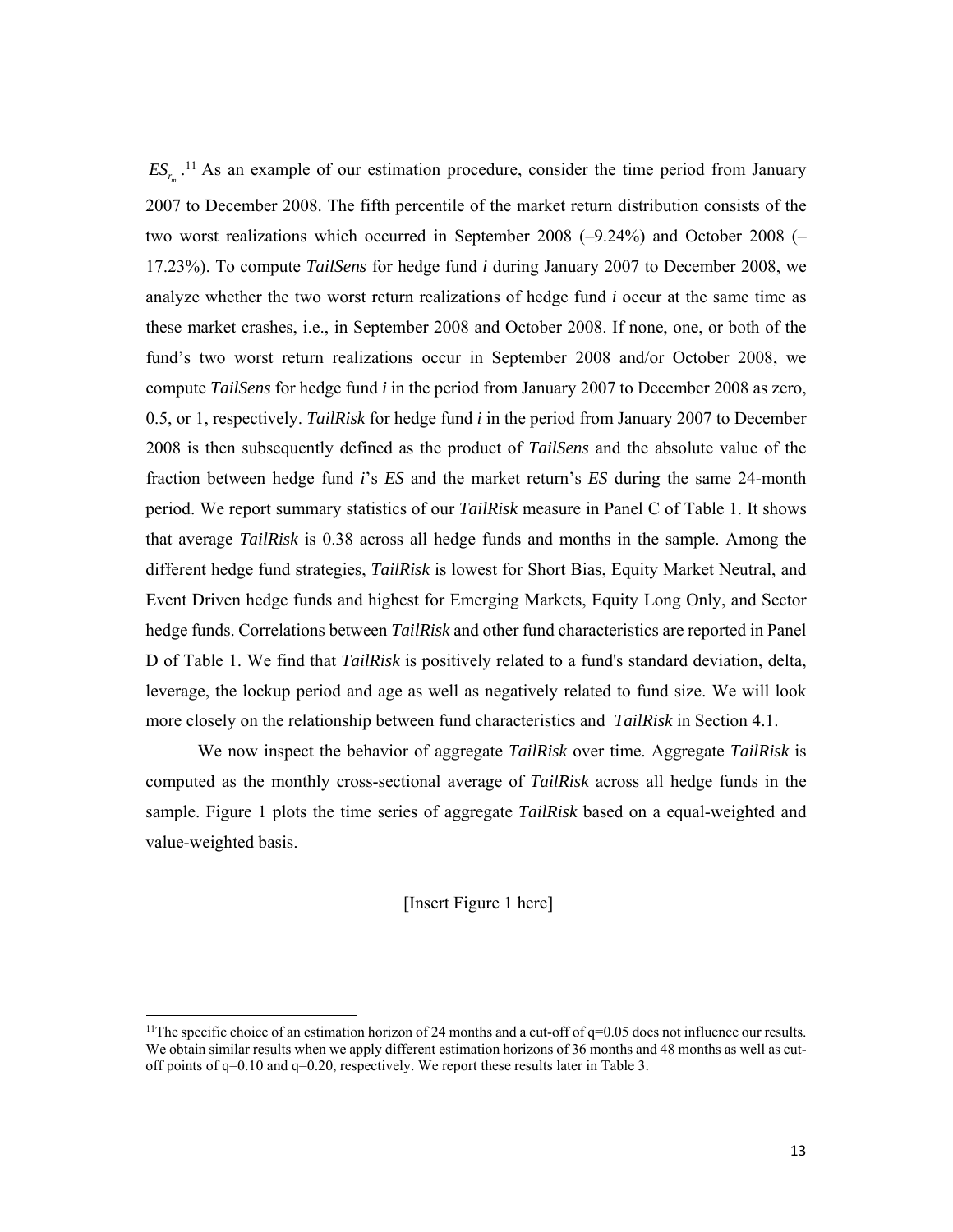$ES_{r_m}$.[11] As an example of our estimation procedure, consider the time period from January 2007 to December 2008. The fifth percentile of the market return distribution consists of the two worst realizations which occurred in September 2008 (–9.24%) and October 2008 (–17.23%). To compute *TailSens* for hedge fund *i* during January 2007 to December 2008, we analyze whether the two worst return realizations of hedge fund *i* occur at the same time as these market crashes, i.e., in September 2008 and October 2008. If none, one, or both of the fund's two worst return realizations occur in September 2008 and/or October 2008, we compute *TailSens* for hedge fund *i* in the period from January 2007 to December 2008 as zero, 0.5, or 1, respectively. *TailRisk* for hedge fund *i* in the period from January 2007 to December 2008 is then subsequently defined as the product of *TailSens* and the absolute value of the fraction between hedge fund *i*'s *ES* and the market return's *ES* during the same 24-month period. We report summary statistics of our *TailRisk* measure in Panel C of Table 1. It shows that average *TailRisk* is 0.38 across all hedge funds and months in the sample. Among the different hedge fund strategies, *TailRisk* is lowest for Short Bias, Equity Market Neutral, and Event Driven hedge funds and highest for Emerging Markets, Equity Long Only, and Sector hedge funds. Correlations between *TailRisk* and other fund characteristics are reported in Panel D of Table 1. We find that *TailRisk* is positively related to a fund's standard deviation, delta, leverage, the lockup period and age as well as negatively related to fund size. We will look more closely on the relationship between fund characteristics and *TailRisk* in Section 4.1.

We now inspect the behavior of aggregate *TailRisk* over time. Aggregate *TailRisk* is computed as the monthly cross-sectional average of *TailRisk* across all hedge funds in the sample. Figure 1 plots the time series of aggregate *TailRisk* based on a equal-weighted and value-weighted basis.

[Insert Figure 1 here]

[11] The specific choice of an estimation horizon of 24 months and a cut-off of $q=0.05$ does not influence our results. We obtain similar results when we apply different estimation horizons of 36 months and 48 months as well as cut-off points of $q=0.10$ and $q=0.20$, respectively. We report these results later in Table 3.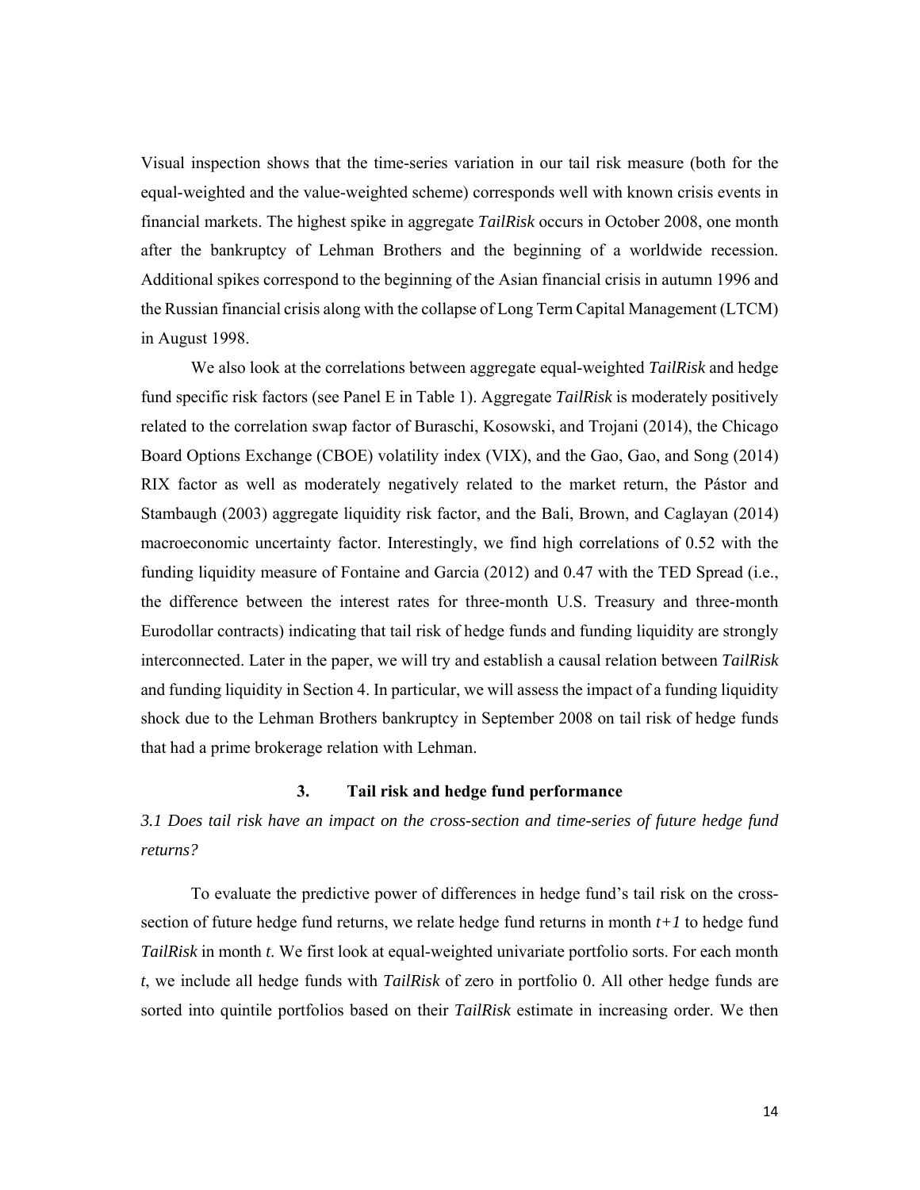Visual inspection shows that the time-series variation in our tail risk measure (both for the equal-weighted and the value-weighted scheme) corresponds well with known crisis events in financial markets. The highest spike in aggregate *TailRisk* occurs in October 2008, one month after the bankruptcy of Lehman Brothers and the beginning of a worldwide recession. Additional spikes correspond to the beginning of the Asian financial crisis in autumn 1996 and the Russian financial crisis along with the collapse of Long Term Capital Management (LTCM) in August 1998.

We also look at the correlations between aggregate equal-weighted *TailRisk* and hedge fund specific risk factors (see Panel E in Table 1). Aggregate *TailRisk* is moderately positively related to the correlation swap factor of Buraschi, Kosowski, and Trojani (2014), the Chicago Board Options Exchange (CBOE) volatility index (VIX), and the Gao, Gao, and Song (2014) RIX factor as well as moderately negatively related to the market return, the Pástor and Stambaugh (2003) aggregate liquidity risk factor, and the Bali, Brown, and Caglayan (2014) macroeconomic uncertainty factor. Interestingly, we find high correlations of 0.52 with the funding liquidity measure of Fontaine and Garcia (2012) and 0.47 with the TED Spread (i.e., the difference between the interest rates for three-month U.S. Treasury and three-month Eurodollar contracts) indicating that tail risk of hedge funds and funding liquidity are strongly interconnected. Later in the paper, we will try and establish a causal relation between *TailRisk* and funding liquidity in Section 4. In particular, we will assess the impact of a funding liquidity shock due to the Lehman Brothers bankruptcy in September 2008 on tail risk of hedge funds that had a prime brokerage relation with Lehman.

## 3. Tail risk and hedge fund performance

### *3.1 Does tail risk have an impact on the cross-section and time-series of future hedge fund returns?*

To evaluate the predictive power of differences in hedge fund's tail risk on the cross-section of future hedge fund returns, we relate hedge fund returns in month *t+1* to hedge fund *TailRisk* in month *t*. We first look at equal-weighted univariate portfolio sorts. For each month *t*, we include all hedge funds with *TailRisk* of zero in portfolio 0. All other hedge funds are sorted into quintile portfolios based on their *TailRisk* estimate in increasing order. We then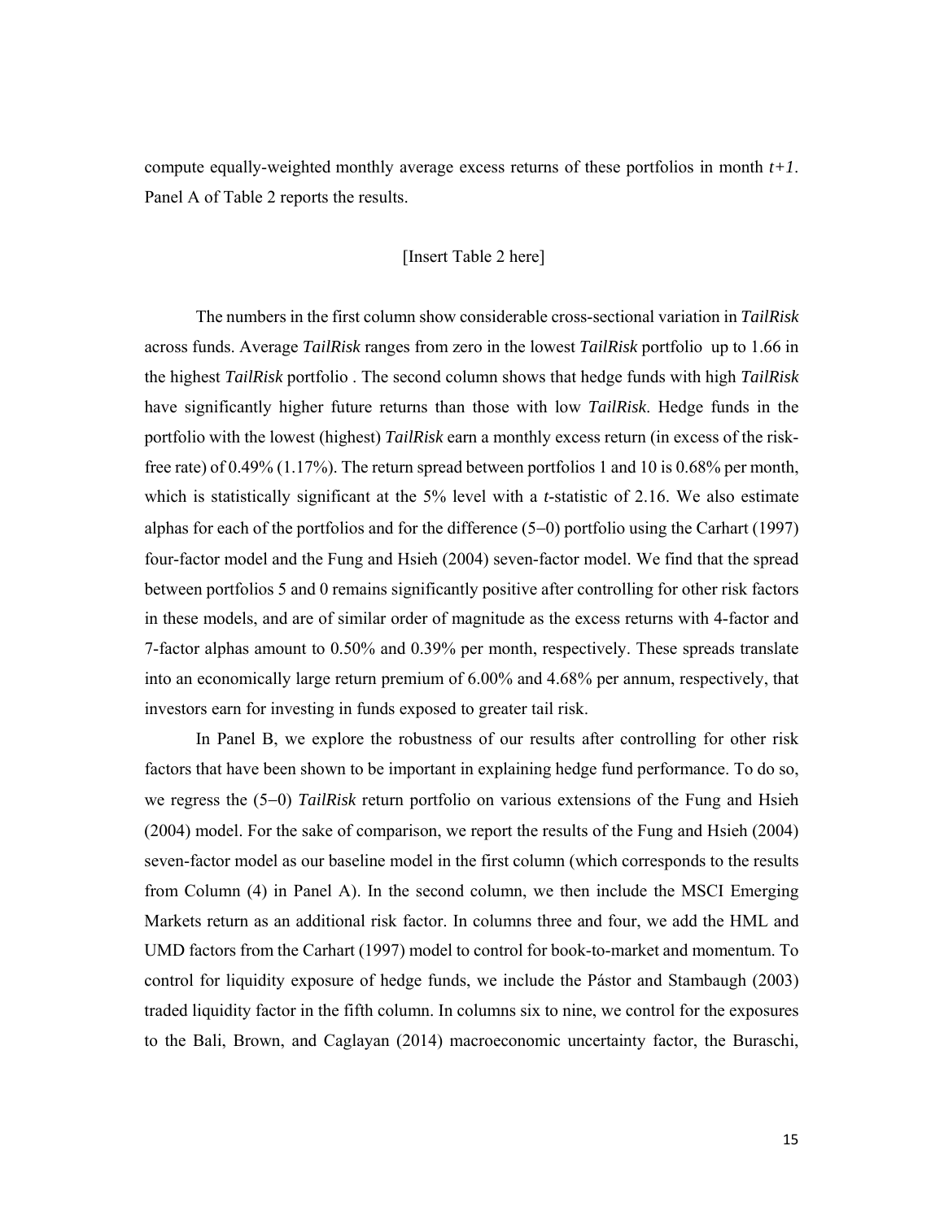compute equally-weighted monthly average excess returns of these portfolios in month *t+1*. Panel A of Table 2 reports the results.

[Insert Table 2 here]

The numbers in the first column show considerable cross-sectional variation in *TailRisk* across funds. Average *TailRisk* ranges from zero in the lowest *TailRisk* portfolio up to 1.66 in the highest *TailRisk* portfolio . The second column shows that hedge funds with high *TailRisk* have significantly higher future returns than those with low *TailRisk*. Hedge funds in the portfolio with the lowest (highest) *TailRisk* earn a monthly excess return (in excess of the risk-free rate) of 0.49% (1.17%). The return spread between portfolios 1 and 10 is 0.68% per month, which is statistically significant at the 5% level with a *t*-statistic of 2.16. We also estimate alphas for each of the portfolios and for the difference (5−0) portfolio using the Carhart (1997) four-factor model and the Fung and Hsieh (2004) seven-factor model. We find that the spread between portfolios 5 and 0 remains significantly positive after controlling for other risk factors in these models, and are of similar order of magnitude as the excess returns with 4-factor and 7-factor alphas amount to 0.50% and 0.39% per month, respectively. These spreads translate into an economically large return premium of 6.00% and 4.68% per annum, respectively, that investors earn for investing in funds exposed to greater tail risk.

In Panel B, we explore the robustness of our results after controlling for other risk factors that have been shown to be important in explaining hedge fund performance. To do so, we regress the (5−0) *TailRisk* return portfolio on various extensions of the Fung and Hsieh (2004) model. For the sake of comparison, we report the results of the Fung and Hsieh (2004) seven-factor model as our baseline model in the first column (which corresponds to the results from Column (4) in Panel A). In the second column, we then include the MSCI Emerging Markets return as an additional risk factor. In columns three and four, we add the HML and UMD factors from the Carhart (1997) model to control for book-to-market and momentum. To control for liquidity exposure of hedge funds, we include the Pástor and Stambaugh (2003) traded liquidity factor in the fifth column. In columns six to nine, we control for the exposures to the Bali, Brown, and Caglayan (2014) macroeconomic uncertainty factor, the Buraschi,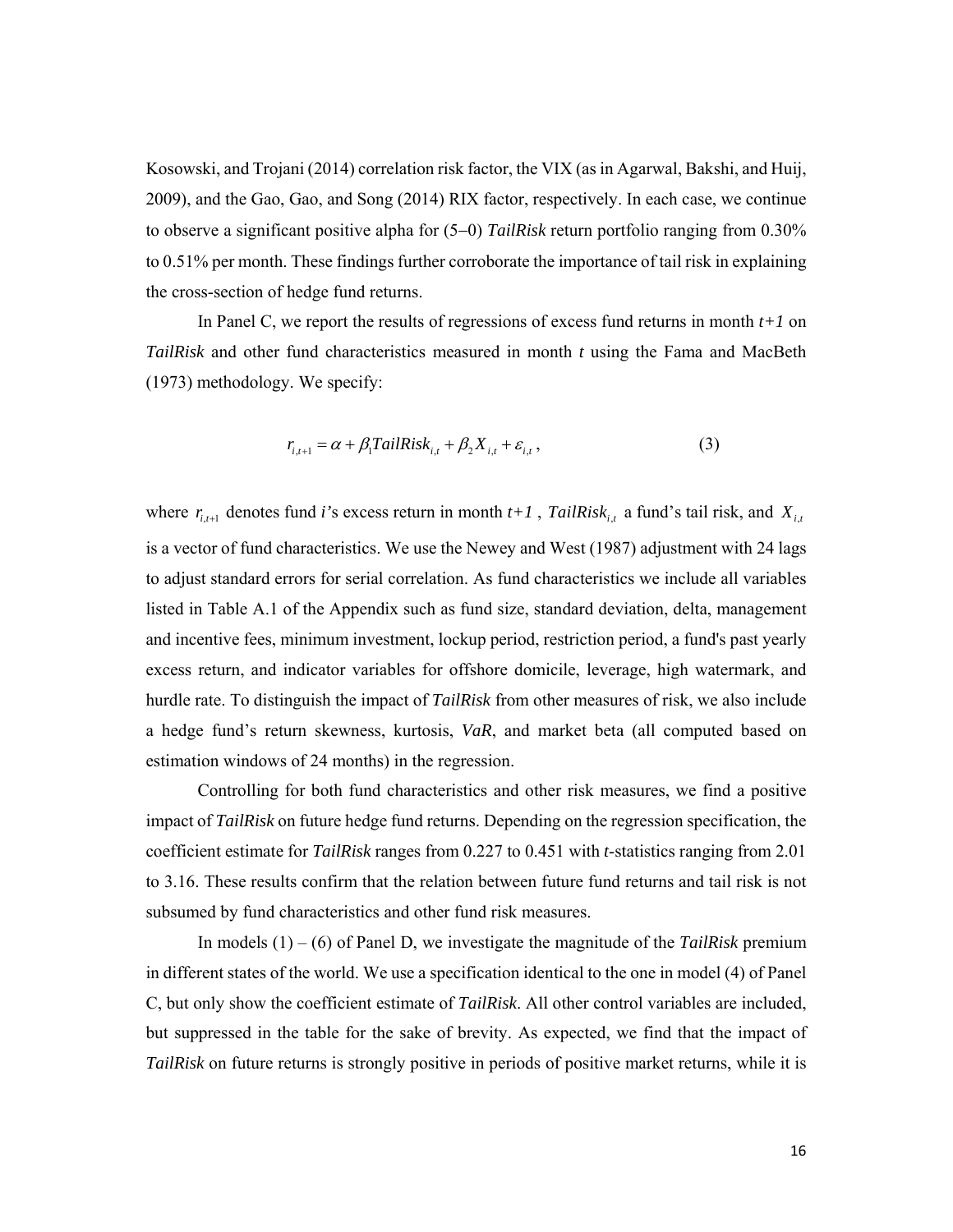Kosowski, and Trojani (2014) correlation risk factor, the VIX (as in Agarwal, Bakshi, and Huij, 2009), and the Gao, Gao, and Song (2014) RIX factor, respectively. In each case, we continue to observe a significant positive alpha for (5−0) *TailRisk* return portfolio ranging from 0.30% to 0.51% per month. These findings further corroborate the importance of tail risk in explaining the cross-section of hedge fund returns.

In Panel C, we report the results of regressions of excess fund returns in month *t+1* on *TailRisk* and other fund characteristics measured in month *t* using the Fama and MacBeth (1973) methodology. We specify:

$$r_{i,t+1} = \alpha + \beta_1 TailRisk_{i,t} + \beta_2 X_{i,t} + \varepsilon_{i,t}\,, \tag{3}$$

where $r_{i,t+1}$ denotes fund *i*'s excess return in month *t+1* , $TailRisk_{i,t}$ a fund's tail risk, and $X_{i,t}$ is a vector of fund characteristics. We use the Newey and West (1987) adjustment with 24 lags to adjust standard errors for serial correlation. As fund characteristics we include all variables listed in Table A.1 of the Appendix such as fund size, standard deviation, delta, management and incentive fees, minimum investment, lockup period, restriction period, a fund's past yearly excess return, and indicator variables for offshore domicile, leverage, high watermark, and hurdle rate. To distinguish the impact of *TailRisk* from other measures of risk, we also include a hedge fund's return skewness, kurtosis, *VaR*, and market beta (all computed based on estimation windows of 24 months) in the regression.

Controlling for both fund characteristics and other risk measures, we find a positive impact of *TailRisk* on future hedge fund returns. Depending on the regression specification, the coefficient estimate for *TailRisk* ranges from 0.227 to 0.451 with *t*-statistics ranging from 2.01 to 3.16. These results confirm that the relation between future fund returns and tail risk is not subsumed by fund characteristics and other fund risk measures.

In models (1) – (6) of Panel D, we investigate the magnitude of the *TailRisk* premium in different states of the world. We use a specification identical to the one in model (4) of Panel C, but only show the coefficient estimate of *TailRisk*. All other control variables are included, but suppressed in the table for the sake of brevity. As expected, we find that the impact of *TailRisk* on future returns is strongly positive in periods of positive market returns, while it is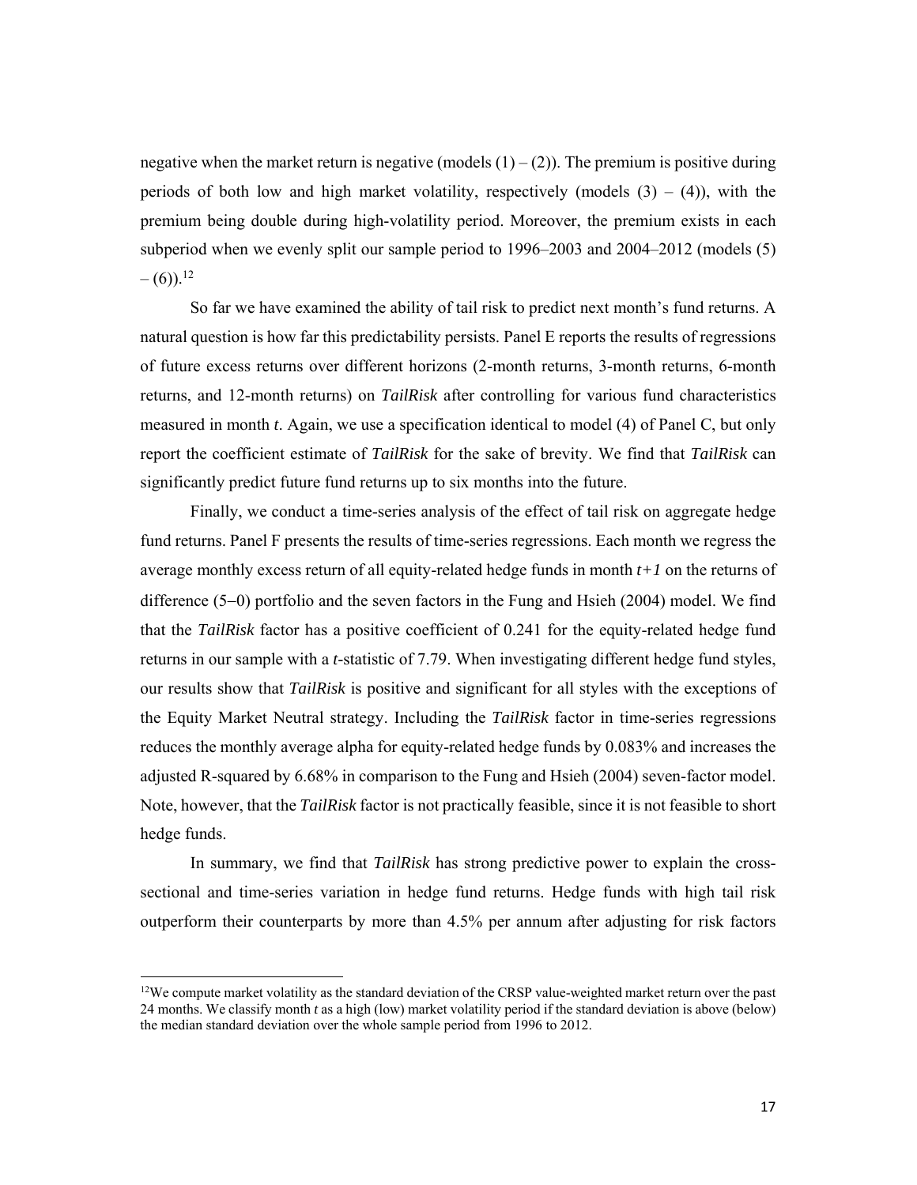negative when the market return is negative (models (1) – (2)). The premium is positive during periods of both low and high market volatility, respectively (models (3) – (4)), with the premium being double during high-volatility period. Moreover, the premium exists in each subperiod when we evenly split our sample period to 1996–2003 and 2004–2012 (models (5) – (6)).[12]

So far we have examined the ability of tail risk to predict next month's fund returns. A natural question is how far this predictability persists. Panel E reports the results of regressions of future excess returns over different horizons (2-month returns, 3-month returns, 6-month returns, and 12-month returns) on *TailRisk* after controlling for various fund characteristics measured in month *t*. Again, we use a specification identical to model (4) of Panel C, but only report the coefficient estimate of *TailRisk* for the sake of brevity. We find that *TailRisk* can significantly predict future fund returns up to six months into the future.

Finally, we conduct a time-series analysis of the effect of tail risk on aggregate hedge fund returns. Panel F presents the results of time-series regressions. Each month we regress the average monthly excess return of all equity-related hedge funds in month $t+1$ on the returns of difference (5−0) portfolio and the seven factors in the Fung and Hsieh (2004) model. We find that the *TailRisk* factor has a positive coefficient of 0.241 for the equity-related hedge fund returns in our sample with a *t*-statistic of 7.79. When investigating different hedge fund styles, our results show that *TailRisk* is positive and significant for all styles with the exceptions of the Equity Market Neutral strategy. Including the *TailRisk* factor in time-series regressions reduces the monthly average alpha for equity-related hedge funds by 0.083% and increases the adjusted R-squared by 6.68% in comparison to the Fung and Hsieh (2004) seven-factor model. Note, however, that the *TailRisk* factor is not practically feasible, since it is not feasible to short hedge funds.

In summary, we find that *TailRisk* has strong predictive power to explain the cross-sectional and time-series variation in hedge fund returns. Hedge funds with high tail risk outperform their counterparts by more than 4.5% per annum after adjusting for risk factors

---

[12] We compute market volatility as the standard deviation of the CRSP value-weighted market return over the past 24 months. We classify month *t* as a high (low) market volatility period if the standard deviation is above (below) the median standard deviation over the whole sample period from 1996 to 2012.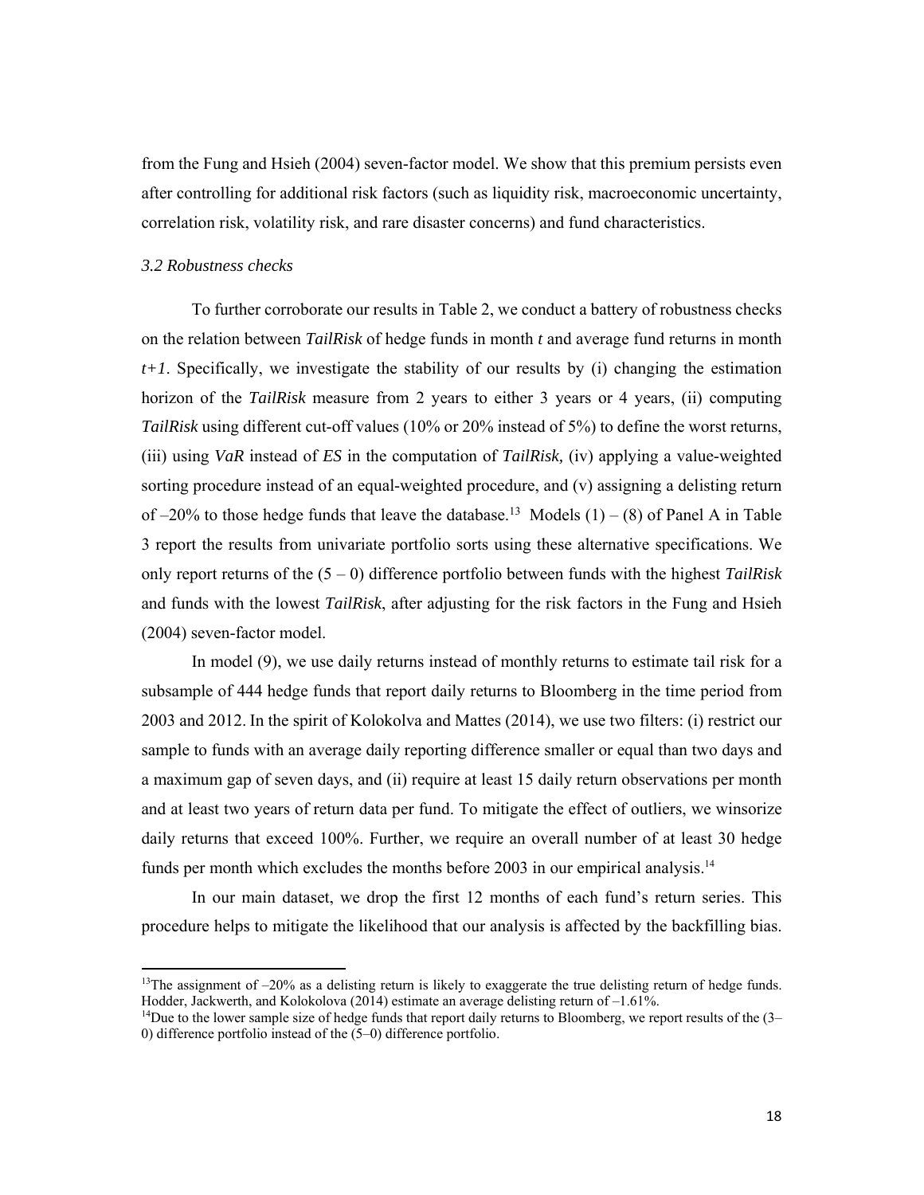from the Fung and Hsieh (2004) seven-factor model. We show that this premium persists even after controlling for additional risk factors (such as liquidity risk, macroeconomic uncertainty, correlation risk, volatility risk, and rare disaster concerns) and fund characteristics.

### *3.2 Robustness checks*

To further corroborate our results in Table 2, we conduct a battery of robustness checks on the relation between *TailRisk* of hedge funds in month *t* and average fund returns in month *t+1*. Specifically, we investigate the stability of our results by (i) changing the estimation horizon of the *TailRisk* measure from 2 years to either 3 years or 4 years, (ii) computing *TailRisk* using different cut-off values (10% or 20% instead of 5%) to define the worst returns, (iii) using *VaR* instead of *ES* in the computation of *TailRisk,* (iv) applying a value-weighted sorting procedure instead of an equal-weighted procedure, and (v) assigning a delisting return of –20% to those hedge funds that leave the database.[13] Models (1) – (8) of Panel A in Table 3 report the results from univariate portfolio sorts using these alternative specifications. We only report returns of the (5 – 0) difference portfolio between funds with the highest *TailRisk* and funds with the lowest *TailRisk*, after adjusting for the risk factors in the Fung and Hsieh (2004) seven-factor model.

In model (9), we use daily returns instead of monthly returns to estimate tail risk for a subsample of 444 hedge funds that report daily returns to Bloomberg in the time period from 2003 and 2012. In the spirit of Kolokolva and Mattes (2014), we use two filters: (i) restrict our sample to funds with an average daily reporting difference smaller or equal than two days and a maximum gap of seven days, and (ii) require at least 15 daily return observations per month and at least two years of return data per fund. To mitigate the effect of outliers, we winsorize daily returns that exceed 100%. Further, we require an overall number of at least 30 hedge funds per month which excludes the months before 2003 in our empirical analysis.[14]

In our main dataset, we drop the first 12 months of each fund's return series. This procedure helps to mitigate the likelihood that our analysis is affected by the backfilling bias.

---

[13]The assignment of –20% as a delisting return is likely to exaggerate the true delisting return of hedge funds. Hodder, Jackwerth, and Kolokolova (2014) estimate an average delisting return of –1.61%.

[14]Due to the lower sample size of hedge funds that report daily returns to Bloomberg, we report results of the (3–0) difference portfolio instead of the (5–0) difference portfolio.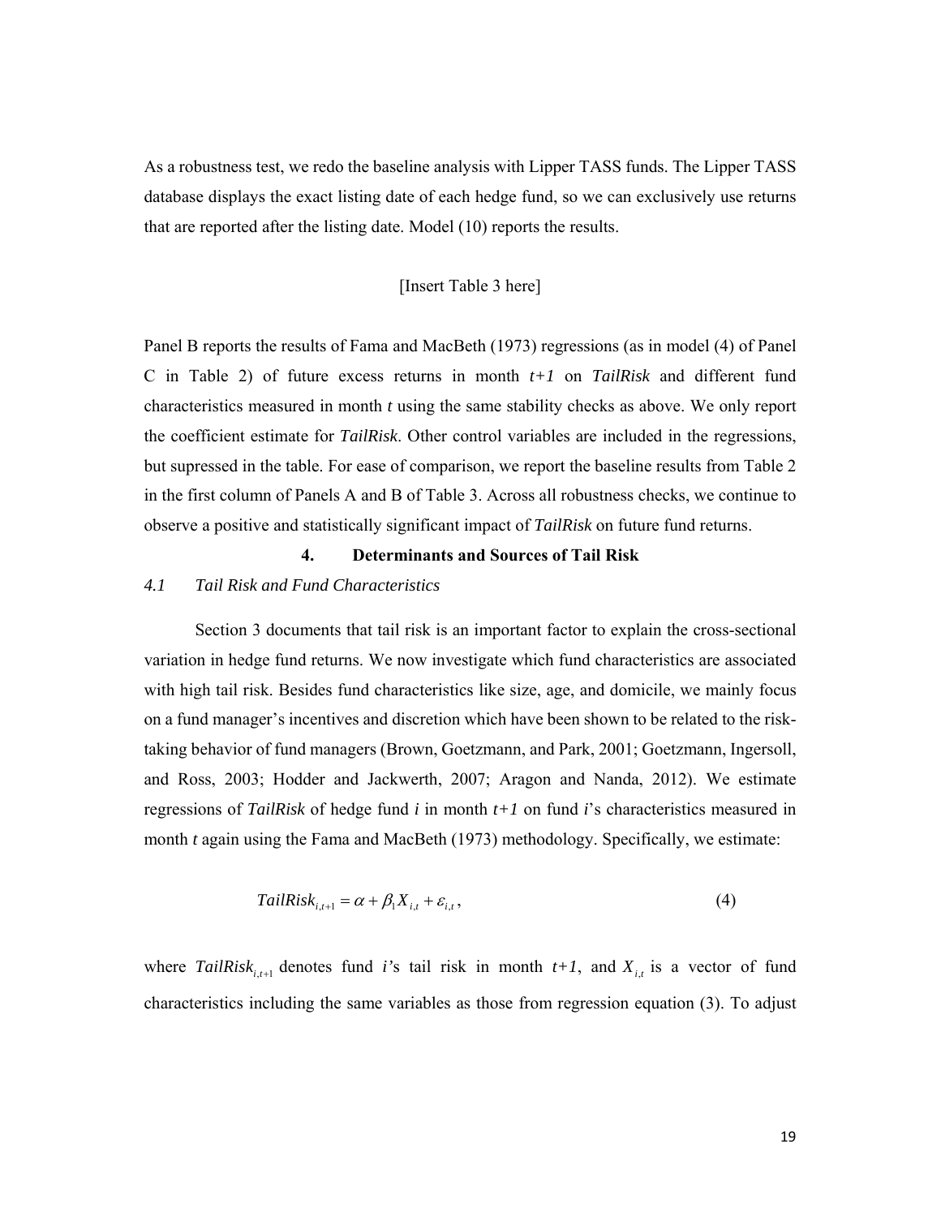As a robustness test, we redo the baseline analysis with Lipper TASS funds. The Lipper TASS database displays the exact listing date of each hedge fund, so we can exclusively use returns that are reported after the listing date. Model (10) reports the results.

[Insert Table 3 here]

Panel B reports the results of Fama and MacBeth (1973) regressions (as in model (4) of Panel C in Table 2) of future excess returns in month *t+1* on *TailRisk* and different fund characteristics measured in month *t* using the same stability checks as above. We only report the coefficient estimate for *TailRisk*. Other control variables are included in the regressions, but supressed in the table. For ease of comparison, we report the baseline results from Table 2 in the first column of Panels A and B of Table 3. Across all robustness checks, we continue to observe a positive and statistically significant impact of *TailRisk* on future fund returns.

## 4. Determinants and Sources of Tail Risk

### *4.1 Tail Risk and Fund Characteristics*

Section 3 documents that tail risk is an important factor to explain the cross-sectional variation in hedge fund returns. We now investigate which fund characteristics are associated with high tail risk. Besides fund characteristics like size, age, and domicile, we mainly focus on a fund manager's incentives and discretion which have been shown to be related to the risk-taking behavior of fund managers (Brown, Goetzmann, and Park, 2001; Goetzmann, Ingersoll, and Ross, 2003; Hodder and Jackwerth, 2007; Aragon and Nanda, 2012). We estimate regressions of *TailRisk* of hedge fund *i* in month *t+1* on fund *i*'s characteristics measured in month *t* again using the Fama and MacBeth (1973) methodology. Specifically, we estimate:

$$TailRisk_{i,t+1} = \alpha + \beta_1 X_{i,t} + \varepsilon_{i,t}, \tag{4}$$

where $TailRisk_{i,t+1}$ denotes fund *i*'s tail risk in month *t+1*, and $X_{i,t}$ is a vector of fund characteristics including the same variables as those from regression equation (3). To adjust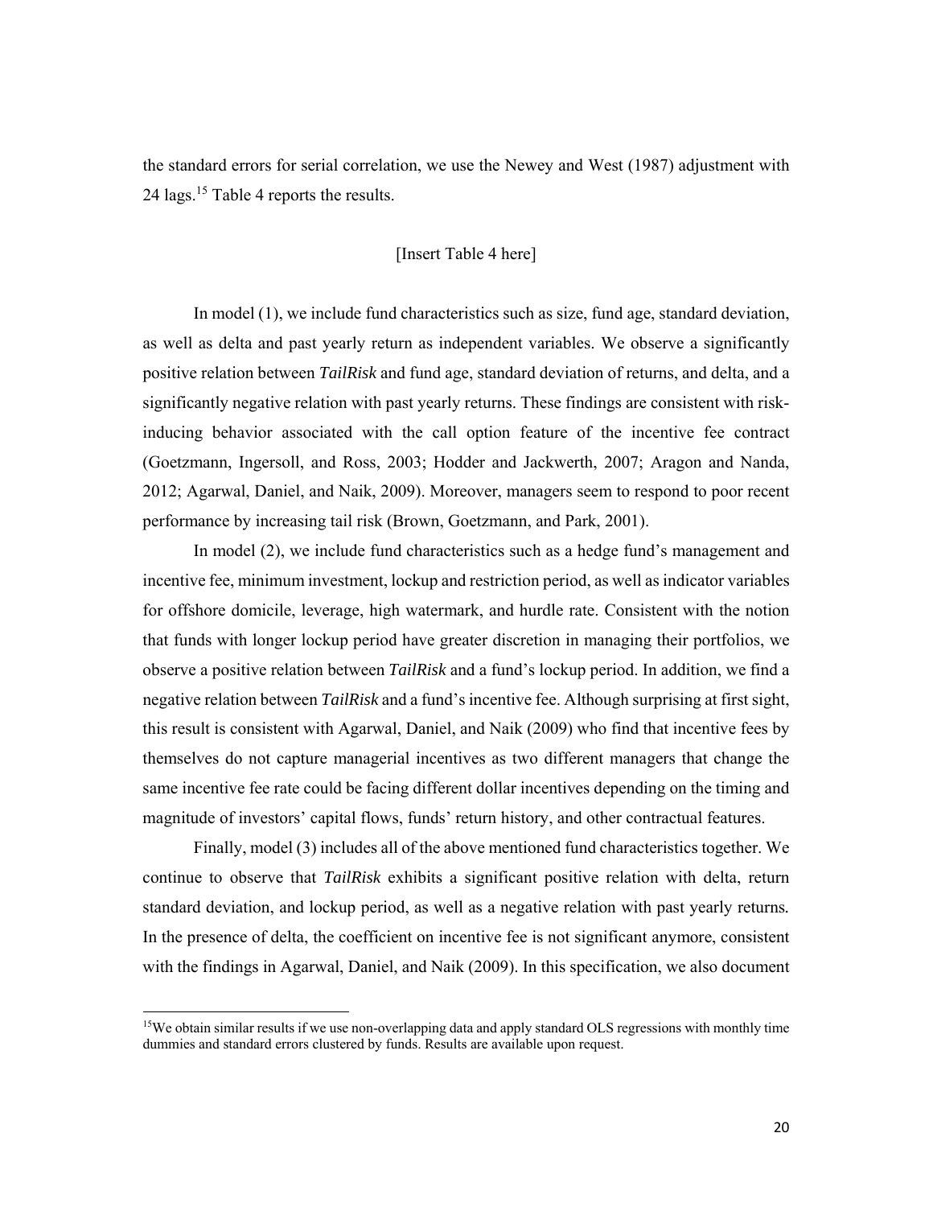the standard errors for serial correlation, we use the Newey and West (1987) adjustment with 24 lags.[15] Table 4 reports the results.

[Insert Table 4 here]

In model (1), we include fund characteristics such as size, fund age, standard deviation, as well as delta and past yearly return as independent variables. We observe a significantly positive relation between *TailRisk* and fund age, standard deviation of returns, and delta, and a significantly negative relation with past yearly returns. These findings are consistent with risk-inducing behavior associated with the call option feature of the incentive fee contract (Goetzmann, Ingersoll, and Ross, 2003; Hodder and Jackwerth, 2007; Aragon and Nanda, 2012; Agarwal, Daniel, and Naik, 2009). Moreover, managers seem to respond to poor recent performance by increasing tail risk (Brown, Goetzmann, and Park, 2001).

In model (2), we include fund characteristics such as a hedge fund's management and incentive fee, minimum investment, lockup and restriction period, as well as indicator variables for offshore domicile, leverage, high watermark, and hurdle rate. Consistent with the notion that funds with longer lockup period have greater discretion in managing their portfolios, we observe a positive relation between *TailRisk* and a fund's lockup period. In addition, we find a negative relation between *TailRisk* and a fund's incentive fee. Although surprising at first sight, this result is consistent with Agarwal, Daniel, and Naik (2009) who find that incentive fees by themselves do not capture managerial incentives as two different managers that change the same incentive fee rate could be facing different dollar incentives depending on the timing and magnitude of investors' capital flows, funds' return history, and other contractual features.

Finally, model (3) includes all of the above mentioned fund characteristics together. We continue to observe that *TailRisk* exhibits a significant positive relation with delta, return standard deviation, and lockup period, as well as a negative relation with past yearly returns. In the presence of delta, the coefficient on incentive fee is not significant anymore, consistent with the findings in Agarwal, Daniel, and Naik (2009). In this specification, we also document

[15] We obtain similar results if we use non-overlapping data and apply standard OLS regressions with monthly time dummies and standard errors clustered by funds. Results are available upon request.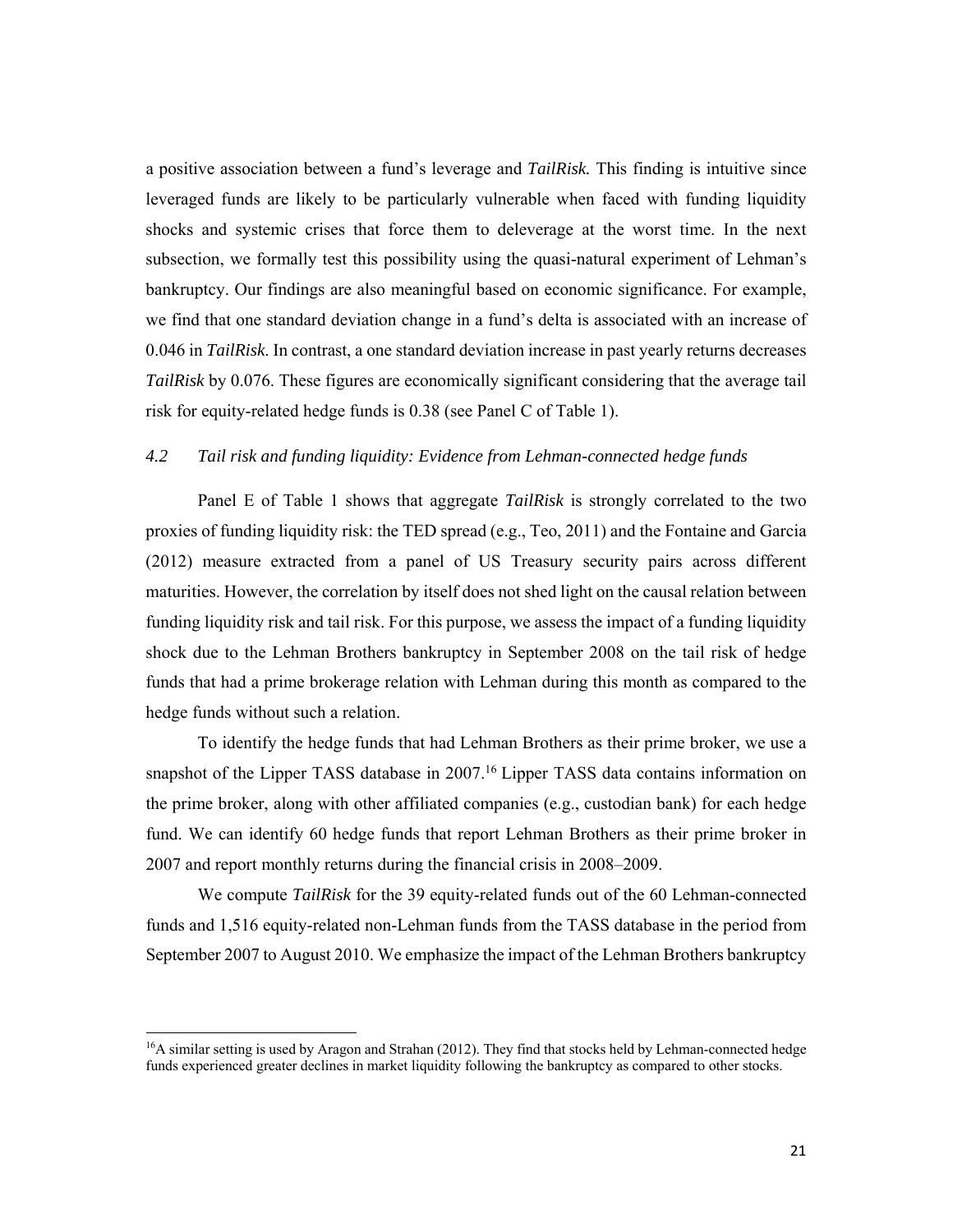a positive association between a fund's leverage and *TailRisk.* This finding is intuitive since leveraged funds are likely to be particularly vulnerable when faced with funding liquidity shocks and systemic crises that force them to deleverage at the worst time. In the next subsection, we formally test this possibility using the quasi-natural experiment of Lehman's bankruptcy. Our findings are also meaningful based on economic significance. For example, we find that one standard deviation change in a fund's delta is associated with an increase of 0.046 in *TailRisk*. In contrast, a one standard deviation increase in past yearly returns decreases *TailRisk* by 0.076. These figures are economically significant considering that the average tail risk for equity-related hedge funds is 0.38 (see Panel C of Table 1).

### *4.2 Tail risk and funding liquidity: Evidence from Lehman-connected hedge funds*

Panel E of Table 1 shows that aggregate *TailRisk* is strongly correlated to the two proxies of funding liquidity risk: the TED spread (e.g., Teo, 2011) and the Fontaine and Garcia (2012) measure extracted from a panel of US Treasury security pairs across different maturities. However, the correlation by itself does not shed light on the causal relation between funding liquidity risk and tail risk. For this purpose, we assess the impact of a funding liquidity shock due to the Lehman Brothers bankruptcy in September 2008 on the tail risk of hedge funds that had a prime brokerage relation with Lehman during this month as compared to the hedge funds without such a relation.

To identify the hedge funds that had Lehman Brothers as their prime broker, we use a snapshot of the Lipper TASS database in 2007.[16] Lipper TASS data contains information on the prime broker, along with other affiliated companies (e.g., custodian bank) for each hedge fund. We can identify 60 hedge funds that report Lehman Brothers as their prime broker in 2007 and report monthly returns during the financial crisis in 2008–2009.

We compute *TailRisk* for the 39 equity-related funds out of the 60 Lehman-connected funds and 1,516 equity-related non-Lehman funds from the TASS database in the period from September 2007 to August 2010. We emphasize the impact of the Lehman Brothers bankruptcy

---

[16]A similar setting is used by Aragon and Strahan (2012). They find that stocks held by Lehman-connected hedge funds experienced greater declines in market liquidity following the bankruptcy as compared to other stocks.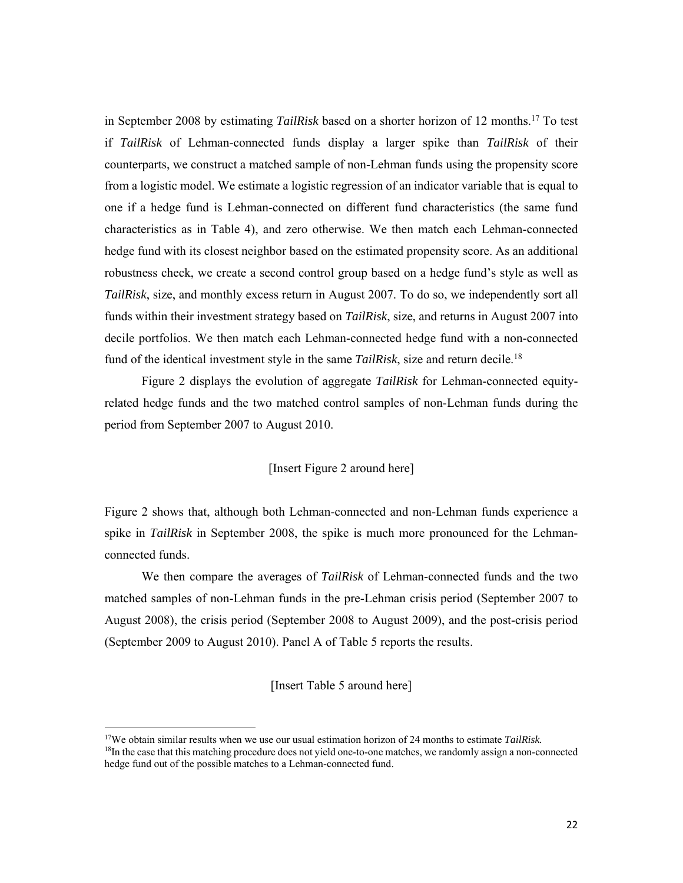in September 2008 by estimating *TailRisk* based on a shorter horizon of 12 months.[17] To test if *TailRisk* of Lehman-connected funds display a larger spike than *TailRisk* of their counterparts, we construct a matched sample of non-Lehman funds using the propensity score from a logistic model. We estimate a logistic regression of an indicator variable that is equal to one if a hedge fund is Lehman-connected on different fund characteristics (the same fund characteristics as in Table 4), and zero otherwise. We then match each Lehman-connected hedge fund with its closest neighbor based on the estimated propensity score. As an additional robustness check, we create a second control group based on a hedge fund's style as well as *TailRisk*, size, and monthly excess return in August 2007. To do so, we independently sort all funds within their investment strategy based on *TailRisk*, size, and returns in August 2007 into decile portfolios. We then match each Lehman-connected hedge fund with a non-connected fund of the identical investment style in the same *TailRisk*, size and return decile.[18]

Figure 2 displays the evolution of aggregate *TailRisk* for Lehman-connected equity-related hedge funds and the two matched control samples of non-Lehman funds during the period from September 2007 to August 2010.

[Insert Figure 2 around here]

Figure 2 shows that, although both Lehman-connected and non-Lehman funds experience a spike in *TailRisk* in September 2008, the spike is much more pronounced for the Lehman-connected funds.

We then compare the averages of *TailRisk* of Lehman-connected funds and the two matched samples of non-Lehman funds in the pre-Lehman crisis period (September 2007 to August 2008), the crisis period (September 2008 to August 2009), and the post-crisis period (September 2009 to August 2010). Panel A of Table 5 reports the results.

[Insert Table 5 around here]

---

[17] We obtain similar results when we use our usual estimation horizon of 24 months to estimate *TailRisk.*

[18] In the case that this matching procedure does not yield one-to-one matches, we randomly assign a non-connected hedge fund out of the possible matches to a Lehman-connected fund.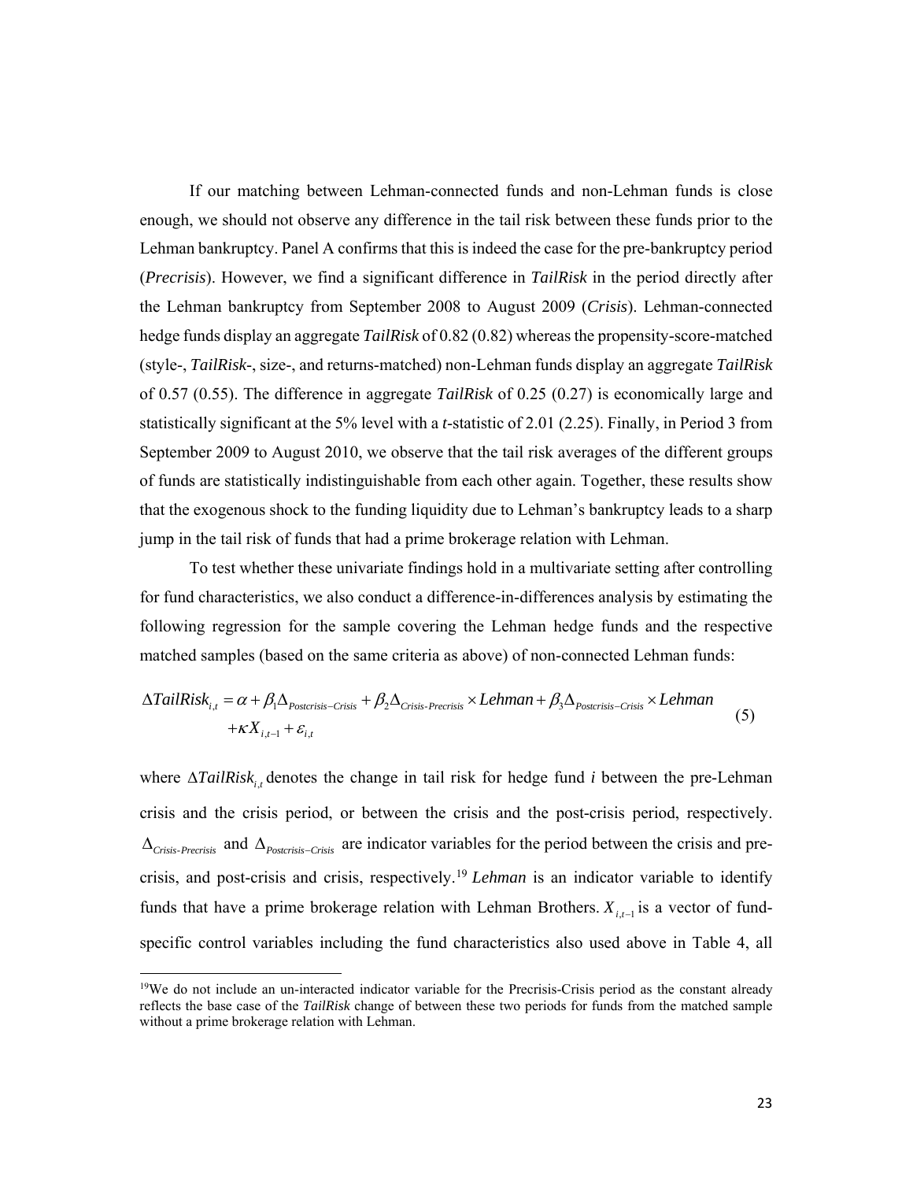If our matching between Lehman-connected funds and non-Lehman funds is close enough, we should not observe any difference in the tail risk between these funds prior to the Lehman bankruptcy. Panel A confirms that this is indeed the case for the pre-bankruptcy period (*Precrisis*). However, we find a significant difference in *TailRisk* in the period directly after the Lehman bankruptcy from September 2008 to August 2009 (*Crisis*). Lehman-connected hedge funds display an aggregate *TailRisk* of 0.82 (0.82) whereas the propensity-score-matched (style-, *TailRisk*-, size-, and returns-matched) non-Lehman funds display an aggregate *TailRisk* of 0.57 (0.55). The difference in aggregate *TailRisk* of 0.25 (0.27) is economically large and statistically significant at the 5% level with a *t*-statistic of 2.01 (2.25). Finally, in Period 3 from September 2009 to August 2010, we observe that the tail risk averages of the different groups of funds are statistically indistinguishable from each other again. Together, these results show that the exogenous shock to the funding liquidity due to Lehman's bankruptcy leads to a sharp jump in the tail risk of funds that had a prime brokerage relation with Lehman.

To test whether these univariate findings hold in a multivariate setting after controlling for fund characteristics, we also conduct a difference-in-differences analysis by estimating the following regression for the sample covering the Lehman hedge funds and the respective matched samples (based on the same criteria as above) of non-connected Lehman funds:

$$\Delta TailRisk_{i,t} = \alpha + \beta_1 \Delta_{Postcrisis-Crisis} + \beta_2 \Delta_{Crisis\text{-}Precrisis} \times Lehman + \beta_3 \Delta_{Postcrisis-Crisis} \times Lehman + \kappa X_{i,t-1} + \varepsilon_{i,t} \tag{5}$$

where $\Delta TailRisk_{i,t}$ denotes the change in tail risk for hedge fund *i* between the pre-Lehman crisis and the crisis period, or between the crisis and the post-crisis period, respectively. $\Delta_{Crisis\text{-}Precrisis}$ and $\Delta_{Postcrisis-Crisis}$ are indicator variables for the period between the crisis and pre-crisis, and post-crisis and crisis, respectively.[19] *Lehman* is an indicator variable to identify funds that have a prime brokerage relation with Lehman Brothers. $X_{i,t-1}$ is a vector of fund-specific control variables including the fund characteristics also used above in Table 4, all

[19]We do not include an un-interacted indicator variable for the Precrisis-Crisis period as the constant already reflects the base case of the *TailRisk* change of between these two periods for funds from the matched sample without a prime brokerage relation with Lehman.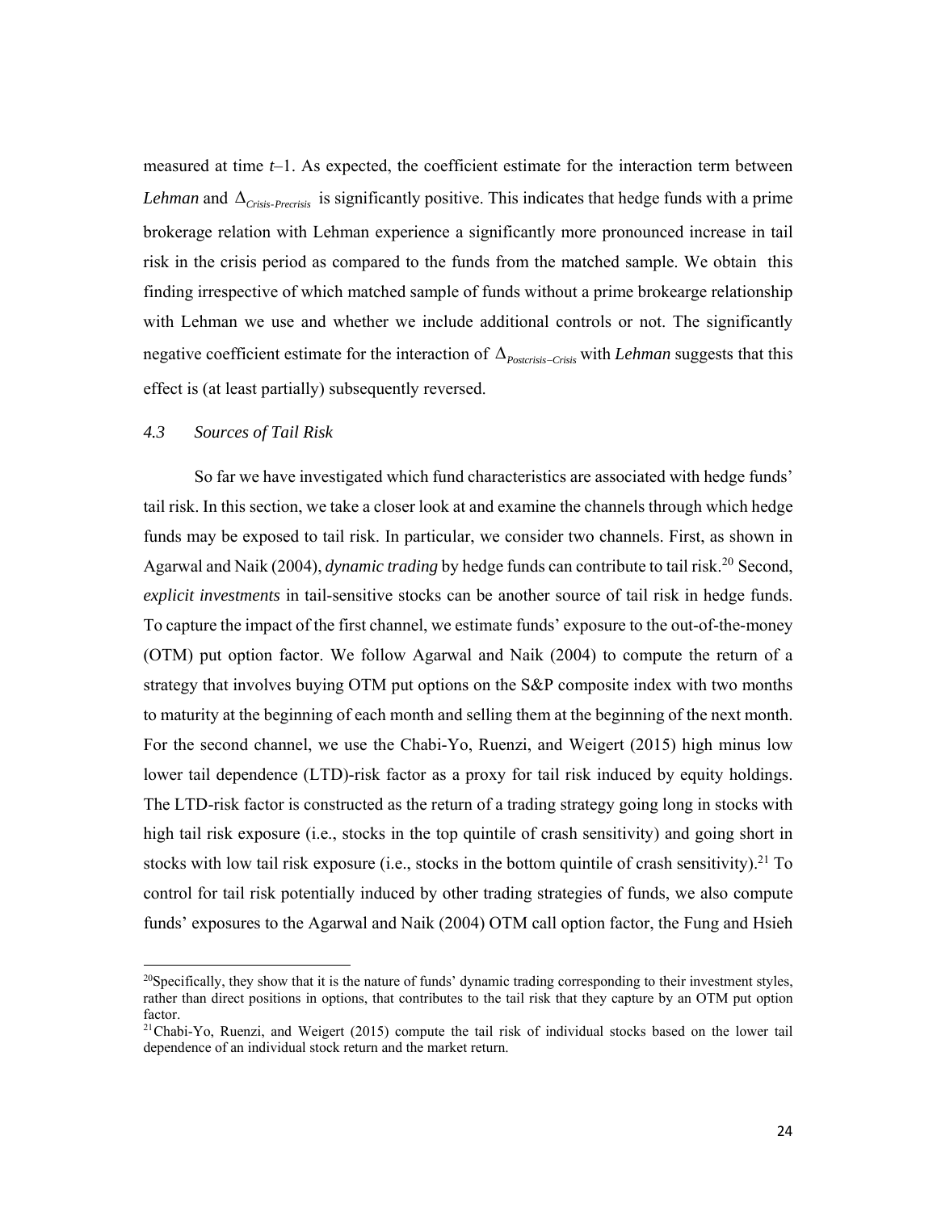measured at time *t*–1. As expected, the coefficient estimate for the interaction term between *Lehman* and $\Delta_{Crisis\text{-}Precrisis}$ is significantly positive. This indicates that hedge funds with a prime brokerage relation with Lehman experience a significantly more pronounced increase in tail risk in the crisis period as compared to the funds from the matched sample. We obtain this finding irrespective of which matched sample of funds without a prime brokearge relationship with Lehman we use and whether we include additional controls or not. The significantly negative coefficient estimate for the interaction of $\Delta_{Postcrisis-Crisis}$ with *Lehman* suggests that this effect is (at least partially) subsequently reversed.

### *4.3 Sources of Tail Risk*

So far we have investigated which fund characteristics are associated with hedge funds' tail risk. In this section, we take a closer look at and examine the channels through which hedge funds may be exposed to tail risk. In particular, we consider two channels. First, as shown in Agarwal and Naik (2004), *dynamic trading* by hedge funds can contribute to tail risk.[20] Second, *explicit investments* in tail-sensitive stocks can be another source of tail risk in hedge funds. To capture the impact of the first channel, we estimate funds' exposure to the out-of-the-money (OTM) put option factor. We follow Agarwal and Naik (2004) to compute the return of a strategy that involves buying OTM put options on the S&P composite index with two months to maturity at the beginning of each month and selling them at the beginning of the next month. For the second channel, we use the Chabi-Yo, Ruenzi, and Weigert (2015) high minus low lower tail dependence (LTD)-risk factor as a proxy for tail risk induced by equity holdings. The LTD-risk factor is constructed as the return of a trading strategy going long in stocks with high tail risk exposure (i.e., stocks in the top quintile of crash sensitivity) and going short in stocks with low tail risk exposure (i.e., stocks in the bottom quintile of crash sensitivity).[21] To control for tail risk potentially induced by other trading strategies of funds, we also compute funds' exposures to the Agarwal and Naik (2004) OTM call option factor, the Fung and Hsieh

[20] Specifically, they show that it is the nature of funds' dynamic trading corresponding to their investment styles, rather than direct positions in options, that contributes to the tail risk that they capture by an OTM put option factor.

[21] Chabi-Yo, Ruenzi, and Weigert (2015) compute the tail risk of individual stocks based on the lower tail dependence of an individual stock return and the market return.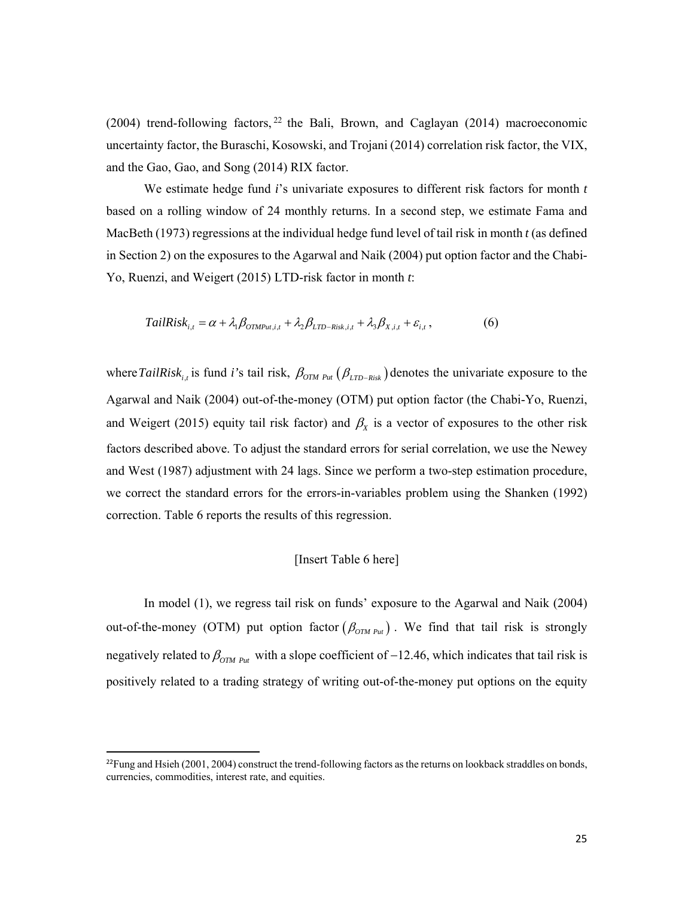(2004) trend-following factors,[22] the Bali, Brown, and Caglayan (2014) macroeconomic uncertainty factor, the Buraschi, Kosowski, and Trojani (2014) correlation risk factor, the VIX, and the Gao, Gao, and Song (2014) RIX factor.

We estimate hedge fund *i*'s univariate exposures to different risk factors for month *t* based on a rolling window of 24 monthly returns. In a second step, we estimate Fama and MacBeth (1973) regressions at the individual hedge fund level of tail risk in month *t* (as defined in Section 2) on the exposures to the Agarwal and Naik (2004) put option factor and the Chabi-Yo, Ruenzi, and Weigert (2015) LTD-risk factor in month *t*:

$$TailRisk_{i,t} = \alpha + \lambda_1 \beta_{OTMPut,i,t} + \lambda_2 \beta_{LTD-Risk,i,t} + \lambda_3 \beta_{X,i,t} + \varepsilon_{i,t}, \tag{6}$$

where $TailRisk_{i,t}$ is fund *i*'s tail risk, $\beta_{OTM\ Put}$ $(\beta_{LTD-Risk})$ denotes the univariate exposure to the Agarwal and Naik (2004) out-of-the-money (OTM) put option factor (the Chabi-Yo, Ruenzi, and Weigert (2015) equity tail risk factor) and $\beta_X$ is a vector of exposures to the other risk factors described above. To adjust the standard errors for serial correlation, we use the Newey and West (1987) adjustment with 24 lags. Since we perform a two-step estimation procedure, we correct the standard errors for the errors-in-variables problem using the Shanken (1992) correction. Table 6 reports the results of this regression.

[Insert Table 6 here]

In model (1), we regress tail risk on funds' exposure to the Agarwal and Naik (2004) out-of-the-money (OTM) put option factor $(\beta_{OTM\ Put})$. We find that tail risk is strongly negatively related to $\beta_{OTM\ Put}$ with a slope coefficient of $-12.46$, which indicates that tail risk is positively related to a trading strategy of writing out-of-the-money put options on the equity

[22] Fung and Hsieh (2001, 2004) construct the trend-following factors as the returns on lookback straddles on bonds, currencies, commodities, interest rate, and equities.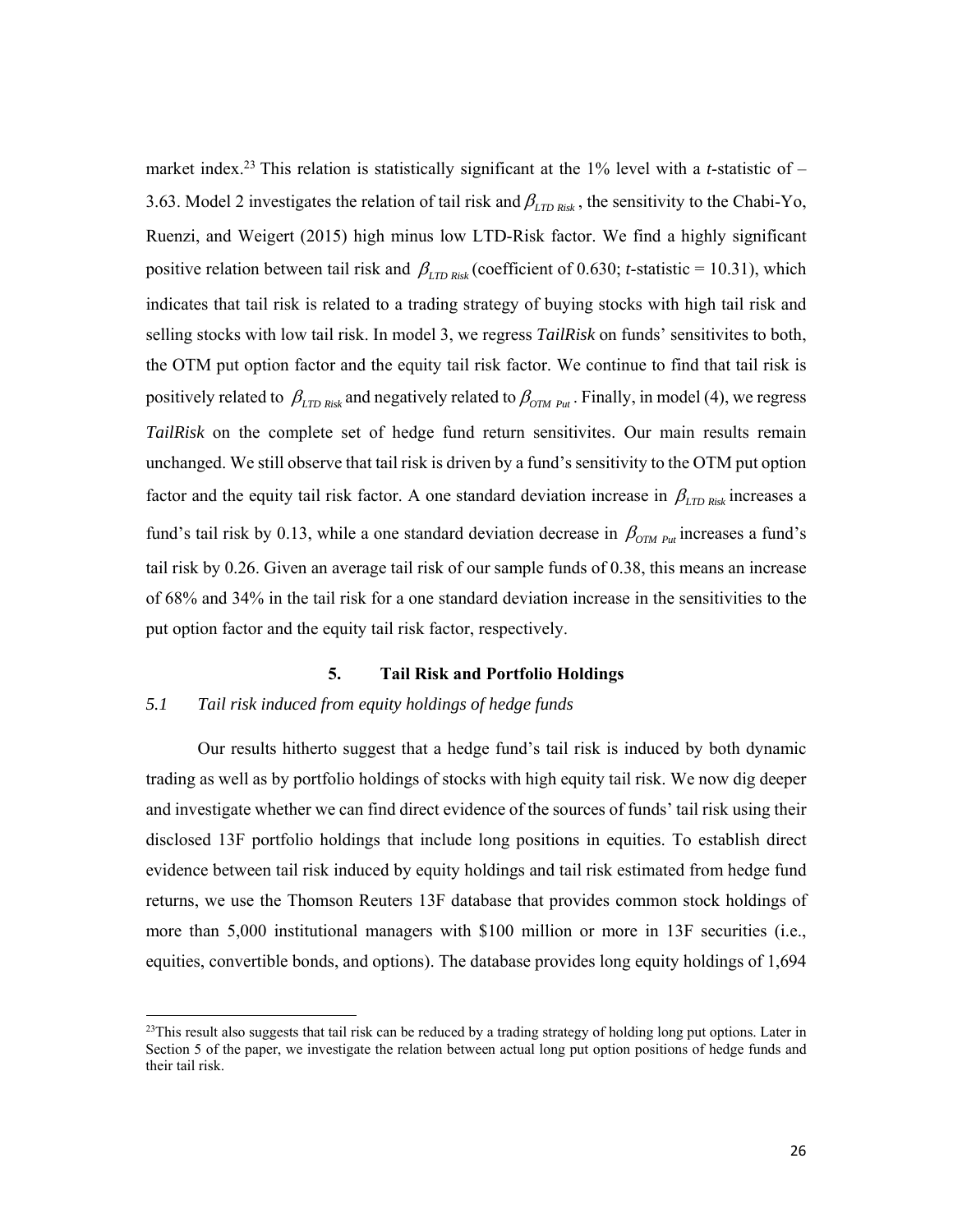market index.[23] This relation is statistically significant at the 1% level with a *t*-statistic of –3.63. Model 2 investigates the relation of tail risk and $\beta_{LTD\ Risk}$, the sensitivity to the Chabi-Yo, Ruenzi, and Weigert (2015) high minus low LTD-Risk factor. We find a highly significant positive relation between tail risk and $\beta_{LTD\ Risk}$ (coefficient of 0.630; *t*-statistic = 10.31), which indicates that tail risk is related to a trading strategy of buying stocks with high tail risk and selling stocks with low tail risk. In model 3, we regress *TailRisk* on funds' sensitivites to both, the OTM put option factor and the equity tail risk factor. We continue to find that tail risk is positively related to $\beta_{LTD\ Risk}$ and negatively related to $\beta_{OTM\ Put}$. Finally, in model (4), we regress *TailRisk* on the complete set of hedge fund return sensitivites. Our main results remain unchanged. We still observe that tail risk is driven by a fund's sensitivity to the OTM put option factor and the equity tail risk factor. A one standard deviation increase in $\beta_{LTD\ Risk}$ increases a fund's tail risk by 0.13, while a one standard deviation decrease in $\beta_{OTM\ Put}$ increases a fund's tail risk by 0.26. Given an average tail risk of our sample funds of 0.38, this means an increase of 68% and 34% in the tail risk for a one standard deviation increase in the sensitivities to the put option factor and the equity tail risk factor, respectively.

## 5. Tail Risk and Portfolio Holdings

### *5.1 Tail risk induced from equity holdings of hedge funds*

Our results hitherto suggest that a hedge fund's tail risk is induced by both dynamic trading as well as by portfolio holdings of stocks with high equity tail risk. We now dig deeper and investigate whether we can find direct evidence of the sources of funds' tail risk using their disclosed 13F portfolio holdings that include long positions in equities. To establish direct evidence between tail risk induced by equity holdings and tail risk estimated from hedge fund returns, we use the Thomson Reuters 13F database that provides common stock holdings of more than 5,000 institutional managers with $100 million or more in 13F securities (i.e., equities, convertible bonds, and options). The database provides long equity holdings of 1,694

---

[23] This result also suggests that tail risk can be reduced by a trading strategy of holding long put options. Later in Section 5 of the paper, we investigate the relation between actual long put option positions of hedge funds and their tail risk.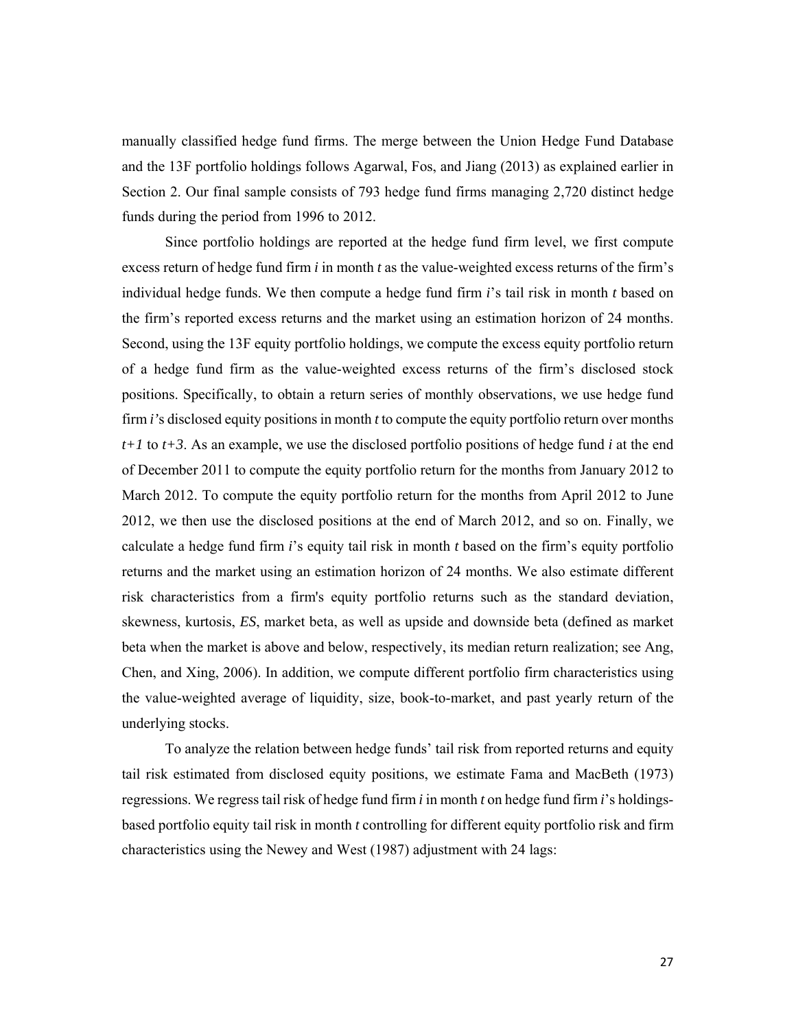manually classified hedge fund firms. The merge between the Union Hedge Fund Database and the 13F portfolio holdings follows Agarwal, Fos, and Jiang (2013) as explained earlier in Section 2. Our final sample consists of 793 hedge fund firms managing 2,720 distinct hedge funds during the period from 1996 to 2012.

Since portfolio holdings are reported at the hedge fund firm level, we first compute excess return of hedge fund firm *i* in month *t* as the value-weighted excess returns of the firm's individual hedge funds. We then compute a hedge fund firm *i*'s tail risk in month *t* based on the firm's reported excess returns and the market using an estimation horizon of 24 months. Second, using the 13F equity portfolio holdings, we compute the excess equity portfolio return of a hedge fund firm as the value-weighted excess returns of the firm's disclosed stock positions. Specifically, to obtain a return series of monthly observations, we use hedge fund firm *i*'s disclosed equity positions in month *t* to compute the equity portfolio return over months $t+1$ to $t+3$. As an example, we use the disclosed portfolio positions of hedge fund *i* at the end of December 2011 to compute the equity portfolio return for the months from January 2012 to March 2012. To compute the equity portfolio return for the months from April 2012 to June 2012, we then use the disclosed positions at the end of March 2012, and so on. Finally, we calculate a hedge fund firm *i*'s equity tail risk in month *t* based on the firm's equity portfolio returns and the market using an estimation horizon of 24 months. We also estimate different risk characteristics from a firm's equity portfolio returns such as the standard deviation, skewness, kurtosis, *ES*, market beta, as well as upside and downside beta (defined as market beta when the market is above and below, respectively, its median return realization; see Ang, Chen, and Xing, 2006). In addition, we compute different portfolio firm characteristics using the value-weighted average of liquidity, size, book-to-market, and past yearly return of the underlying stocks.

To analyze the relation between hedge funds' tail risk from reported returns and equity tail risk estimated from disclosed equity positions, we estimate Fama and MacBeth (1973) regressions. We regress tail risk of hedge fund firm *i* in month *t* on hedge fund firm *i*'s holdings-based portfolio equity tail risk in month *t* controlling for different equity portfolio risk and firm characteristics using the Newey and West (1987) adjustment with 24 lags: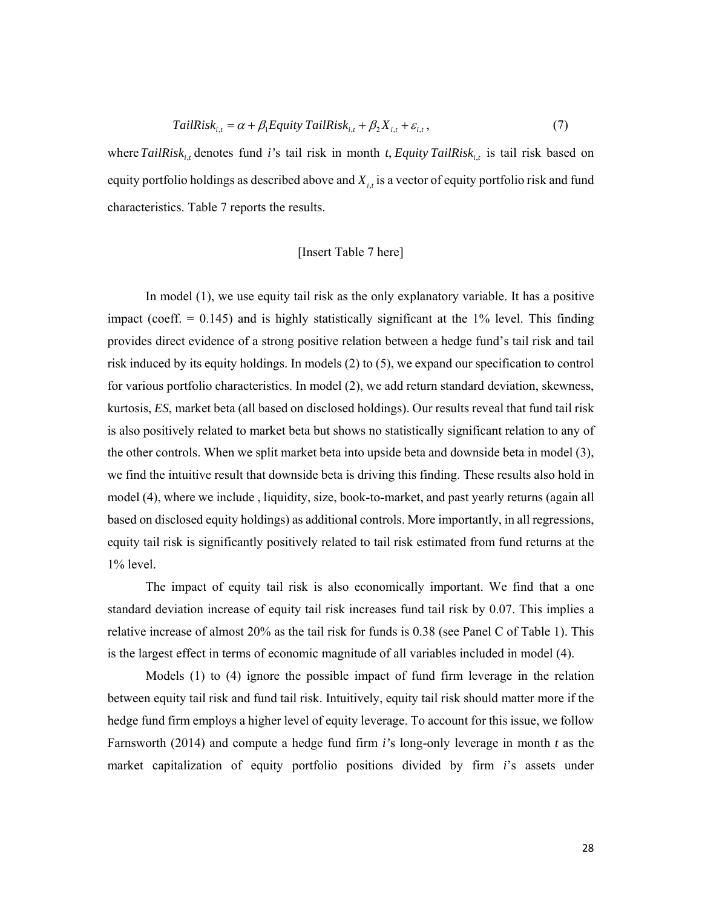$$TailRisk_{i,t} = \alpha + \beta_1 Equity\ TailRisk_{i,t} + \beta_2 X_{i,t} + \varepsilon_{i,t}\ , \tag{7}$$

where $TailRisk_{i,t}$ denotes fund $i$'s tail risk in month $t$, $Equity\ TailRisk_{i,t}$ is tail risk based on equity portfolio holdings as described above and $X_{i,t}$ is a vector of equity portfolio risk and fund characteristics. Table 7 reports the results.

[Insert Table 7 here]

In model (1), we use equity tail risk as the only explanatory variable. It has a positive impact (coeff. = 0.145) and is highly statistically significant at the 1% level. This finding provides direct evidence of a strong positive relation between a hedge fund's tail risk and tail risk induced by its equity holdings. In models (2) to (5), we expand our specification to control for various portfolio characteristics. In model (2), we add return standard deviation, skewness, kurtosis, *ES*, market beta (all based on disclosed holdings). Our results reveal that fund tail risk is also positively related to market beta but shows no statistically significant relation to any of the other controls. When we split market beta into upside beta and downside beta in model (3), we find the intuitive result that downside beta is driving this finding. These results also hold in model (4), where we include , liquidity, size, book-to-market, and past yearly returns (again all based on disclosed equity holdings) as additional controls. More importantly, in all regressions, equity tail risk is significantly positively related to tail risk estimated from fund returns at the 1% level.

The impact of equity tail risk is also economically important. We find that a one standard deviation increase of equity tail risk increases fund tail risk by 0.07. This implies a relative increase of almost 20% as the tail risk for funds is 0.38 (see Panel C of Table 1). This is the largest effect in terms of economic magnitude of all variables included in model (4).

Models (1) to (4) ignore the possible impact of fund firm leverage in the relation between equity tail risk and fund tail risk. Intuitively, equity tail risk should matter more if the hedge fund firm employs a higher level of equity leverage. To account for this issue, we follow Farnsworth (2014) and compute a hedge fund firm $i$'s long-only leverage in month $t$ as the market capitalization of equity portfolio positions divided by firm $i$'s assets under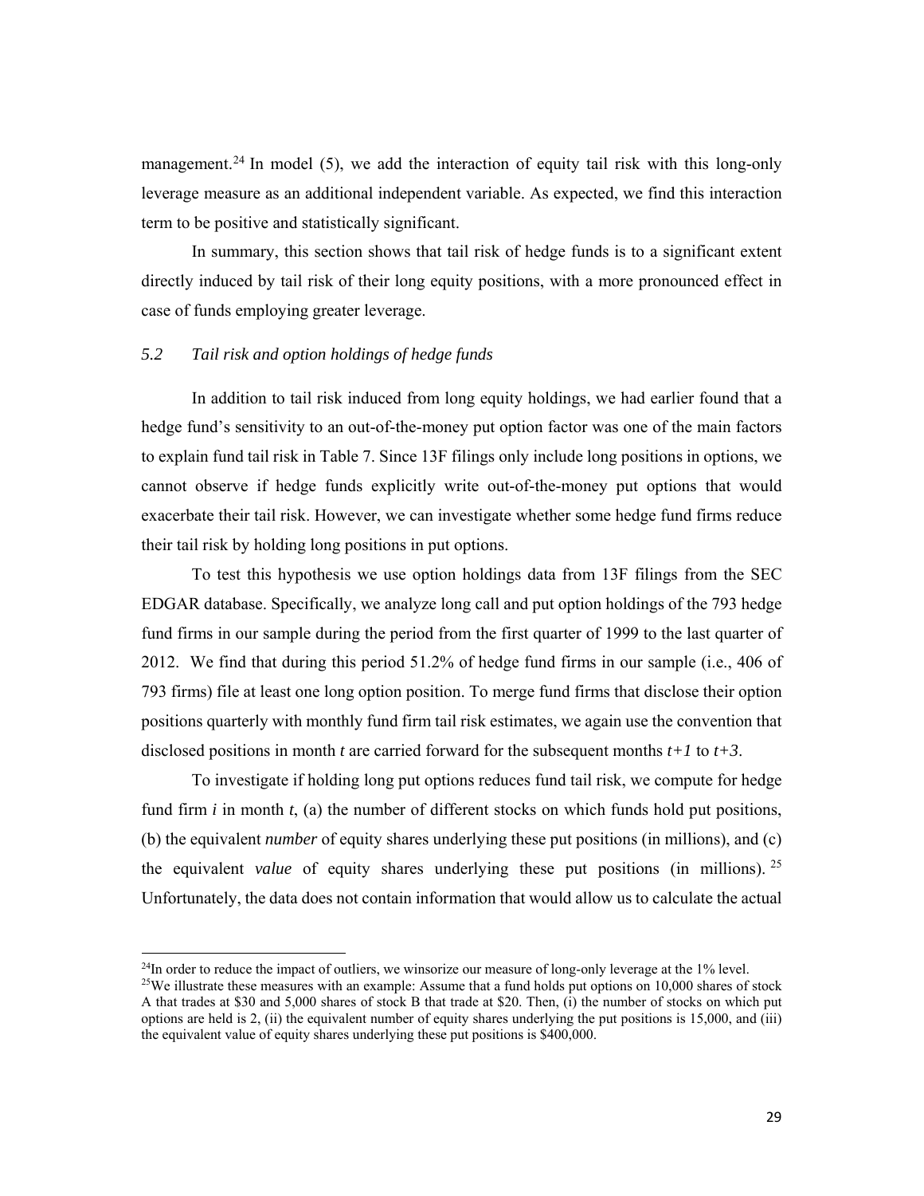management.[24] In model (5), we add the interaction of equity tail risk with this long-only leverage measure as an additional independent variable. As expected, we find this interaction term to be positive and statistically significant.

In summary, this section shows that tail risk of hedge funds is to a significant extent directly induced by tail risk of their long equity positions, with a more pronounced effect in case of funds employing greater leverage.

### *5.2 Tail risk and option holdings of hedge funds*

In addition to tail risk induced from long equity holdings, we had earlier found that a hedge fund's sensitivity to an out-of-the-money put option factor was one of the main factors to explain fund tail risk in Table 7. Since 13F filings only include long positions in options, we cannot observe if hedge funds explicitly write out-of-the-money put options that would exacerbate their tail risk. However, we can investigate whether some hedge fund firms reduce their tail risk by holding long positions in put options.

To test this hypothesis we use option holdings data from 13F filings from the SEC EDGAR database. Specifically, we analyze long call and put option holdings of the 793 hedge fund firms in our sample during the period from the first quarter of 1999 to the last quarter of 2012. We find that during this period 51.2% of hedge fund firms in our sample (i.e., 406 of 793 firms) file at least one long option position. To merge fund firms that disclose their option positions quarterly with monthly fund firm tail risk estimates, we again use the convention that disclosed positions in month $t$ are carried forward for the subsequent months $t+1$ to $t+3$.

To investigate if holding long put options reduces fund tail risk, we compute for hedge fund firm $i$ in month $t$, (a) the number of different stocks on which funds hold put positions, (b) the equivalent *number* of equity shares underlying these put positions (in millions), and (c) the equivalent *value* of equity shares underlying these put positions (in millions).[25] Unfortunately, the data does not contain information that would allow us to calculate the actual

[24] In order to reduce the impact of outliers, we winsorize our measure of long-only leverage at the 1% level.

[25] We illustrate these measures with an example: Assume that a fund holds put options on 10,000 shares of stock A that trades at \$30 and 5,000 shares of stock B that trade at \$20. Then, (i) the number of stocks on which put options are held is 2, (ii) the equivalent number of equity shares underlying the put positions is 15,000, and (iii) the equivalent value of equity shares underlying these put positions is \$400,000.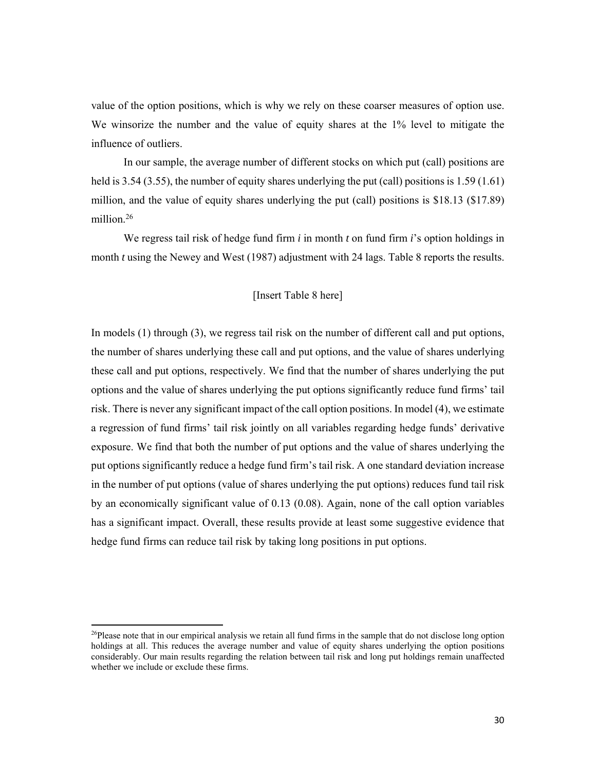value of the option positions, which is why we rely on these coarser measures of option use. We winsorize the number and the value of equity shares at the 1% level to mitigate the influence of outliers.

In our sample, the average number of different stocks on which put (call) positions are held is 3.54 (3.55), the number of equity shares underlying the put (call) positions is 1.59 (1.61) million, and the value of equity shares underlying the put (call) positions is $18.13 ($17.89) million.[26]

We regress tail risk of hedge fund firm *i* in month *t* on fund firm *i*'s option holdings in month *t* using the Newey and West (1987) adjustment with 24 lags. Table 8 reports the results.

[Insert Table 8 here]

In models (1) through (3), we regress tail risk on the number of different call and put options, the number of shares underlying these call and put options, and the value of shares underlying these call and put options, respectively. We find that the number of shares underlying the put options and the value of shares underlying the put options significantly reduce fund firms' tail risk. There is never any significant impact of the call option positions. In model (4), we estimate a regression of fund firms' tail risk jointly on all variables regarding hedge funds' derivative exposure. We find that both the number of put options and the value of shares underlying the put options significantly reduce a hedge fund firm's tail risk. A one standard deviation increase in the number of put options (value of shares underlying the put options) reduces fund tail risk by an economically significant value of 0.13 (0.08). Again, none of the call option variables has a significant impact. Overall, these results provide at least some suggestive evidence that hedge fund firms can reduce tail risk by taking long positions in put options.

[26]Please note that in our empirical analysis we retain all fund firms in the sample that do not disclose long option holdings at all. This reduces the average number and value of equity shares underlying the option positions considerably. Our main results regarding the relation between tail risk and long put holdings remain unaffected whether we include or exclude these firms.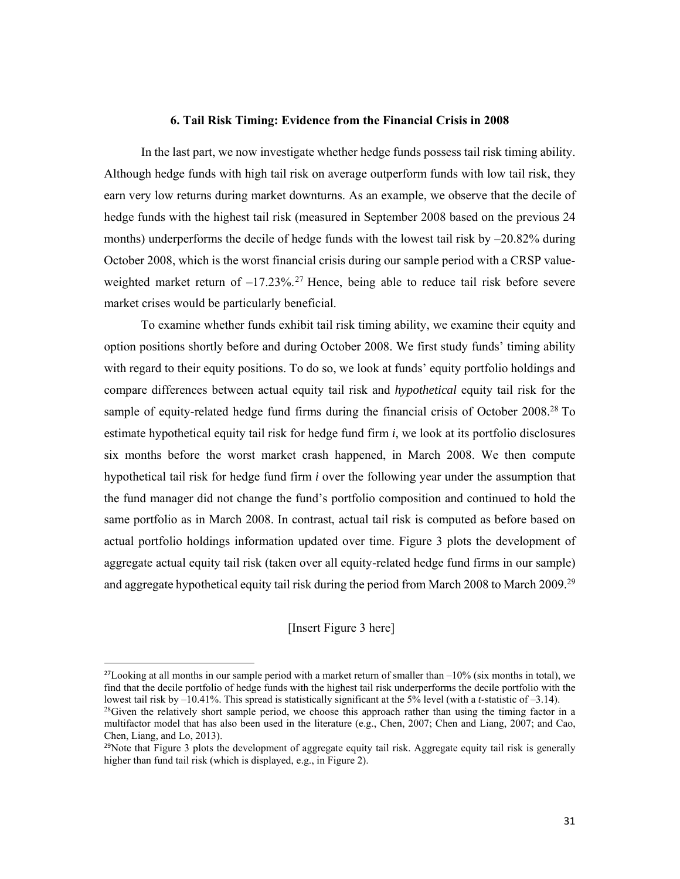## 6. Tail Risk Timing: Evidence from the Financial Crisis in 2008

In the last part, we now investigate whether hedge funds possess tail risk timing ability. Although hedge funds with high tail risk on average outperform funds with low tail risk, they earn very low returns during market downturns. As an example, we observe that the decile of hedge funds with the highest tail risk (measured in September 2008 based on the previous 24 months) underperforms the decile of hedge funds with the lowest tail risk by –20.82% during October 2008, which is the worst financial crisis during our sample period with a CRSP value-weighted market return of –17.23%.[27] Hence, being able to reduce tail risk before severe market crises would be particularly beneficial.

To examine whether funds exhibit tail risk timing ability, we examine their equity and option positions shortly before and during October 2008. We first study funds' timing ability with regard to their equity positions. To do so, we look at funds' equity portfolio holdings and compare differences between actual equity tail risk and *hypothetical* equity tail risk for the sample of equity-related hedge fund firms during the financial crisis of October 2008.[28] To estimate hypothetical equity tail risk for hedge fund firm $i$, we look at its portfolio disclosures six months before the worst market crash happened, in March 2008. We then compute hypothetical tail risk for hedge fund firm $i$ over the following year under the assumption that the fund manager did not change the fund's portfolio composition and continued to hold the same portfolio as in March 2008. In contrast, actual tail risk is computed as before based on actual portfolio holdings information updated over time. Figure 3 plots the development of aggregate actual equity tail risk (taken over all equity-related hedge fund firms in our sample) and aggregate hypothetical equity tail risk during the period from March 2008 to March 2009.[29]

[Insert Figure 3 here]

---

[27] Looking at all months in our sample period with a market return of smaller than –10% (six months in total), we find that the decile portfolio of hedge funds with the highest tail risk underperforms the decile portfolio with the lowest tail risk by –10.41%. This spread is statistically significant at the 5% level (with a *t*-statistic of –3.14).

[28] Given the relatively short sample period, we choose this approach rather than using the timing factor in a multifactor model that has also been used in the literature (e.g., Chen, 2007; Chen and Liang, 2007; and Cao, Chen, Liang, and Lo, 2013).

[29] Note that Figure 3 plots the development of aggregate equity tail risk. Aggregate equity tail risk is generally higher than fund tail risk (which is displayed, e.g., in Figure 2).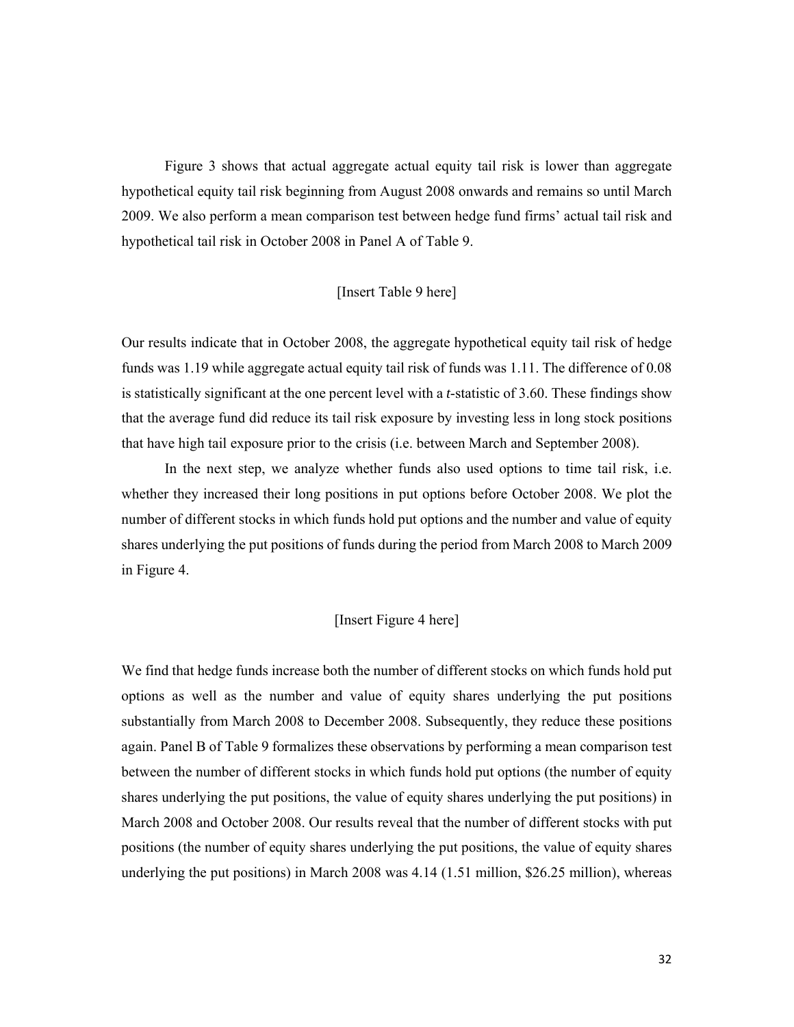Figure 3 shows that actual aggregate actual equity tail risk is lower than aggregate hypothetical equity tail risk beginning from August 2008 onwards and remains so until March 2009. We also perform a mean comparison test between hedge fund firms' actual tail risk and hypothetical tail risk in October 2008 in Panel A of Table 9.

[Insert Table 9 here]

Our results indicate that in October 2008, the aggregate hypothetical equity tail risk of hedge funds was 1.19 while aggregate actual equity tail risk of funds was 1.11. The difference of 0.08 is statistically significant at the one percent level with a *t*-statistic of 3.60. These findings show that the average fund did reduce its tail risk exposure by investing less in long stock positions that have high tail exposure prior to the crisis (i.e. between March and September 2008).

In the next step, we analyze whether funds also used options to time tail risk, i.e. whether they increased their long positions in put options before October 2008. We plot the number of different stocks in which funds hold put options and the number and value of equity shares underlying the put positions of funds during the period from March 2008 to March 2009 in Figure 4.

[Insert Figure 4 here]

We find that hedge funds increase both the number of different stocks on which funds hold put options as well as the number and value of equity shares underlying the put positions substantially from March 2008 to December 2008. Subsequently, they reduce these positions again. Panel B of Table 9 formalizes these observations by performing a mean comparison test between the number of different stocks in which funds hold put options (the number of equity shares underlying the put positions, the value of equity shares underlying the put positions) in March 2008 and October 2008. Our results reveal that the number of different stocks with put positions (the number of equity shares underlying the put positions, the value of equity shares underlying the put positions) in March 2008 was 4.14 (1.51 million, $26.25 million), whereas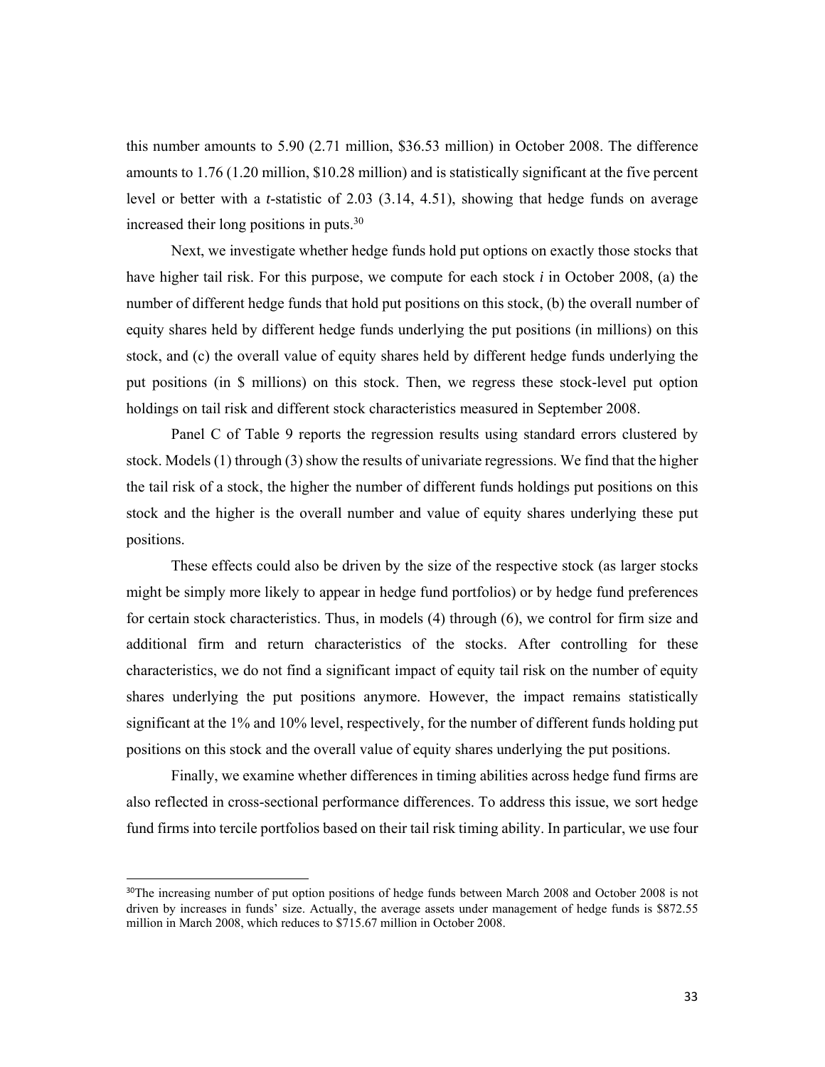this number amounts to 5.90 (2.71 million, \$36.53 million) in October 2008. The difference amounts to 1.76 (1.20 million, \$10.28 million) and is statistically significant at the five percent level or better with a *t*-statistic of 2.03 (3.14, 4.51), showing that hedge funds on average increased their long positions in puts.[30]

Next, we investigate whether hedge funds hold put options on exactly those stocks that have higher tail risk. For this purpose, we compute for each stock *i* in October 2008, (a) the number of different hedge funds that hold put positions on this stock, (b) the overall number of equity shares held by different hedge funds underlying the put positions (in millions) on this stock, and (c) the overall value of equity shares held by different hedge funds underlying the put positions (in \$ millions) on this stock. Then, we regress these stock-level put option holdings on tail risk and different stock characteristics measured in September 2008.

Panel C of Table 9 reports the regression results using standard errors clustered by stock. Models (1) through (3) show the results of univariate regressions. We find that the higher the tail risk of a stock, the higher the number of different funds holdings put positions on this stock and the higher is the overall number and value of equity shares underlying these put positions.

These effects could also be driven by the size of the respective stock (as larger stocks might be simply more likely to appear in hedge fund portfolios) or by hedge fund preferences for certain stock characteristics. Thus, in models (4) through (6), we control for firm size and additional firm and return characteristics of the stocks. After controlling for these characteristics, we do not find a significant impact of equity tail risk on the number of equity shares underlying the put positions anymore. However, the impact remains statistically significant at the 1% and 10% level, respectively, for the number of different funds holding put positions on this stock and the overall value of equity shares underlying the put positions.

Finally, we examine whether differences in timing abilities across hedge fund firms are also reflected in cross-sectional performance differences. To address this issue, we sort hedge fund firms into tercile portfolios based on their tail risk timing ability. In particular, we use four

---

[30] The increasing number of put option positions of hedge funds between March 2008 and October 2008 is not driven by increases in funds' size. Actually, the average assets under management of hedge funds is \$872.55 million in March 2008, which reduces to \$715.67 million in October 2008.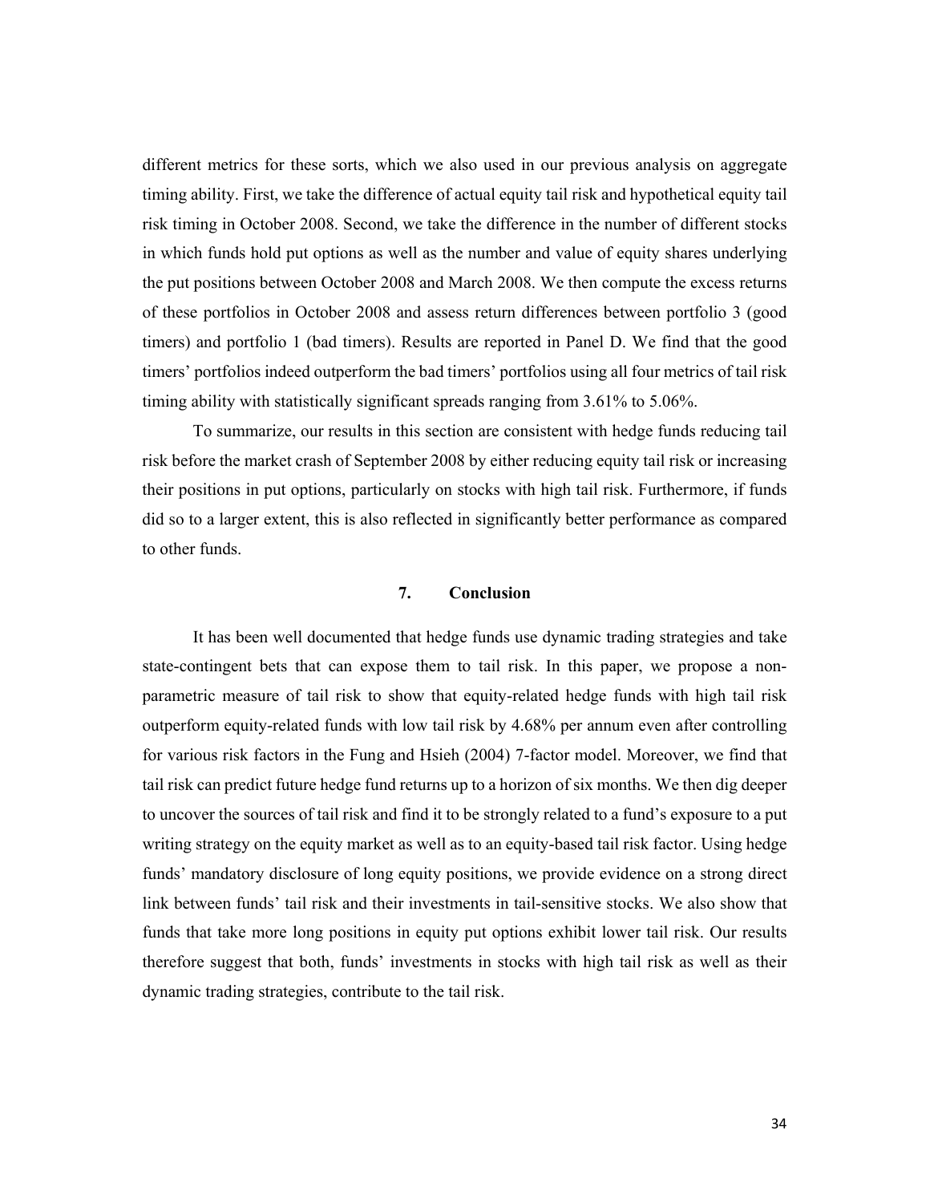different metrics for these sorts, which we also used in our previous analysis on aggregate timing ability. First, we take the difference of actual equity tail risk and hypothetical equity tail risk timing in October 2008. Second, we take the difference in the number of different stocks in which funds hold put options as well as the number and value of equity shares underlying the put positions between October 2008 and March 2008. We then compute the excess returns of these portfolios in October 2008 and assess return differences between portfolio 3 (good timers) and portfolio 1 (bad timers). Results are reported in Panel D. We find that the good timers' portfolios indeed outperform the bad timers' portfolios using all four metrics of tail risk timing ability with statistically significant spreads ranging from 3.61% to 5.06%.

To summarize, our results in this section are consistent with hedge funds reducing tail risk before the market crash of September 2008 by either reducing equity tail risk or increasing their positions in put options, particularly on stocks with high tail risk. Furthermore, if funds did so to a larger extent, this is also reflected in significantly better performance as compared to other funds.

## 7. Conclusion

It has been well documented that hedge funds use dynamic trading strategies and take state-contingent bets that can expose them to tail risk. In this paper, we propose a non-parametric measure of tail risk to show that equity-related hedge funds with high tail risk outperform equity-related funds with low tail risk by 4.68% per annum even after controlling for various risk factors in the Fung and Hsieh (2004) 7-factor model. Moreover, we find that tail risk can predict future hedge fund returns up to a horizon of six months. We then dig deeper to uncover the sources of tail risk and find it to be strongly related to a fund's exposure to a put writing strategy on the equity market as well as to an equity-based tail risk factor. Using hedge funds' mandatory disclosure of long equity positions, we provide evidence on a strong direct link between funds' tail risk and their investments in tail-sensitive stocks. We also show that funds that take more long positions in equity put options exhibit lower tail risk. Our results therefore suggest that both, funds' investments in stocks with high tail risk as well as their dynamic trading strategies, contribute to the tail risk.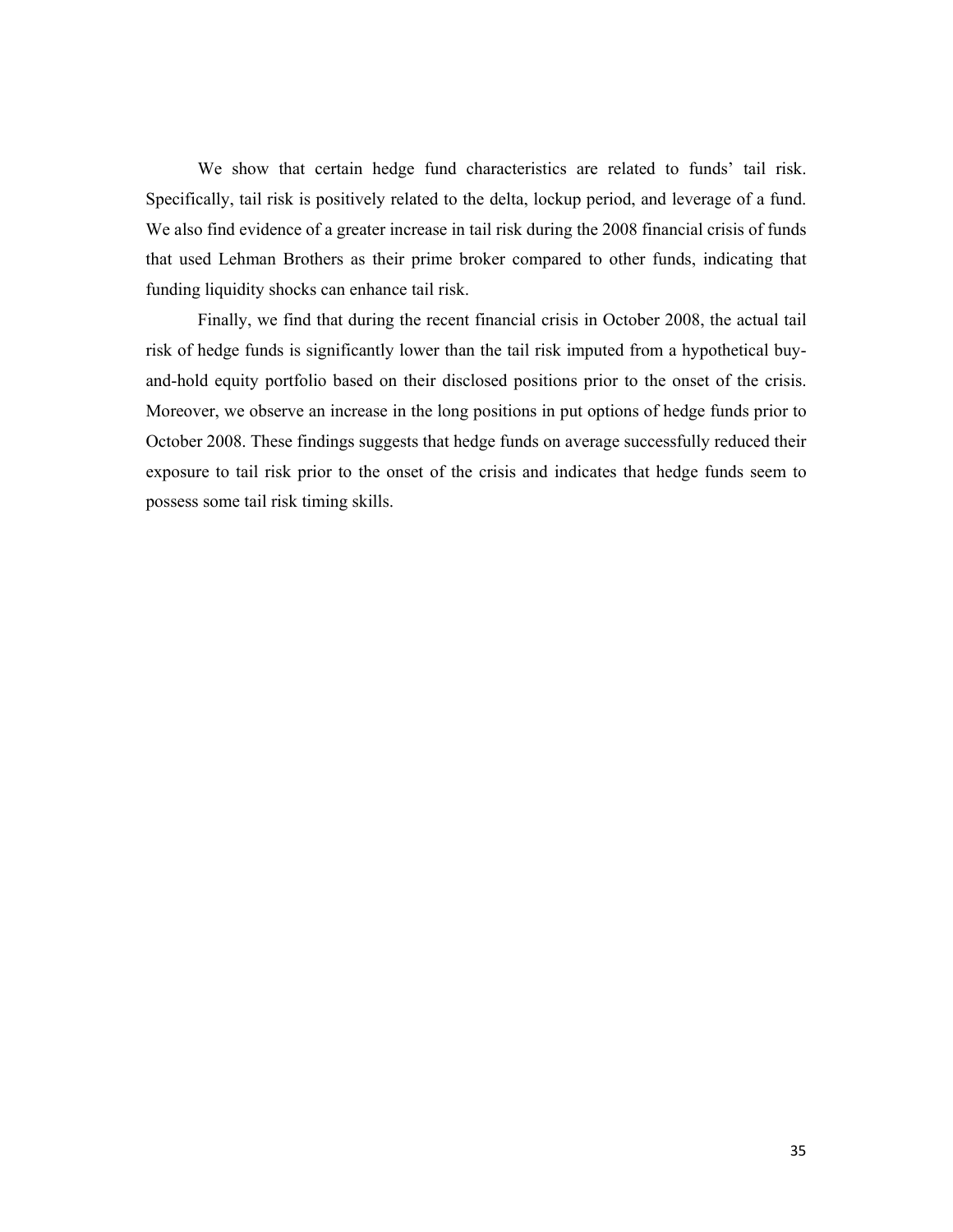We show that certain hedge fund characteristics are related to funds' tail risk. Specifically, tail risk is positively related to the delta, lockup period, and leverage of a fund. We also find evidence of a greater increase in tail risk during the 2008 financial crisis of funds that used Lehman Brothers as their prime broker compared to other funds, indicating that funding liquidity shocks can enhance tail risk.

Finally, we find that during the recent financial crisis in October 2008, the actual tail risk of hedge funds is significantly lower than the tail risk imputed from a hypothetical buy-and-hold equity portfolio based on their disclosed positions prior to the onset of the crisis. Moreover, we observe an increase in the long positions in put options of hedge funds prior to October 2008. These findings suggests that hedge funds on average successfully reduced their exposure to tail risk prior to the onset of the crisis and indicates that hedge funds seem to possess some tail risk timing skills.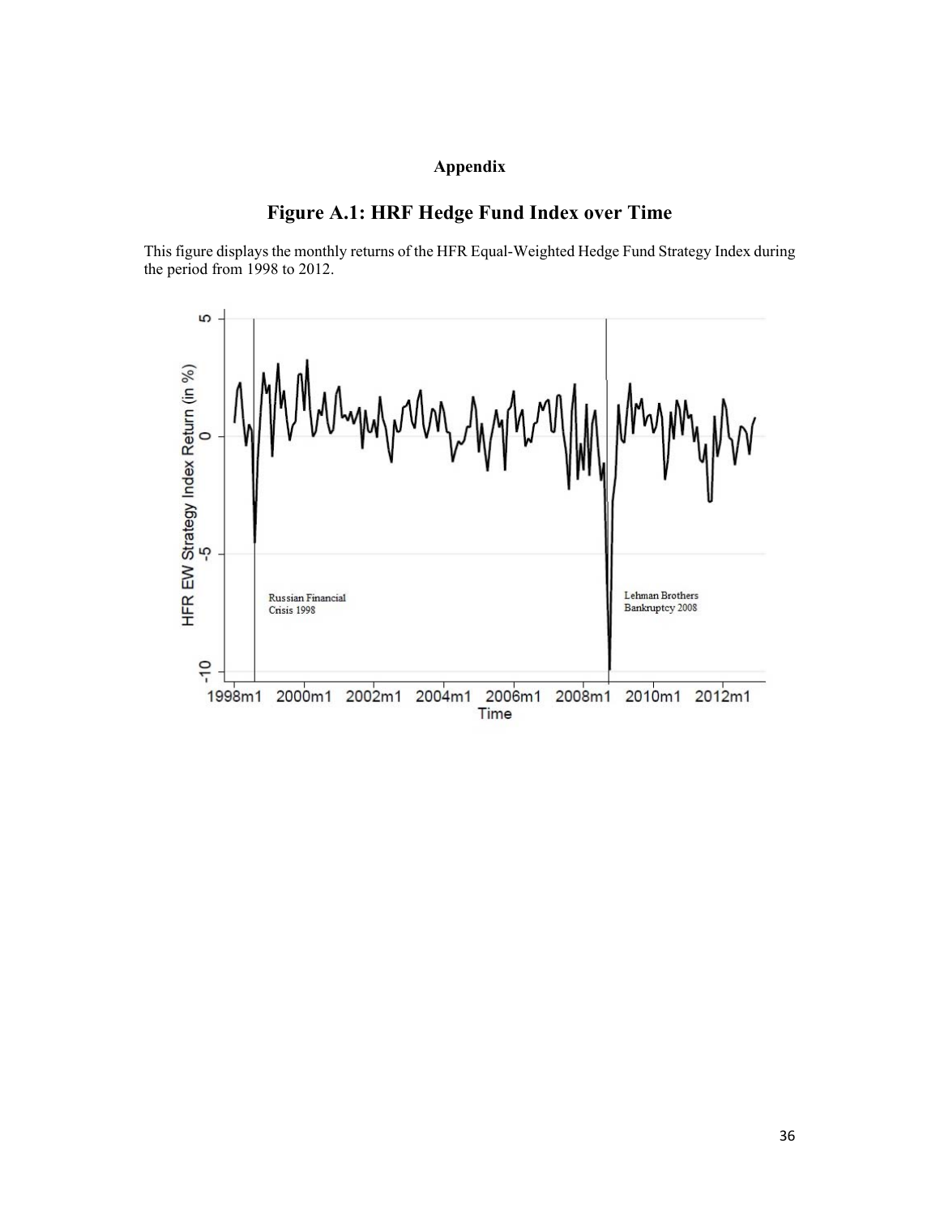**Appendix**

## Figure A.1: HRF Hedge Fund Index over Time

This figure displays the monthly returns of the HFR Equal-Weighted Hedge Fund Strategy Index during the period from 1998 to 2012.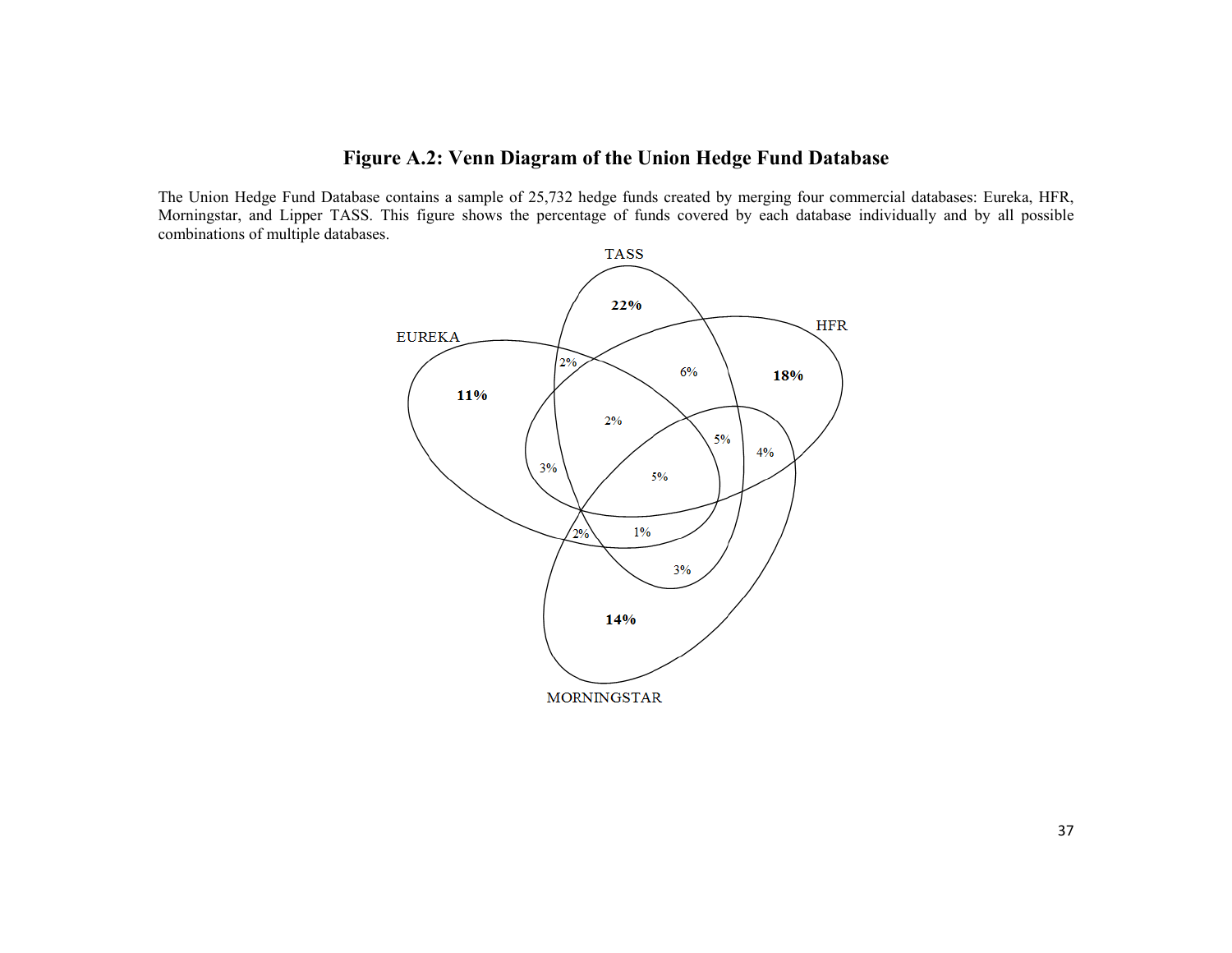## Figure A.2: Venn Diagram of the Union Hedge Fund Database

The Union Hedge Fund Database contains a sample of 25,732 hedge funds created by merging four commercial databases: Eureka, HFR, Morningstar, and Lipper TASS. This figure shows the percentage of funds covered by each database individually and by all possible combinations of multiple databases.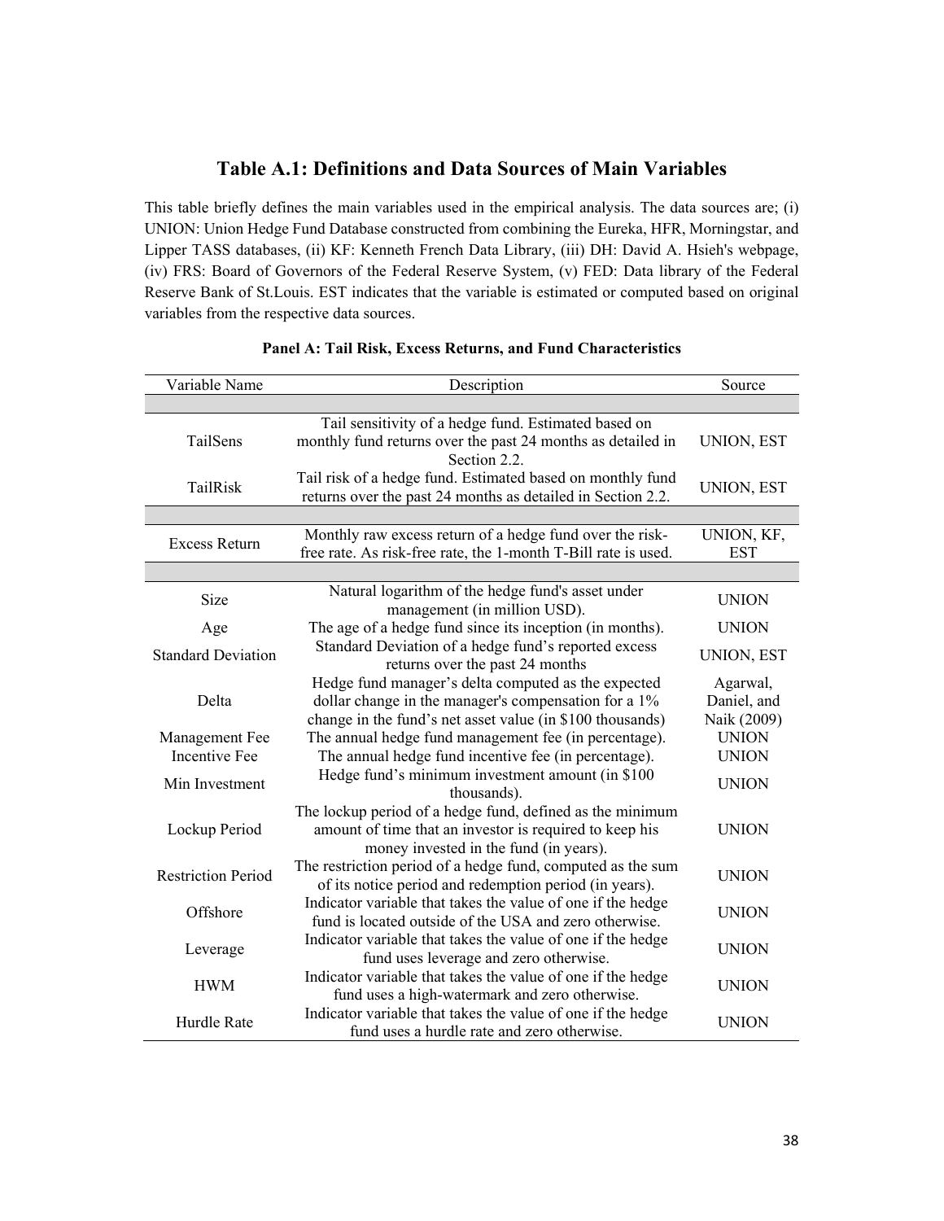## Table A.1: Definitions and Data Sources of Main Variables

This table briefly defines the main variables used in the empirical analysis. The data sources are; (i) UNION: Union Hedge Fund Database constructed from combining the Eureka, HFR, Morningstar, and Lipper TASS databases, (ii) KF: Kenneth French Data Library, (iii) DH: David A. Hsieh's webpage, (iv) FRS: Board of Governors of the Federal Reserve System, (v) FED: Data library of the Federal Reserve Bank of St.Louis. EST indicates that the variable is estimated or computed based on original variables from the respective data sources.

**Panel A: Tail Risk, Excess Returns, and Fund Characteristics**

| Variable Name | Description | Source |
|---|---|---|
| | | |
| TailSens | Tail sensitivity of a hedge fund. Estimated based on monthly fund returns over the past 24 months as detailed in Section 2.2. | UNION, EST |
| TailRisk | Tail risk of a hedge fund. Estimated based on monthly fund returns over the past 24 months as detailed in Section 2.2. | UNION, EST |
| | | |
| Excess Return | Monthly raw excess return of a hedge fund over the risk-free rate. As risk-free rate, the 1-month T-Bill rate is used. | UNION, KF, EST |
| | | |
| Size | Natural logarithm of the hedge fund's asset under management (in million USD). | UNION |
| Age | The age of a hedge fund since its inception (in months). | UNION |
| Standard Deviation | Standard Deviation of a hedge fund's reported excess returns over the past 24 months | UNION, EST |
| Delta | Hedge fund manager's delta computed as the expected dollar change in the manager's compensation for a 1% change in the fund's net asset value (in $100 thousands) | Agarwal, Daniel, and Naik (2009) |
| Management Fee | The annual hedge fund management fee (in percentage). | UNION |
| Incentive Fee | The annual hedge fund incentive fee (in percentage). | UNION |
| Min Investment | Hedge fund's minimum investment amount (in $100 thousands). | UNION |
| Lockup Period | The lockup period of a hedge fund, defined as the minimum amount of time that an investor is required to keep his money invested in the fund (in years). | UNION |
| Restriction Period | The restriction period of a hedge fund, computed as the sum of its notice period and redemption period (in years). | UNION |
| Offshore | Indicator variable that takes the value of one if the hedge fund is located outside of the USA and zero otherwise. | UNION |
| Leverage | Indicator variable that takes the value of one if the hedge fund uses leverage and zero otherwise. | UNION |
| HWM | Indicator variable that takes the value of one if the hedge fund uses a high-watermark and zero otherwise. | UNION |
| Hurdle Rate | Indicator variable that takes the value of one if the hedge fund uses a hurdle rate and zero otherwise. | UNION |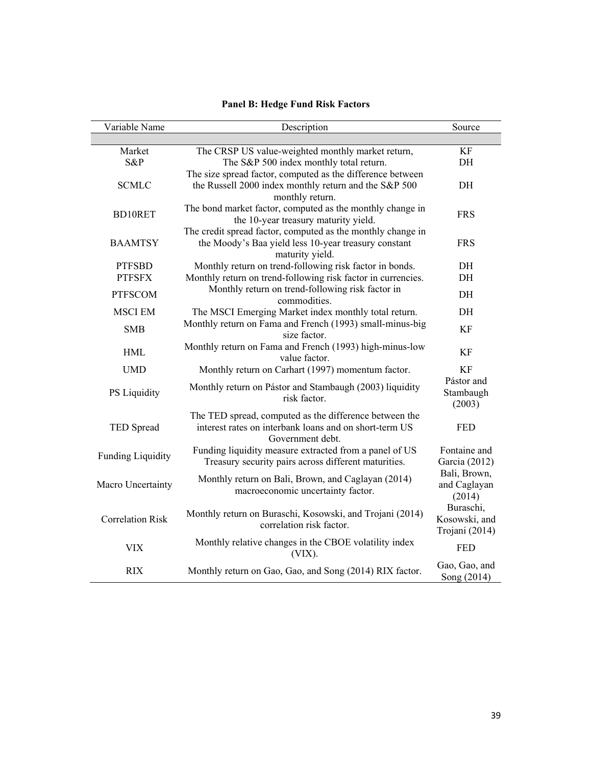**Panel B: Hedge Fund Risk Factors**

| Variable Name | Description | Source |
|---|---|---|
| Market | The CRSP US value-weighted monthly market return, | KF |
| S&P | The S&P 500 index monthly total return. | DH |
| SCMLC | The size spread factor, computed as the difference between the Russell 2000 index monthly return and the S&P 500 monthly return. | DH |
| BD10RET | The bond market factor, computed as the monthly change in the 10-year treasury maturity yield. | FRS |
| BAAMTSY | The credit spread factor, computed as the monthly change in the Moody's Baa yield less 10-year treasury constant maturity yield. | FRS |
| PTFSBD | Monthly return on trend-following risk factor in bonds. | DH |
| PTFSFX | Monthly return on trend-following risk factor in currencies. | DH |
| PTFSCOM | Monthly return on trend-following risk factor in commodities. | DH |
| MSCI EM | The MSCI Emerging Market index monthly total return. | DH |
| SMB | Monthly return on Fama and French (1993) small-minus-big size factor. | KF |
| HML | Monthly return on Fama and French (1993) high-minus-low value factor. | KF |
| UMD | Monthly return on Carhart (1997) momentum factor. | KF |
| PS Liquidity | Monthly return on Pástor and Stambaugh (2003) liquidity risk factor. | Pástor and Stambaugh (2003) |
| TED Spread | The TED spread, computed as the difference between the interest rates on interbank loans and on short-term US Government debt. | FED |
| Funding Liquidity | Funding liquidity measure extracted from a panel of US Treasury security pairs across different maturities. | Fontaine and Garcia (2012) |
| Macro Uncertainty | Monthly return on Bali, Brown, and Caglayan (2014) macroeconomic uncertainty factor. | Bali, Brown, and Caglayan (2014) |
| Correlation Risk | Monthly return on Buraschi, Kosowski, and Trojani (2014) correlation risk factor. | Buraschi, Kosowski, and Trojani (2014) |
| VIX | Monthly relative changes in the CBOE volatility index (VIX). | FED |
| RIX | Monthly return on Gao, Gao, and Song (2014) RIX factor. | Gao, Gao, and Song (2014) |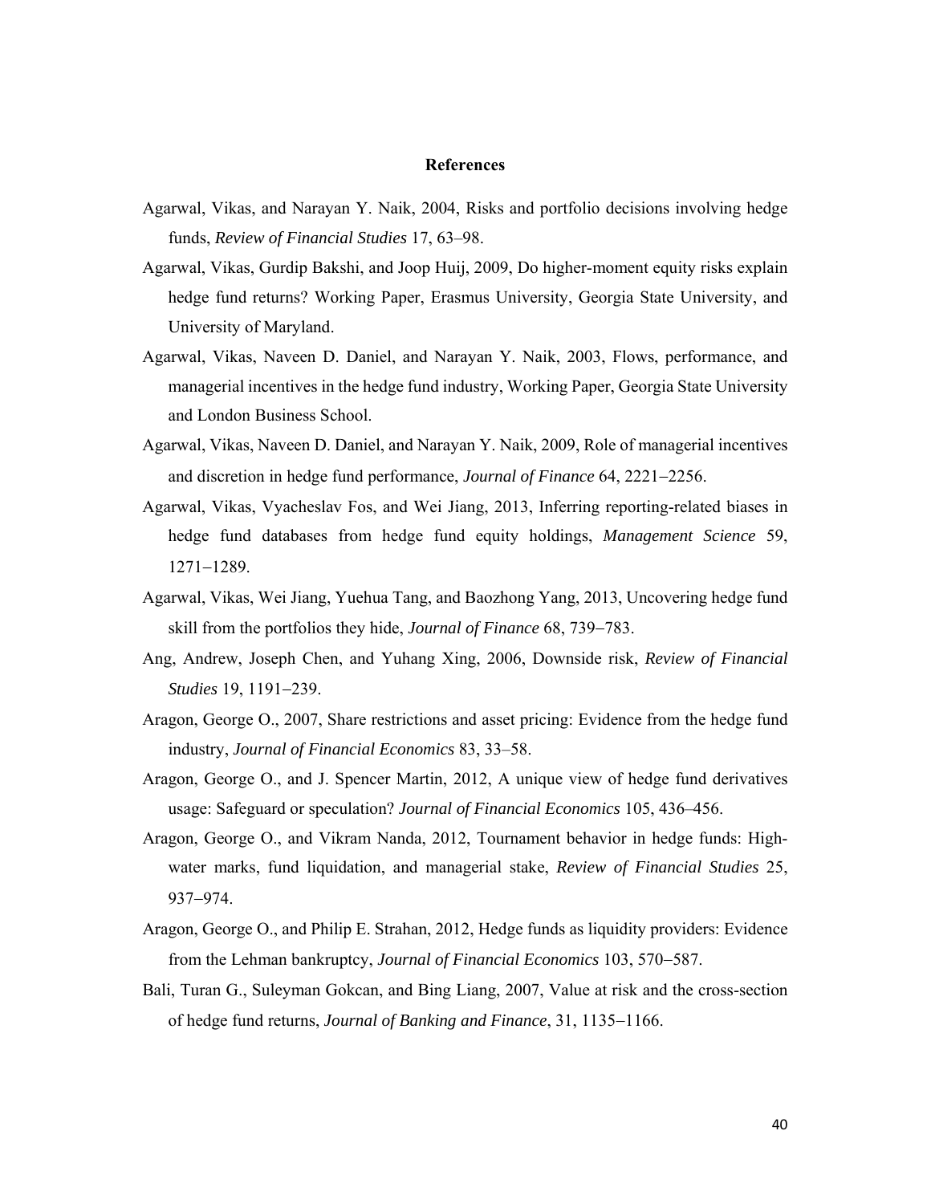## References

Agarwal, Vikas, and Narayan Y. Naik, 2004, Risks and portfolio decisions involving hedge funds, *Review of Financial Studies* 17, 63–98.

Agarwal, Vikas, Gurdip Bakshi, and Joop Huij, 2009, Do higher-moment equity risks explain hedge fund returns? Working Paper, Erasmus University, Georgia State University, and University of Maryland.

Agarwal, Vikas, Naveen D. Daniel, and Narayan Y. Naik, 2003, Flows, performance, and managerial incentives in the hedge fund industry, Working Paper, Georgia State University and London Business School.

Agarwal, Vikas, Naveen D. Daniel, and Narayan Y. Naik, 2009, Role of managerial incentives and discretion in hedge fund performance, *Journal of Finance* 64, 2221−2256.

Agarwal, Vikas, Vyacheslav Fos, and Wei Jiang, 2013, Inferring reporting-related biases in hedge fund databases from hedge fund equity holdings, *Management Science* 59, 1271−1289.

Agarwal, Vikas, Wei Jiang, Yuehua Tang, and Baozhong Yang, 2013, Uncovering hedge fund skill from the portfolios they hide, *Journal of Finance* 68, 739−783.

Ang, Andrew, Joseph Chen, and Yuhang Xing, 2006, Downside risk, *Review of Financial Studies* 19, 1191−239.

Aragon, George O., 2007, Share restrictions and asset pricing: Evidence from the hedge fund industry, *Journal of Financial Economics* 83, 33–58.

Aragon, George O., and J. Spencer Martin, 2012, A unique view of hedge fund derivatives usage: Safeguard or speculation? *Journal of Financial Economics* 105, 436–456.

Aragon, George O., and Vikram Nanda, 2012, Tournament behavior in hedge funds: High-water marks, fund liquidation, and managerial stake, *Review of Financial Studies* 25, 937−974.

Aragon, George O., and Philip E. Strahan, 2012, Hedge funds as liquidity providers: Evidence from the Lehman bankruptcy, *Journal of Financial Economics* 103, 570−587.

Bali, Turan G., Suleyman Gokcan, and Bing Liang, 2007, Value at risk and the cross-section of hedge fund returns, *Journal of Banking and Finance*, 31, 1135−1166.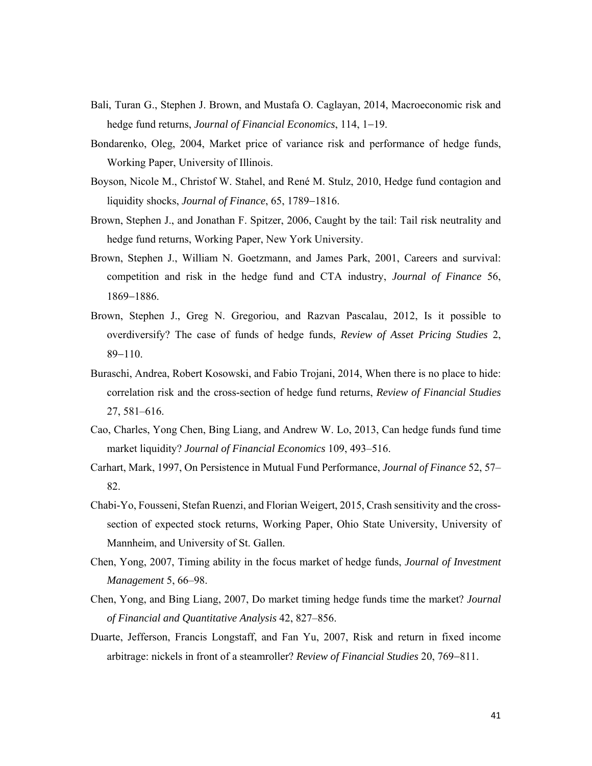Bali, Turan G., Stephen J. Brown, and Mustafa O. Caglayan, 2014, Macroeconomic risk and hedge fund returns, *Journal of Financial Economics*, 114, 1−19.

Bondarenko, Oleg, 2004, Market price of variance risk and performance of hedge funds, Working Paper, University of Illinois.

Boyson, Nicole M., Christof W. Stahel, and René M. Stulz, 2010, Hedge fund contagion and liquidity shocks, *Journal of Finance*, 65, 1789−1816.

Brown, Stephen J., and Jonathan F. Spitzer, 2006, Caught by the tail: Tail risk neutrality and hedge fund returns, Working Paper, New York University.

Brown, Stephen J., William N. Goetzmann, and James Park, 2001, Careers and survival: competition and risk in the hedge fund and CTA industry, *Journal of Finance* 56, 1869−1886.

Brown, Stephen J., Greg N. Gregoriou, and Razvan Pascalau, 2012, Is it possible to overdiversify? The case of funds of hedge funds, *Review of Asset Pricing Studies* 2, 89−110.

Buraschi, Andrea, Robert Kosowski, and Fabio Trojani, 2014, When there is no place to hide: correlation risk and the cross-section of hedge fund returns, *Review of Financial Studies* 27, 581–616.

Cao, Charles, Yong Chen, Bing Liang, and Andrew W. Lo, 2013, Can hedge funds fund time market liquidity? *Journal of Financial Economics* 109, 493–516.

Carhart, Mark, 1997, On Persistence in Mutual Fund Performance, *Journal of Finance* 52, 57–82.

Chabi-Yo, Fousseni, Stefan Ruenzi, and Florian Weigert, 2015, Crash sensitivity and the cross-section of expected stock returns, Working Paper, Ohio State University, University of Mannheim, and University of St. Gallen.

Chen, Yong, 2007, Timing ability in the focus market of hedge funds, *Journal of Investment Management* 5, 66–98.

Chen, Yong, and Bing Liang, 2007, Do market timing hedge funds time the market? *Journal of Financial and Quantitative Analysis* 42, 827–856.

Duarte, Jefferson, Francis Longstaff, and Fan Yu, 2007, Risk and return in fixed income arbitrage: nickels in front of a steamroller? *Review of Financial Studies* 20, 769−811.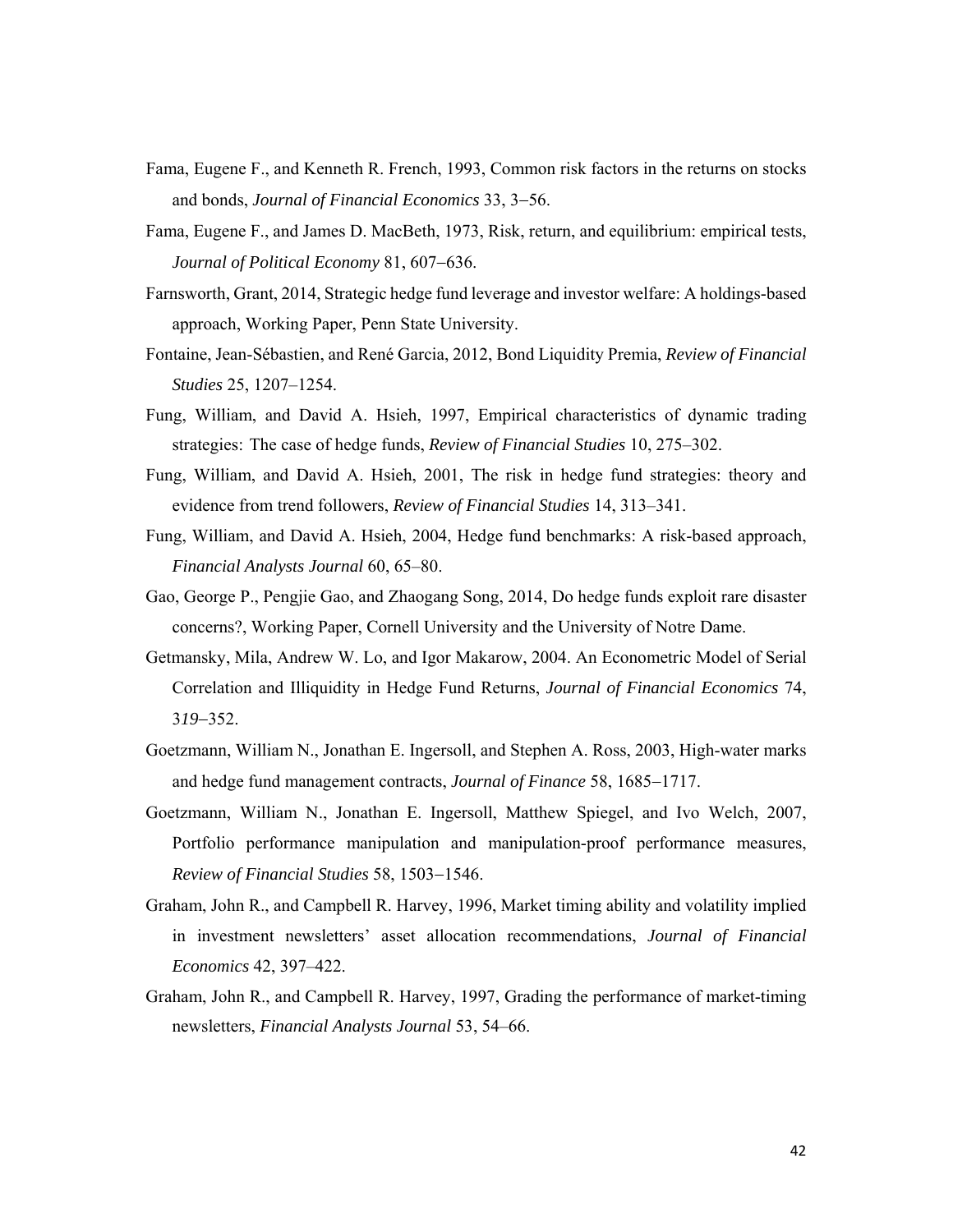Fama, Eugene F., and Kenneth R. French, 1993, Common risk factors in the returns on stocks and bonds, *Journal of Financial Economics* 33, 3−56.

Fama, Eugene F., and James D. MacBeth, 1973, Risk, return, and equilibrium: empirical tests, *Journal of Political Economy* 81, 607−636.

Farnsworth, Grant, 2014, Strategic hedge fund leverage and investor welfare: A holdings-based approach, Working Paper, Penn State University.

Fontaine, Jean-Sébastien, and René Garcia, 2012, Bond Liquidity Premia, *Review of Financial Studies* 25, 1207–1254.

Fung, William, and David A. Hsieh, 1997, Empirical characteristics of dynamic trading strategies: The case of hedge funds, *Review of Financial Studies* 10, 275–302.

Fung, William, and David A. Hsieh, 2001, The risk in hedge fund strategies: theory and evidence from trend followers, *Review of Financial Studies* 14, 313–341.

Fung, William, and David A. Hsieh, 2004, Hedge fund benchmarks: A risk-based approach, *Financial Analysts Journal* 60, 65–80.

Gao, George P., Pengjie Gao, and Zhaogang Song, 2014, Do hedge funds exploit rare disaster concerns?, Working Paper, Cornell University and the University of Notre Dame.

Getmansky, Mila, Andrew W. Lo, and Igor Makarow, 2004. An Econometric Model of Serial Correlation and Illiquidity in Hedge Fund Returns, *Journal of Financial Economics* 74, 319−352.

Goetzmann, William N., Jonathan E. Ingersoll, and Stephen A. Ross, 2003, High-water marks and hedge fund management contracts, *Journal of Finance* 58, 1685−1717.

Goetzmann, William N., Jonathan E. Ingersoll, Matthew Spiegel, and Ivo Welch, 2007, Portfolio performance manipulation and manipulation-proof performance measures, *Review of Financial Studies* 58, 1503−1546.

Graham, John R., and Campbell R. Harvey, 1996, Market timing ability and volatility implied in investment newsletters' asset allocation recommendations, *Journal of Financial Economics* 42, 397–422.

Graham, John R., and Campbell R. Harvey, 1997, Grading the performance of market-timing newsletters, *Financial Analysts Journal* 53, 54–66.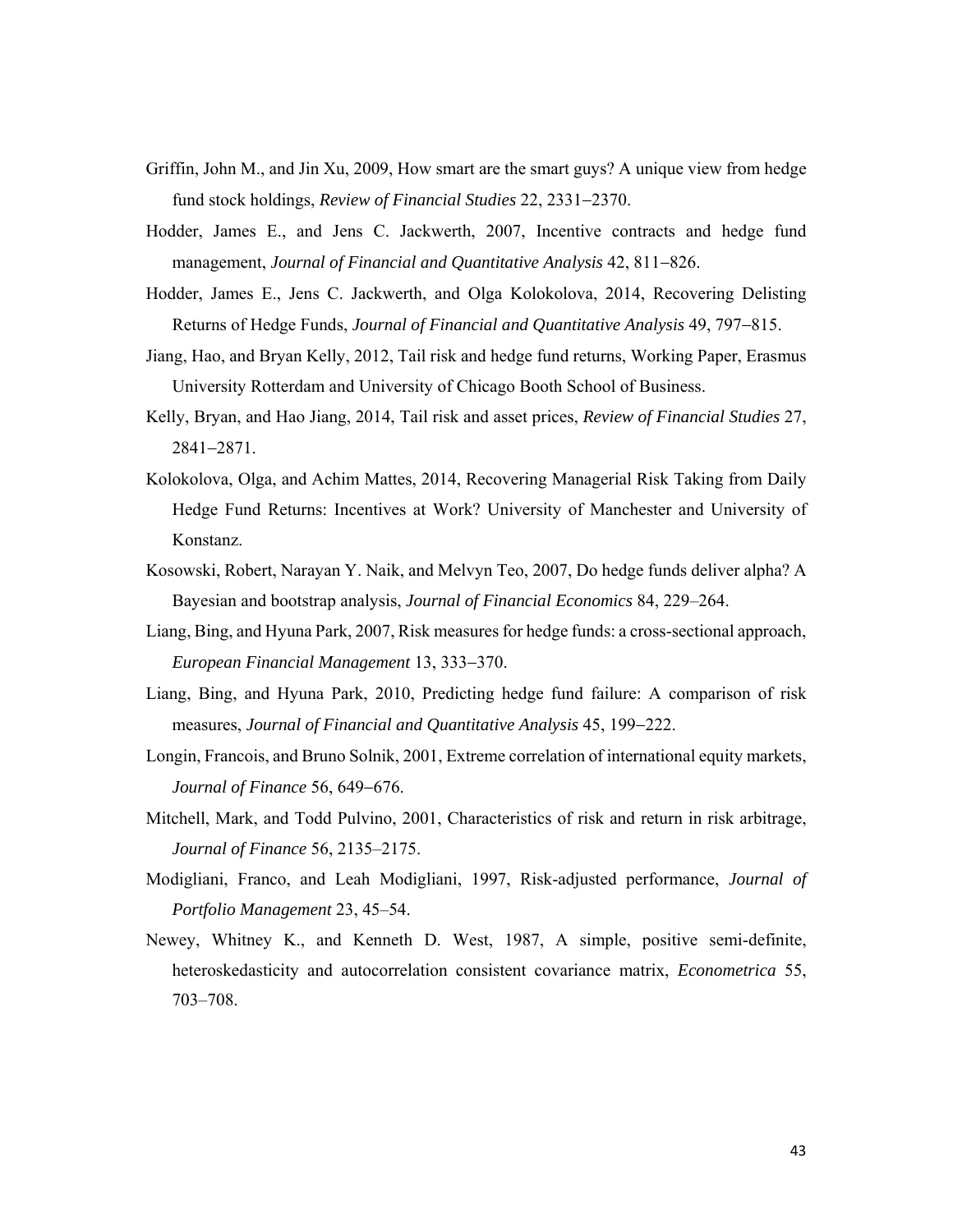Griffin, John M., and Jin Xu, 2009, How smart are the smart guys? A unique view from hedge fund stock holdings, *Review of Financial Studies* 22, 2331–2370.

Hodder, James E., and Jens C. Jackwerth, 2007, Incentive contracts and hedge fund management, *Journal of Financial and Quantitative Analysis* 42, 811–826.

Hodder, James E., Jens C. Jackwerth, and Olga Kolokolova, 2014, Recovering Delisting Returns of Hedge Funds, *Journal of Financial and Quantitative Analysis* 49, 797–815.

Jiang, Hao, and Bryan Kelly, 2012, Tail risk and hedge fund returns, Working Paper, Erasmus University Rotterdam and University of Chicago Booth School of Business.

Kelly, Bryan, and Hao Jiang, 2014, Tail risk and asset prices, *Review of Financial Studies* 27, 2841–2871.

Kolokolova, Olga, and Achim Mattes, 2014, Recovering Managerial Risk Taking from Daily Hedge Fund Returns: Incentives at Work? University of Manchester and University of Konstanz.

Kosowski, Robert, Narayan Y. Naik, and Melvyn Teo, 2007, Do hedge funds deliver alpha? A Bayesian and bootstrap analysis, *Journal of Financial Economics* 84, 229–264.

Liang, Bing, and Hyuna Park, 2007, Risk measures for hedge funds: a cross-sectional approach, *European Financial Management* 13, 333–370.

Liang, Bing, and Hyuna Park, 2010, Predicting hedge fund failure: A comparison of risk measures, *Journal of Financial and Quantitative Analysis* 45, 199–222.

Longin, Francois, and Bruno Solnik, 2001, Extreme correlation of international equity markets, *Journal of Finance* 56, 649–676.

Mitchell, Mark, and Todd Pulvino, 2001, Characteristics of risk and return in risk arbitrage, *Journal of Finance* 56, 2135–2175.

Modigliani, Franco, and Leah Modigliani, 1997, Risk-adjusted performance, *Journal of Portfolio Management* 23, 45–54.

Newey, Whitney K., and Kenneth D. West, 1987, A simple, positive semi-definite, heteroskedasticity and autocorrelation consistent covariance matrix, *Econometrica* 55, 703–708.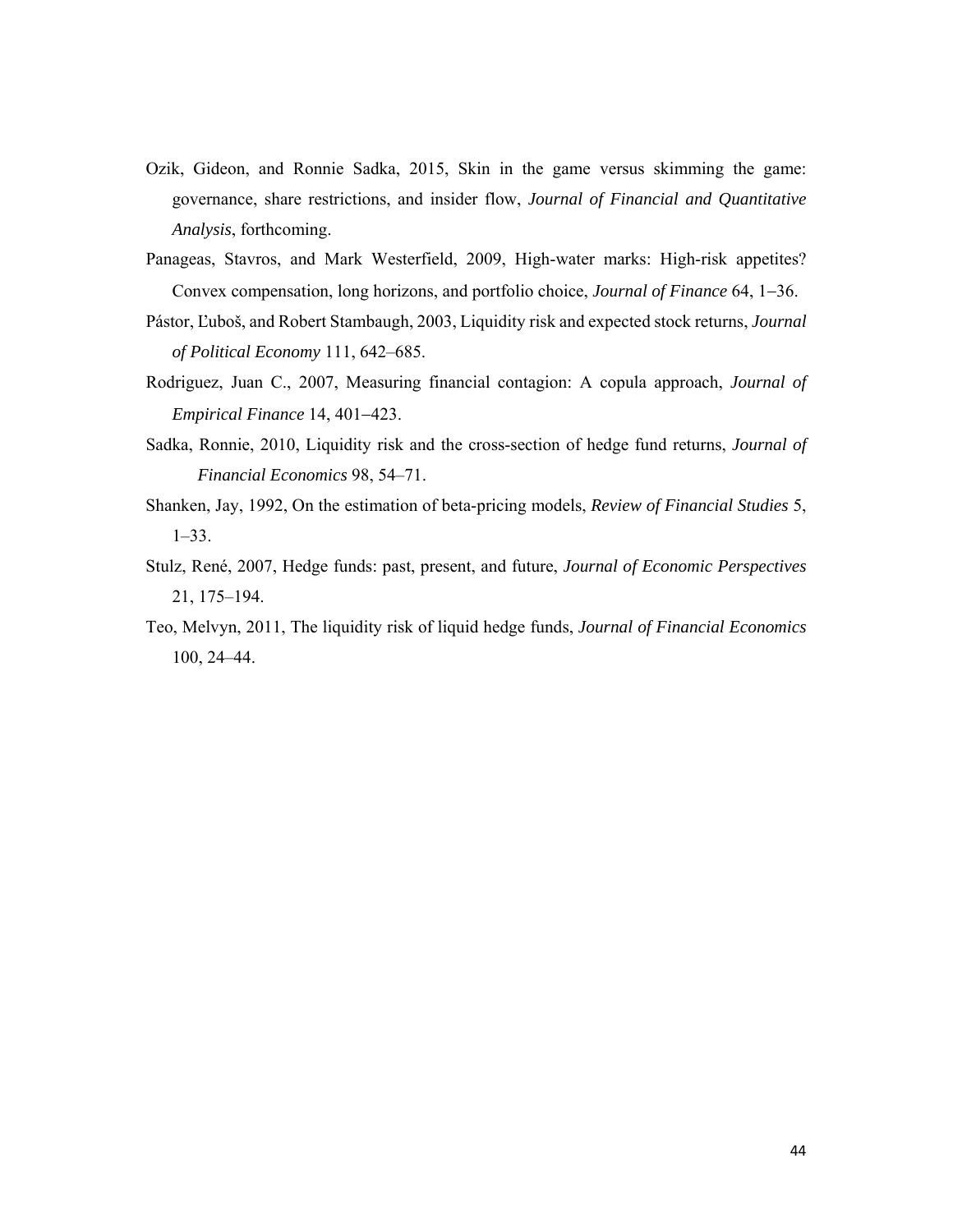Ozik, Gideon, and Ronnie Sadka, 2015, Skin in the game versus skimming the game: governance, share restrictions, and insider flow, *Journal of Financial and Quantitative Analysis*, forthcoming.

Panageas, Stavros, and Mark Westerfield, 2009, High-water marks: High-risk appetites? Convex compensation, long horizons, and portfolio choice, *Journal of Finance* 64, 1–36.

Pástor, Ľuboš, and Robert Stambaugh, 2003, Liquidity risk and expected stock returns, *Journal of Political Economy* 111, 642–685.

Rodriguez, Juan C., 2007, Measuring financial contagion: A copula approach, *Journal of Empirical Finance* 14, 401–423.

Sadka, Ronnie, 2010, Liquidity risk and the cross-section of hedge fund returns, *Journal of Financial Economics* 98, 54–71.

Shanken, Jay, 1992, On the estimation of beta-pricing models, *Review of Financial Studies* 5, 1–33.

Stulz, René, 2007, Hedge funds: past, present, and future, *Journal of Economic Perspectives* 21, 175–194.

Teo, Melvyn, 2011, The liquidity risk of liquid hedge funds, *Journal of Financial Economics* 100, 24–44.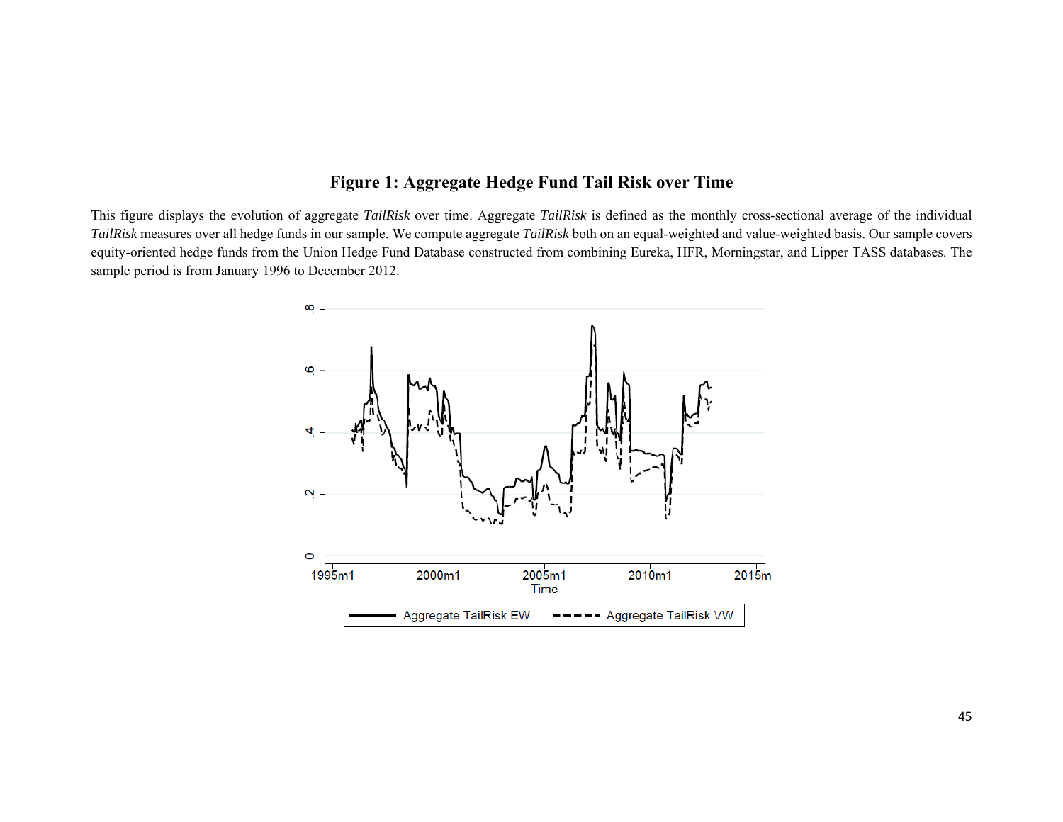# Figure 1: Aggregate Hedge Fund Tail Risk over Time

This figure displays the evolution of aggregate *TailRisk* over time. Aggregate *TailRisk* is defined as the monthly cross-sectional average of the individual *TailRisk* measures over all hedge funds in our sample. We compute aggregate *TailRisk* both on an equal-weighted and value-weighted basis. Our sample covers equity-oriented hedge funds from the Union Hedge Fund Database constructed from combining Eureka, HFR, Morningstar, and Lipper TASS databases. The sample period is from January 1996 to December 2012.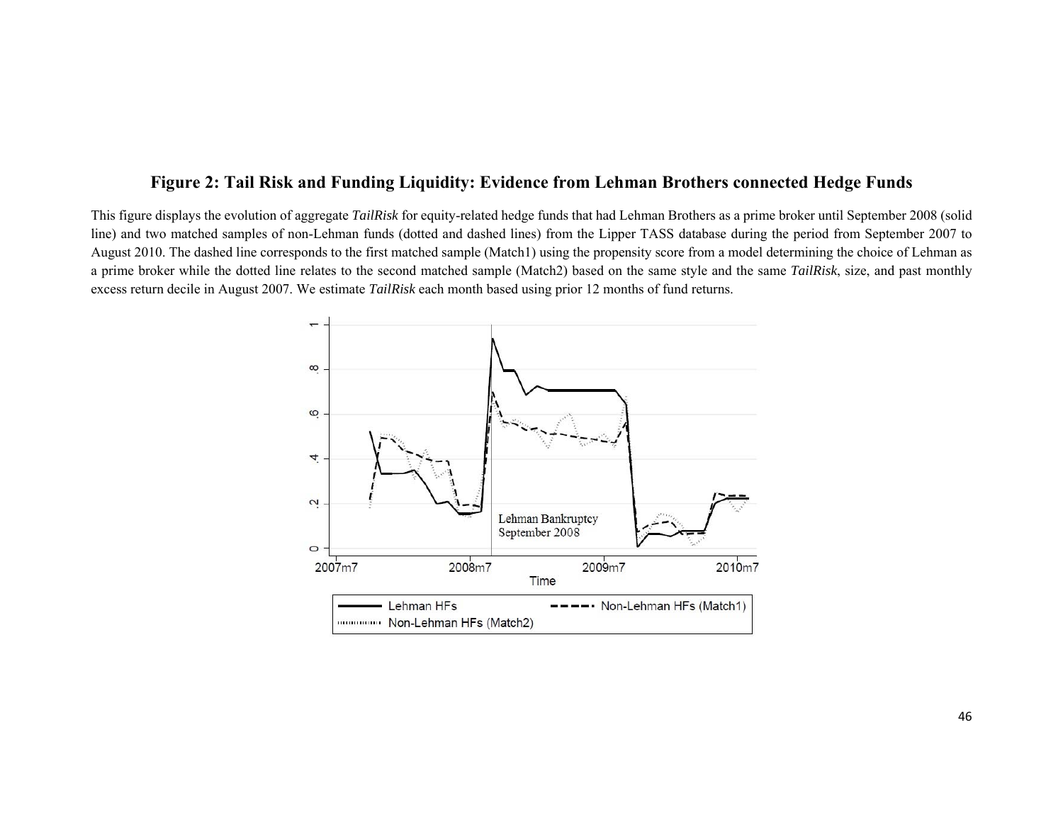**Figure 2: Tail Risk and Funding Liquidity: Evidence from Lehman Brothers connected Hedge Funds**

This figure displays the evolution of aggregate *TailRisk* for equity-related hedge funds that had Lehman Brothers as a prime broker until September 2008 (solid line) and two matched samples of non-Lehman funds (dotted and dashed lines) from the Lipper TASS database during the period from September 2007 to August 2010. The dashed line corresponds to the first matched sample (Match1) using the propensity score from a model determining the choice of Lehman as a prime broker while the dotted line relates to the second matched sample (Match2) based on the same style and the same *TailRisk*, size, and past monthly excess return decile in August 2007. We estimate *TailRisk* each month based using prior 12 months of fund returns.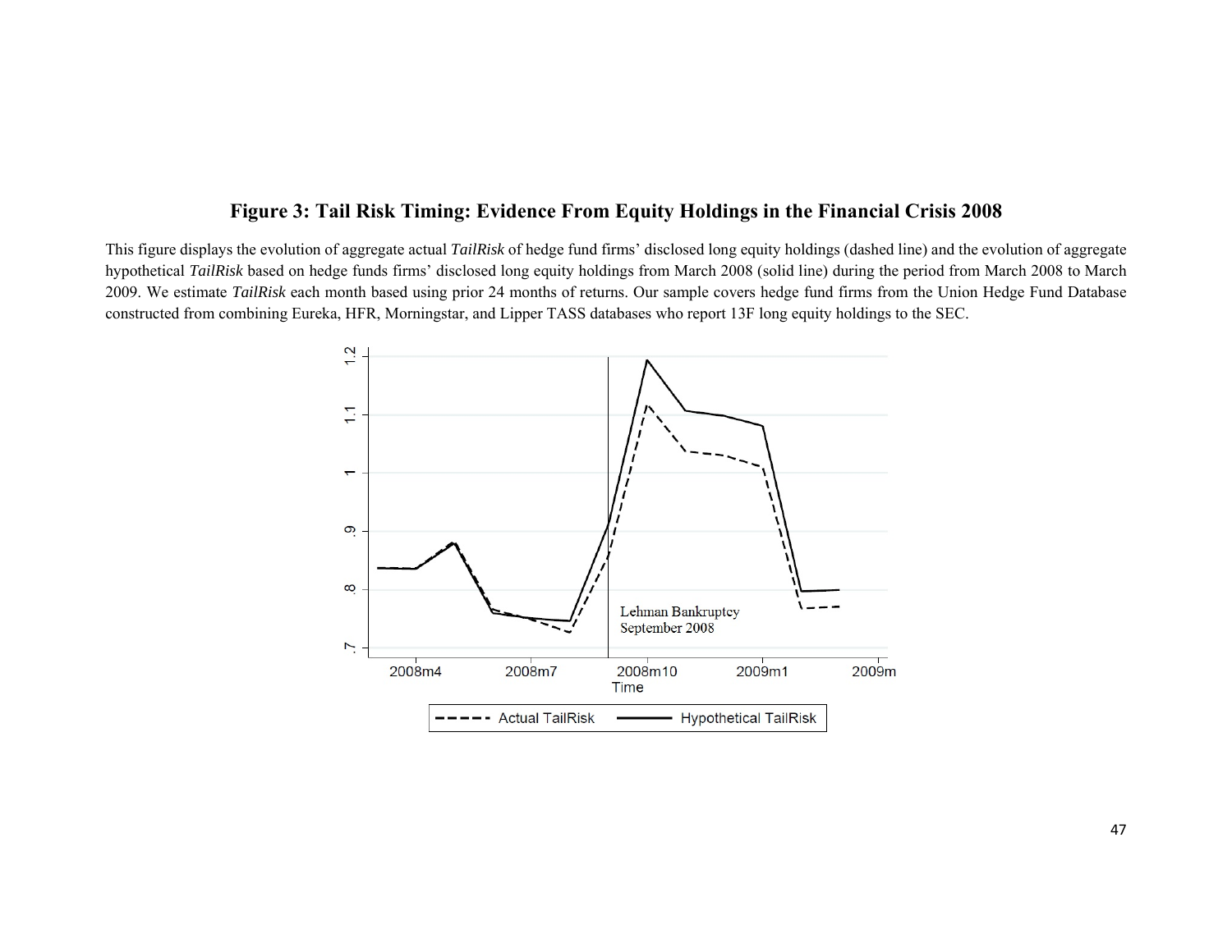**Figure 3: Tail Risk Timing: Evidence From Equity Holdings in the Financial Crisis 2008**

This figure displays the evolution of aggregate actual *TailRisk* of hedge fund firms' disclosed long equity holdings (dashed line) and the evolution of aggregate hypothetical *TailRisk* based on hedge funds firms' disclosed long equity holdings from March 2008 (solid line) during the period from March 2008 to March 2009. We estimate *TailRisk* each month based using prior 24 months of returns. Our sample covers hedge fund firms from the Union Hedge Fund Database constructed from combining Eureka, HFR, Morningstar, and Lipper TASS databases who report 13F long equity holdings to the SEC.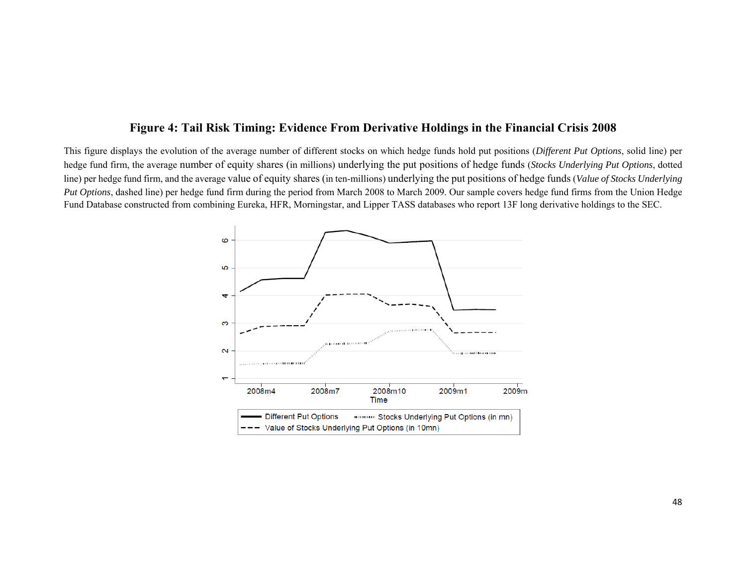**Figure 4: Tail Risk Timing: Evidence From Derivative Holdings in the Financial Crisis 2008**

This figure displays the evolution of the average number of different stocks on which hedge funds hold put positions (*Different Put Options*, solid line) per hedge fund firm, the average number of equity shares (in millions) underlying the put positions of hedge funds (*Stocks Underlying Put Options*, dotted line) per hedge fund firm, and the average value of equity shares (in ten-millions) underlying the put positions of hedge funds (*Value of Stocks Underlying Put Options*, dashed line) per hedge fund firm during the period from March 2008 to March 2009. Our sample covers hedge fund firms from the Union Hedge Fund Database constructed from combining Eureka, HFR, Morningstar, and Lipper TASS databases who report 13F long derivative holdings to the SEC.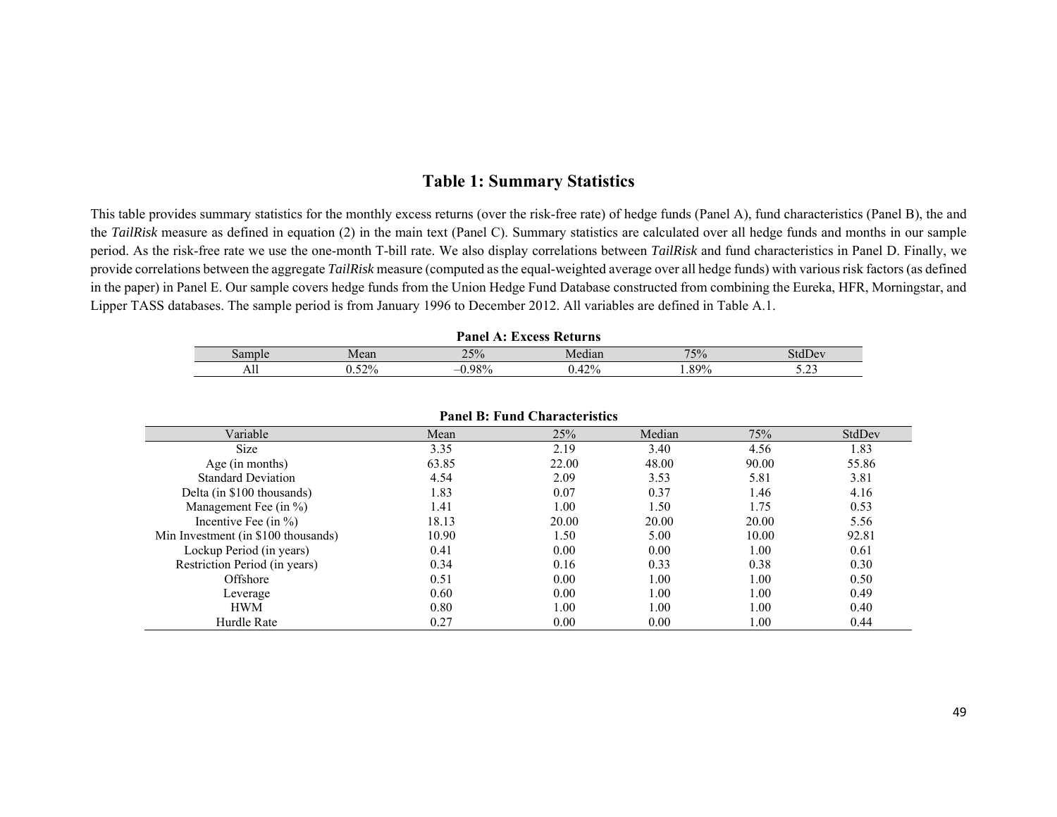## Table 1: Summary Statistics

This table provides summary statistics for the monthly excess returns (over the risk-free rate) of hedge funds (Panel A), fund characteristics (Panel B), the and the *TailRisk* measure as defined in equation (2) in the main text (Panel C). Summary statistics are calculated over all hedge funds and months in our sample period. As the risk-free rate we use the one-month T-bill rate. We also display correlations between *TailRisk* and fund characteristics in Panel D. Finally, we provide correlations between the aggregate *TailRisk* measure (computed as the equal-weighted average over all hedge funds) with various risk factors (as defined in the paper) in Panel E. Our sample covers hedge funds from the Union Hedge Fund Database constructed from combining the Eureka, HFR, Morningstar, and Lipper TASS databases. The sample period is from January 1996 to December 2012. All variables are defined in Table A.1.

**Panel A: Excess Returns**

| Sample | Mean | 25% | Median | 75% | StdDev |
|---|---|---|---|---|---|
| All | 0.52% | –0.98% | 0.42% | 1.89% | 5.23 |

**Panel B: Fund Characteristics**

| Variable | Mean | 25% | Median | 75% | StdDev |
|---|---|---|---|---|---|
| Size | 3.35 | 2.19 | 3.40 | 4.56 | 1.83 |
| Age (in months) | 63.85 | 22.00 | 48.00 | 90.00 | 55.86 |
| Standard Deviation | 4.54 | 2.09 | 3.53 | 5.81 | 3.81 |
| Delta (in $100 thousands) | 1.83 | 0.07 | 0.37 | 1.46 | 4.16 |
| Management Fee (in %) | 1.41 | 1.00 | 1.50 | 1.75 | 0.53 |
| Incentive Fee (in %) | 18.13 | 20.00 | 20.00 | 20.00 | 5.56 |
| Min Investment (in $100 thousands) | 10.90 | 1.50 | 5.00 | 10.00 | 92.81 |
| Lockup Period (in years) | 0.41 | 0.00 | 0.00 | 1.00 | 0.61 |
| Restriction Period (in years) | 0.34 | 0.16 | 0.33 | 0.38 | 0.30 |
| Offshore | 0.51 | 0.00 | 1.00 | 1.00 | 0.50 |
| Leverage | 0.60 | 0.00 | 1.00 | 1.00 | 0.49 |
| HWM | 0.80 | 1.00 | 1.00 | 1.00 | 0.40 |
| Hurdle Rate | 0.27 | 0.00 | 0.00 | 1.00 | 0.44 |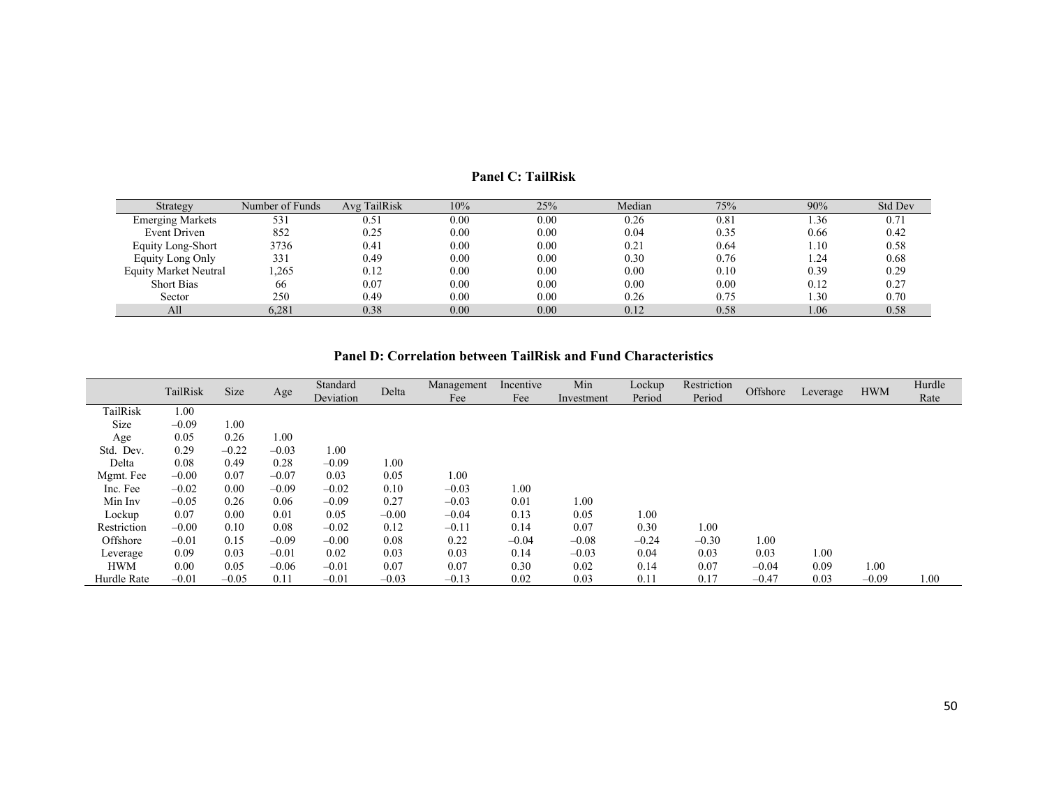**Panel C: TailRisk**

| Strategy | Number of Funds | Avg TailRisk | 10% | 25% | Median | 75% | 90% | Std Dev |
|---|---|---|---|---|---|---|---|---|
| Emerging Markets | 531 | 0.51 | 0.00 | 0.00 | 0.26 | 0.81 | 1.36 | 0.71 |
| Event Driven | 852 | 0.25 | 0.00 | 0.00 | 0.04 | 0.35 | 0.66 | 0.42 |
| Equity Long-Short | 3736 | 0.41 | 0.00 | 0.00 | 0.21 | 0.64 | 1.10 | 0.58 |
| Equity Long Only | 331 | 0.49 | 0.00 | 0.00 | 0.30 | 0.76 | 1.24 | 0.68 |
| Equity Market Neutral | 1,265 | 0.12 | 0.00 | 0.00 | 0.00 | 0.10 | 0.39 | 0.29 |
| Short Bias | 66 | 0.07 | 0.00 | 0.00 | 0.00 | 0.00 | 0.12 | 0.27 |
| Sector | 250 | 0.49 | 0.00 | 0.00 | 0.26 | 0.75 | 1.30 | 0.70 |
| All | 6,281 | 0.38 | 0.00 | 0.00 | 0.12 | 0.58 | 1.06 | 0.58 |

**Panel D: Correlation between TailRisk and Fund Characteristics**

| | TailRisk | Size | Age | Standard Deviation | Delta | Management Fee | Incentive Fee | Min Investment | Lockup Period | Restriction Period | Offshore | Leverage | HWM | Hurdle Rate |
|---|---|---|---|---|---|---|---|---|---|---|---|---|---|---|
| TailRisk | 1.00 | | | | | | | | | | | | | |
| Size | –0.09 | 1.00 | | | | | | | | | | | | |
| Age | 0.05 | 0.26 | 1.00 | | | | | | | | | | | |
| Std. Dev. | 0.29 | –0.22 | –0.03 | 1.00 | | | | | | | | | | |
| Delta | 0.08 | 0.49 | 0.28 | –0.09 | 1.00 | | | | | | | | | |
| Mgmt. Fee | –0.00 | 0.07 | –0.07 | 0.03 | 0.05 | 1.00 | | | | | | | | |
| Inc. Fee | –0.02 | 0.00 | –0.09 | –0.02 | 0.10 | –0.03 | 1.00 | | | | | | | |
| Min Inv | –0.05 | 0.26 | 0.06 | –0.09 | 0.27 | –0.03 | 0.01 | 1.00 | | | | | | |
| Lockup | 0.07 | 0.00 | 0.01 | 0.05 | –0.00 | –0.04 | 0.13 | 0.05 | 1.00 | | | | | |
| Restriction | –0.00 | 0.10 | 0.08 | –0.02 | 0.12 | –0.11 | 0.14 | 0.07 | 0.30 | 1.00 | | | | |
| Offshore | –0.01 | 0.15 | –0.09 | –0.00 | 0.08 | 0.22 | –0.04 | –0.08 | –0.24 | –0.30 | 1.00 | | | |
| Leverage | 0.09 | 0.03 | –0.01 | 0.02 | 0.03 | 0.03 | 0.14 | –0.03 | 0.04 | 0.03 | 0.03 | 1.00 | | |
| HWM | 0.00 | 0.05 | –0.06 | –0.01 | 0.07 | 0.07 | 0.30 | 0.02 | 0.14 | 0.07 | –0.04 | 0.09 | 1.00 | |
| Hurdle Rate | –0.01 | –0.05 | 0.11 | –0.01 | –0.03 | –0.13 | 0.02 | 0.03 | 0.11 | 0.17 | –0.47 | 0.03 | –0.09 | 1.00 |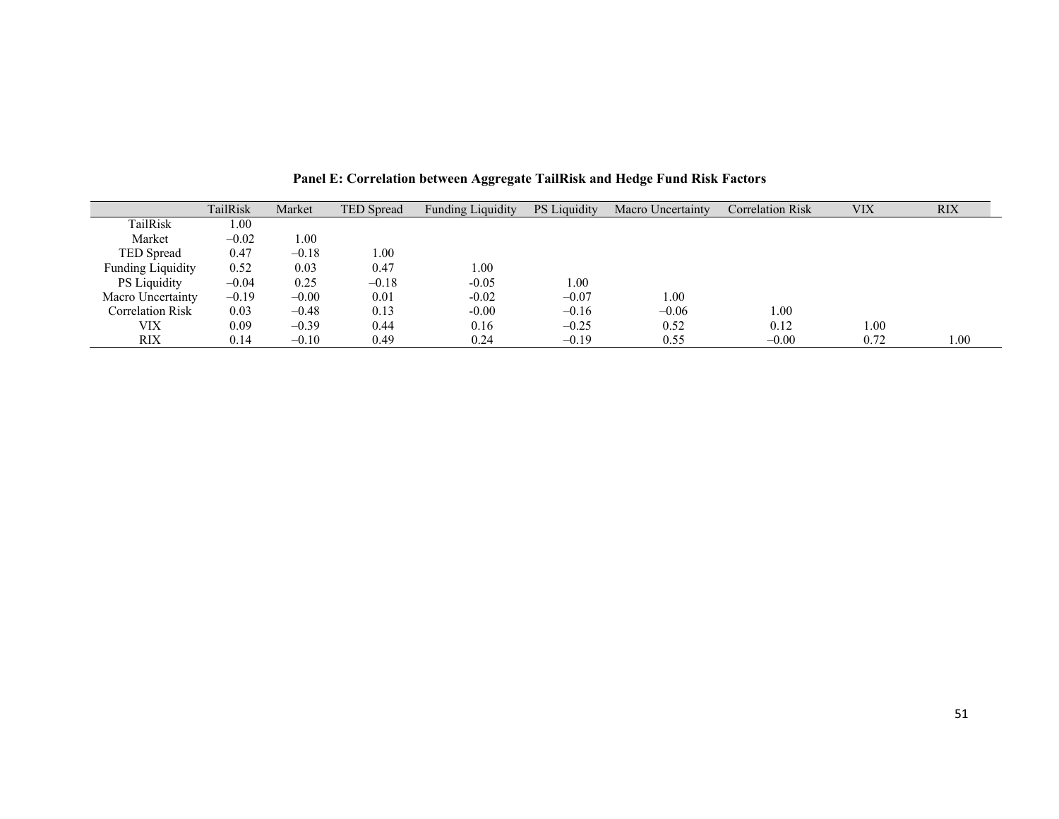**Panel E: Correlation between Aggregate TailRisk and Hedge Fund Risk Factors**

| | TailRisk | Market | TED Spread | Funding Liquidity | PS Liquidity | Macro Uncertainty | Correlation Risk | VIX | RIX |
|---|---|---|---|---|---|---|---|---|---|
| TailRisk | 1.00 | | | | | | | | |
| Market | –0.02 | 1.00 | | | | | | | |
| TED Spread | 0.47 | –0.18 | 1.00 | | | | | | |
| Funding Liquidity | 0.52 | 0.03 | 0.47 | 1.00 | | | | | |
| PS Liquidity | –0.04 | 0.25 | –0.18 | -0.05 | 1.00 | | | | |
| Macro Uncertainty | –0.19 | –0.00 | 0.01 | -0.02 | –0.07 | 1.00 | | | |
| Correlation Risk | 0.03 | –0.48 | 0.13 | -0.00 | –0.16 | –0.06 | 1.00 | | |
| VIX | 0.09 | –0.39 | 0.44 | 0.16 | –0.25 | 0.52 | 0.12 | 1.00 | |
| RIX | 0.14 | –0.10 | 0.49 | 0.24 | –0.19 | 0.55 | –0.00 | 0.72 | 1.00 |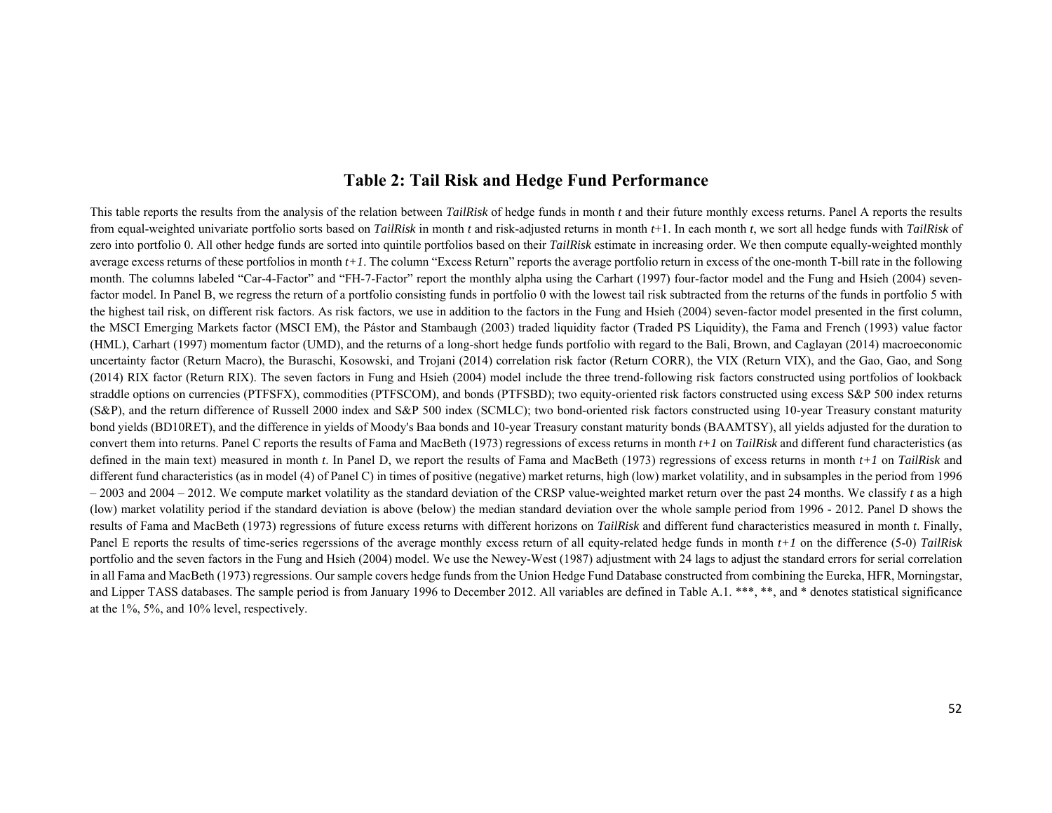## Table 2: Tail Risk and Hedge Fund Performance

This table reports the results from the analysis of the relation between *TailRisk* of hedge funds in month *t* and their future monthly excess returns. Panel A reports the results from equal-weighted univariate portfolio sorts based on *TailRisk* in month *t* and risk-adjusted returns in month *t*+1. In each month *t*, we sort all hedge funds with *TailRisk* of zero into portfolio 0. All other hedge funds are sorted into quintile portfolios based on their *TailRisk* estimate in increasing order. We then compute equally-weighted monthly average excess returns of these portfolios in month *t+1*. The column "Excess Return" reports the average portfolio return in excess of the one-month T-bill rate in the following month. The columns labeled "Car-4-Factor" and "FH-7-Factor" report the monthly alpha using the Carhart (1997) four-factor model and the Fung and Hsieh (2004) seven-factor model. In Panel B, we regress the return of a portfolio consisting funds in portfolio 0 with the lowest tail risk subtracted from the returns of the funds in portfolio 5 with the highest tail risk, on different risk factors. As risk factors, we use in addition to the factors in the Fung and Hsieh (2004) seven-factor model presented in the first column, the MSCI Emerging Markets factor (MSCI EM), the Pástor and Stambaugh (2003) traded liquidity factor (Traded PS Liquidity), the Fama and French (1993) value factor (HML), Carhart (1997) momentum factor (UMD), and the returns of a long-short hedge funds portfolio with regard to the Bali, Brown, and Caglayan (2014) macroeconomic uncertainty factor (Return Macro), the Buraschi, Kosowski, and Trojani (2014) correlation risk factor (Return CORR), the VIX (Return VIX), and the Gao, Gao, and Song (2014) RIX factor (Return RIX). The seven factors in Fung and Hsieh (2004) model include the three trend-following risk factors constructed using portfolios of lookback straddle options on currencies (PTFSFX), commodities (PTFSCOM), and bonds (PTFSBD); two equity-oriented risk factors constructed using excess S&P 500 index returns (S&P), and the return difference of Russell 2000 index and S&P 500 index (SCMLC); two bond-oriented risk factors constructed using 10-year Treasury constant maturity bond yields (BD10RET), and the difference in yields of Moody's Baa bonds and 10-year Treasury constant maturity bonds (BAAMTSY), all yields adjusted for the duration to convert them into returns. Panel C reports the results of Fama and MacBeth (1973) regressions of excess returns in month *t+1* on *TailRisk* and different fund characteristics (as defined in the main text) measured in month *t*. In Panel D, we report the results of Fama and MacBeth (1973) regressions of excess returns in month *t+1* on *TailRisk* and different fund characteristics (as in model (4) of Panel C) in times of positive (negative) market returns, high (low) market volatility, and in subsamples in the period from 1996 – 2003 and 2004 – 2012. We compute market volatility as the standard deviation of the CRSP value-weighted market return over the past 24 months. We classify *t* as a high (low) market volatility period if the standard deviation is above (below) the median standard deviation over the whole sample period from 1996 - 2012. Panel D shows the results of Fama and MacBeth (1973) regressions of future excess returns with different horizons on *TailRisk* and different fund characteristics measured in month *t*. Finally, Panel E reports the results of time-series regerssions of the average monthly excess return of all equity-related hedge funds in month *t+1* on the difference (5-0) *TailRisk* portfolio and the seven factors in the Fung and Hsieh (2004) model. We use the Newey-West (1987) adjustment with 24 lags to adjust the standard errors for serial correlation in all Fama and MacBeth (1973) regressions. Our sample covers hedge funds from the Union Hedge Fund Database constructed from combining the Eureka, HFR, Morningstar, and Lipper TASS databases. The sample period is from January 1996 to December 2012. All variables are defined in Table A.1. ***, **, and * denotes statistical significance at the 1%, 5%, and 10% level, respectively.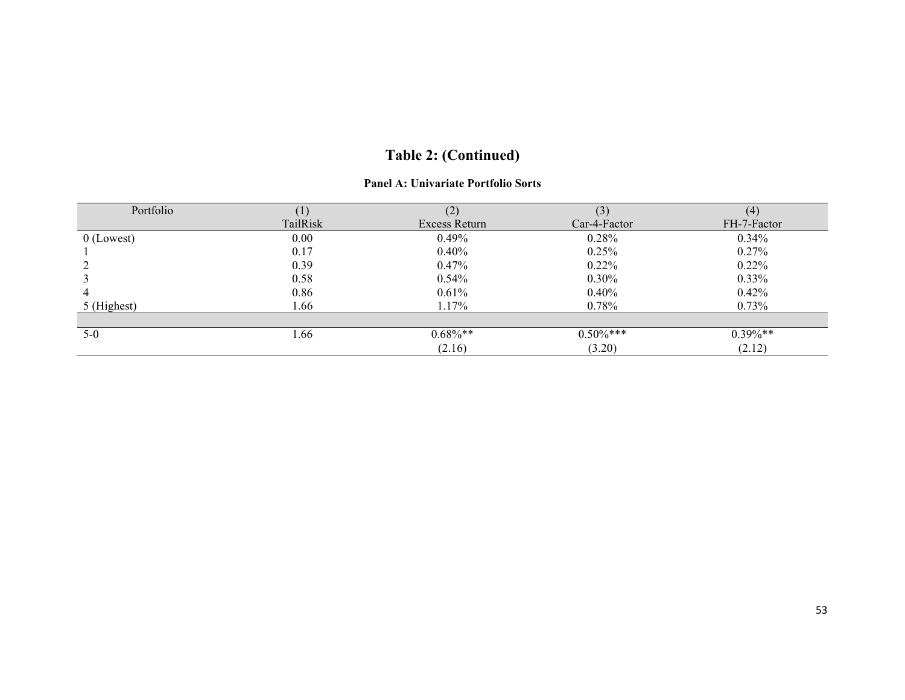# Table 2: (Continued)

**Panel A: Univariate Portfolio Sorts**

| Portfolio | (1)<br>TailRisk | (2)<br>Excess Return | (3)<br>Car-4-Factor | (4)<br>FH-7-Factor |
|---|---|---|---|---|
| 0 (Lowest) | 0.00 | 0.49% | 0.28% | 0.34% |
| 1 | 0.17 | 0.40% | 0.25% | 0.27% |
| 2 | 0.39 | 0.47% | 0.22% | 0.22% |
| 3 | 0.58 | 0.54% | 0.30% | 0.33% |
| 4 | 0.86 | 0.61% | 0.40% | 0.42% |
| 5 (Highest) | 1.66 | 1.17% | 0.78% | 0.73% |
| | | | | |
| 5-0 | 1.66 | 0.68%** | 0.50%*** | 0.39%** |
| | | (2.16) | (3.20) | (2.12) |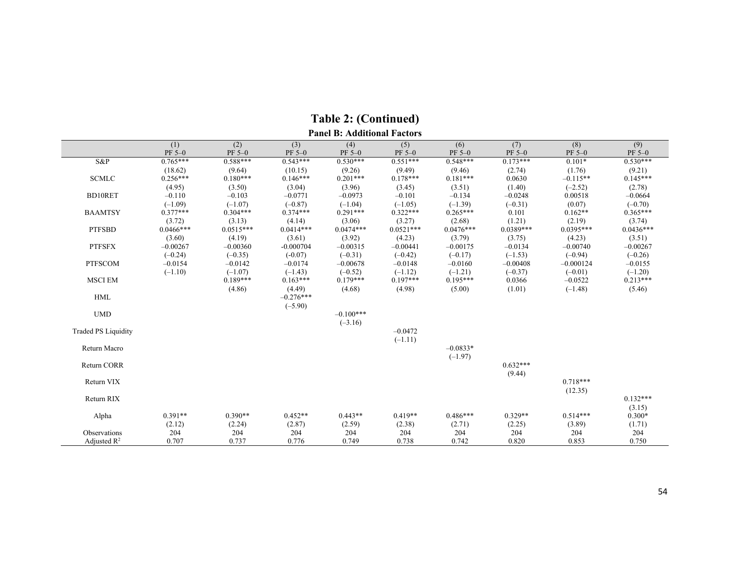## Table 2: (Continued)

### Panel B: Additional Factors

| | (1) PF 5–0 | (2) PF 5–0 | (3) PF 5–0 | (4) PF 5–0 | (5) PF 5–0 | (6) PF 5–0 | (7) PF 5–0 | (8) PF 5–0 | (9) PF 5–0 |
|---|---|---|---|---|---|---|---|---|---|
| S&P | 0.765*** | 0.588*** | 0.543*** | 0.530*** | 0.551*** | 0.548*** | 0.173*** | 0.101* | 0.530*** |
| | (18.62) | (9.64) | (10.15) | (9.26) | (9.49) | (9.46) | (2.74) | (1.76) | (9.21) |
| SCMLC | 0.256*** | 0.180*** | 0.146*** | 0.201*** | 0.178*** | 0.181*** | 0.0630 | –0.115** | 0.145*** |
| | (4.95) | (3.50) | (3.04) | (3.96) | (3.45) | (3.51) | (1.40) | (–2.52) | (2.78) |
| BD10RET | –0.110 | –0.103 | –0.0771 | –0.0973 | –0.101 | –0.134 | –0.0248 | 0.00518 | –0.0664 |
| | (–1.09) | (–1.07) | (–0.87) | (–1.04) | (–1.05) | (–1.39) | (–0.31) | (0.07) | (–0.70) |
| BAAMTSY | 0.377*** | 0.304*** | 0.374*** | 0.291*** | 0.322*** | 0.265*** | 0.101 | 0.162** | 0.365*** |
| | (3.72) | (3.13) | (4.14) | (3.06) | (3.27) | (2.68) | (1.21) | (2.19) | (3.74) |
| PTFSBD | 0.0466*** | 0.0515*** | 0.0414*** | 0.0474*** | 0.0521*** | 0.0476*** | 0.0389*** | 0.0395*** | 0.0436*** |
| | (3.60) | (4.19) | (3.61) | (3.92) | (4.23) | (3.79) | (3.75) | (4.23) | (3.51) |
| PTFSFX | –0.00267 | –0.00360 | -0.000704 | –0.00315 | –0.00441 | –0.00175 | –0.0134 | –0.00740 | –0.00267 |
| | (–0.24) | (–0.35) | (-0.07) | (–0.31) | (–0.42) | (–0.17) | (–1.53) | (–0.94) | (–0.26) |
| PTFSCOM | –0.0154 | –0.0142 | –0.0174 | –0.00678 | –0.0148 | –0.0160 | –0.00408 | –0.000124 | –0.0155 |
| | (–1.10) | (–1.07) | (–1.43) | (–0.52) | (–1.12) | (–1.21) | (–0.37) | (–0.01) | (–1.20) |
| MSCI EM | | 0.189*** | 0.163*** | 0.179*** | 0.197*** | 0.195*** | 0.0366 | –0.0522 | 0.213*** |
| | | (4.86) | (4.49) | (4.68) | (4.98) | (5.00) | (1.01) | (–1.48) | (5.46) |
| HML | | | –0.276*** | | | | | | |
| | | | (–5.90) | | | | | | |
| UMD | | | | –0.100*** | | | | | |
| | | | | (–3.16) | | | | | |
| Traded PS Liquidity | | | | | –0.0472 | | | | |
| | | | | | (–1.11) | | | | |
| Return Macro | | | | | | –0.0833* | | | |
| | | | | | | (–1.97) | | | |
| Return CORR | | | | | | | 0.632*** | | |
| | | | | | | | (9.44) | | |
| Return VIX | | | | | | | | 0.718*** | |
| | | | | | | | | (12.35) | |
| Return RIX | | | | | | | | | 0.132*** |
| | | | | | | | | | (3.15) |
| Alpha | 0.391** | 0.390** | 0.452** | 0.443** | 0.419** | 0.486*** | 0.329** | 0.514*** | 0.300* |
| | (2.12) | (2.24) | (2.87) | (2.59) | (2.38) | (2.71) | (2.25) | (3.89) | (1.71) |
| Observations | 204 | 204 | 204 | 204 | 204 | 204 | 204 | 204 | 204 |
| Adjusted $R^2$ | 0.707 | 0.737 | 0.776 | 0.749 | 0.738 | 0.742 | 0.820 | 0.853 | 0.750 |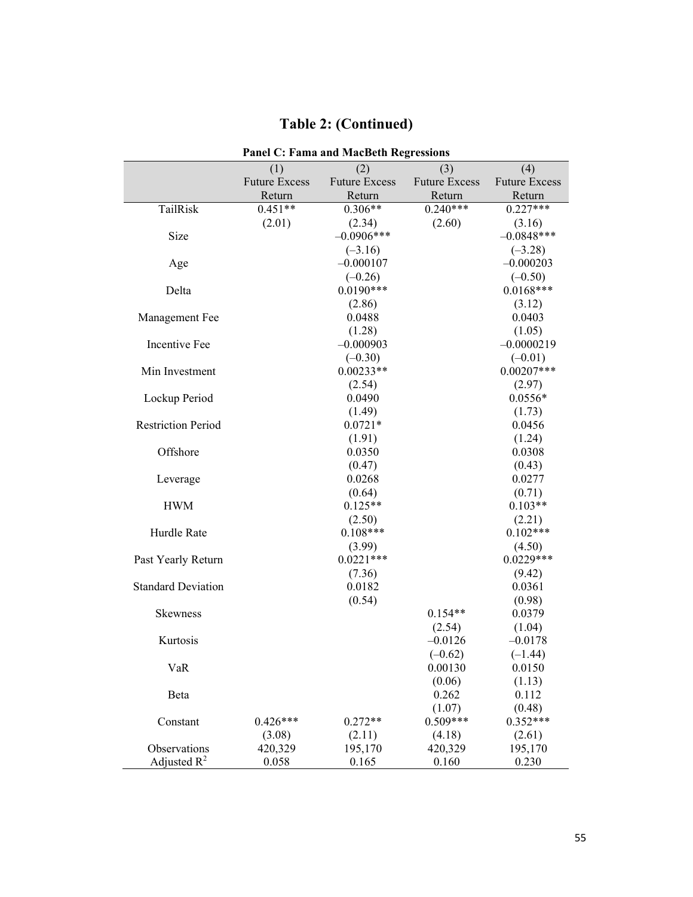# Table 2: (Continued)

**Panel C: Fama and MacBeth Regressions**

| | (1) Future Excess Return | (2) Future Excess Return | (3) Future Excess Return | (4) Future Excess Return |
|---|---|---|---|---|
| TailRisk | 0.451** | 0.306** | 0.240*** | 0.227*** |
| | (2.01) | (2.34) | (2.60) | (3.16) |
| Size | | –0.0906*** | | –0.0848*** |
| | | (–3.16) | | (–3.28) |
| Age | | –0.000107 | | –0.000203 |
| | | (–0.26) | | (–0.50) |
| Delta | | 0.0190*** | | 0.0168*** |
| | | (2.86) | | (3.12) |
| Management Fee | | 0.0488 | | 0.0403 |
| | | (1.28) | | (1.05) |
| Incentive Fee | | –0.000903 | | –0.0000219 |
| | | (–0.30) | | (–0.01) |
| Min Investment | | 0.00233** | | 0.00207*** |
| | | (2.54) | | (2.97) |
| Lockup Period | | 0.0490 | | 0.0556* |
| | | (1.49) | | (1.73) |
| Restriction Period | | 0.0721* | | 0.0456 |
| | | (1.91) | | (1.24) |
| Offshore | | 0.0350 | | 0.0308 |
| | | (0.47) | | (0.43) |
| Leverage | | 0.0268 | | 0.0277 |
| | | (0.64) | | (0.71) |
| HWM | | 0.125** | | 0.103** |
| | | (2.50) | | (2.21) |
| Hurdle Rate | | 0.108*** | | 0.102*** |
| | | (3.99) | | (4.50) |
| Past Yearly Return | | 0.0221*** | | 0.0229*** |
| | | (7.36) | | (9.42) |
| Standard Deviation | | 0.0182 | | 0.0361 |
| | | (0.54) | | (0.98) |
| Skewness | | | 0.154** | 0.0379 |
| | | | (2.54) | (1.04) |
| Kurtosis | | | –0.0126 | –0.0178 |
| | | | (–0.62) | (–1.44) |
| VaR | | | 0.00130 | 0.0150 |
| | | | (0.06) | (1.13) |
| Beta | | | 0.262 | 0.112 |
| | | | (1.07) | (0.48) |
| Constant | 0.426*** | 0.272** | 0.509*** | 0.352*** |
| | (3.08) | (2.11) | (4.18) | (2.61) |
| Observations | 420,329 | 195,170 | 420,329 | 195,170 |
| Adjusted $R^2$ | 0.058 | 0.165 | 0.160 | 0.230 |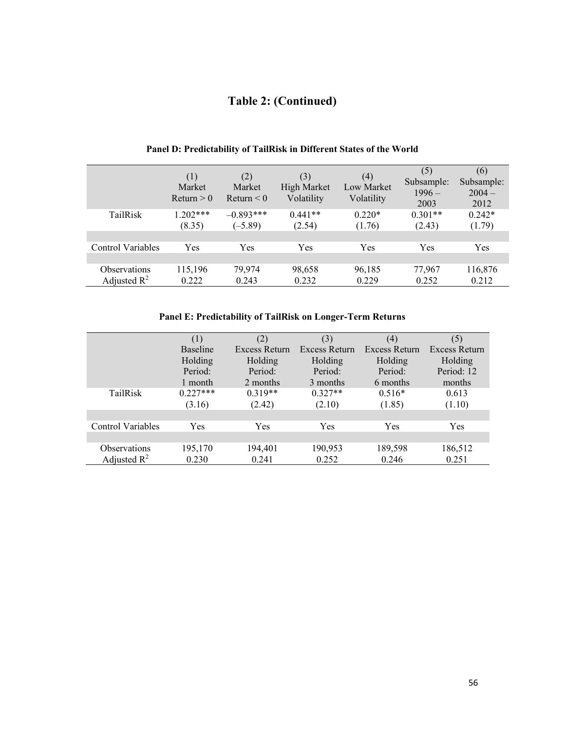# Table 2: (Continued)

**Panel D: Predictability of TailRisk in Different States of the World**

| | (1) Market Return > 0 | (2) Market Return < 0 | (3) High Market Volatility | (4) Low Market Volatility | (5) Subsample: 1996 – 2003 | (6) Subsample: 2004 – 2012 |
|---|---|---|---|---|---|---|
| TailRisk | 1.202*** | –0.893*** | 0.441** | 0.220* | 0.301** | 0.242* |
| | (8.35) | (–5.89) | (2.54) | (1.76) | (2.43) | (1.79) |
| Control Variables | Yes | Yes | Yes | Yes | Yes | Yes |
| Observations | 115,196 | 79,974 | 98,658 | 96,185 | 77,967 | 116,876 |
| Adjusted $R^2$ | 0.222 | 0.243 | 0.232 | 0.229 | 0.252 | 0.212 |

**Panel E: Predictability of TailRisk on Longer-Term Returns**

| | (1) Baseline Holding Period: 1 month | (2) Excess Return Holding Period: 2 months | (3) Excess Return Holding Period: 3 months | (4) Excess Return Holding Period: 6 months | (5) Excess Return Holding Period: 12 months |
|---|---|---|---|---|---|
| TailRisk | 0.227*** | 0.319** | 0.327** | 0.516* | 0.613 |
| | (3.16) | (2.42) | (2.10) | (1.85) | (1.10) |
| Control Variables | Yes | Yes | Yes | Yes | Yes |
| Observations | 195,170 | 194,401 | 190,953 | 189,598 | 186,512 |
| Adjusted $R^2$ | 0.230 | 0.241 | 0.252 | 0.246 | 0.251 |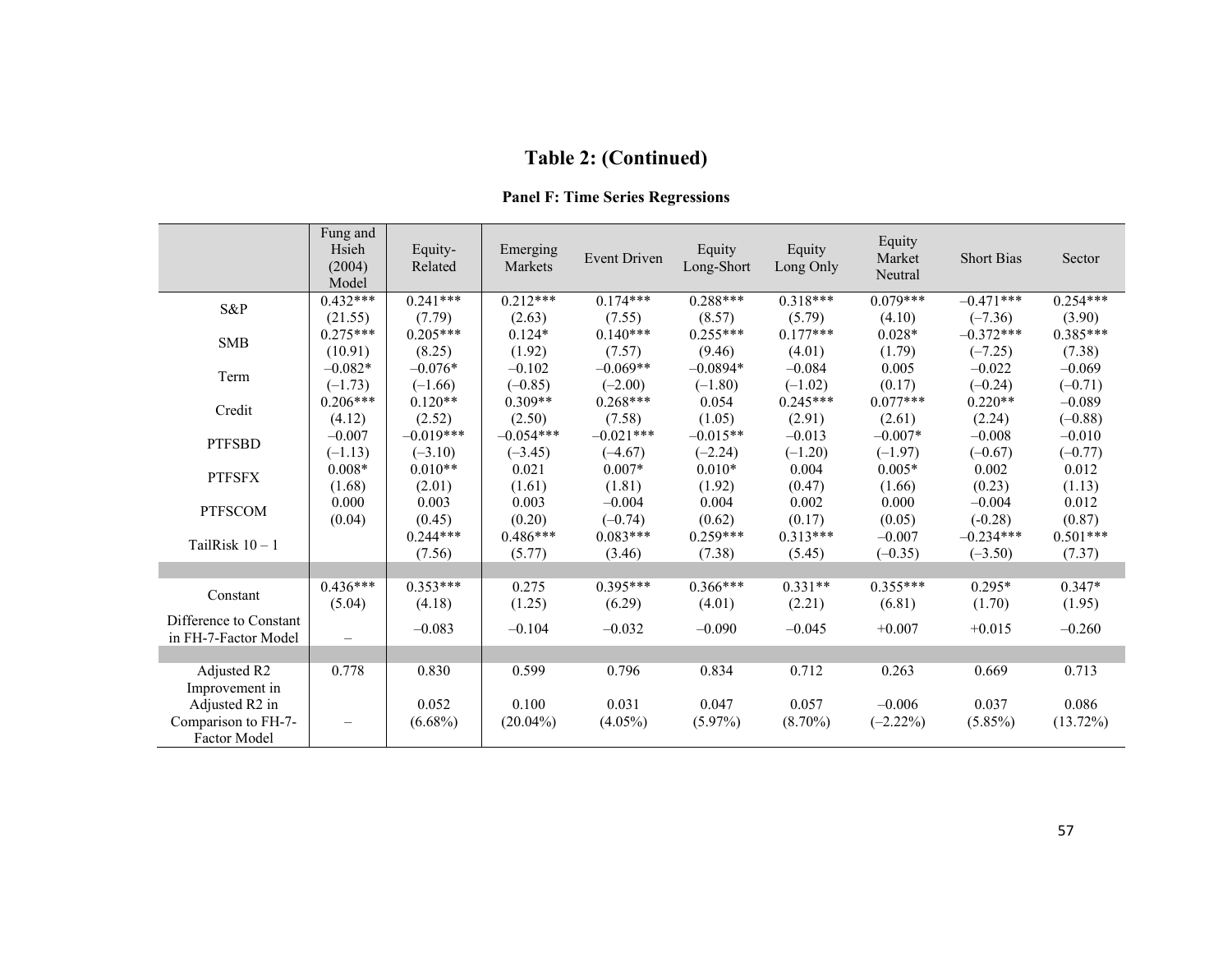## Table 2: (Continued)

### Panel F: Time Series Regressions

| | Fung and Hsieh (2004) Model | Equity-Related | Emerging Markets | Event Driven | Equity Long-Short | Equity Long Only | Equity Market Neutral | Short Bias | Sector |
|---|---|---|---|---|---|---|---|---|---|
| S&P | 0.432*** | 0.241*** | 0.212*** | 0.174*** | 0.288*** | 0.318*** | 0.079*** | –0.471*** | 0.254*** |
| | (21.55) | (7.79) | (2.63) | (7.55) | (8.57) | (5.79) | (4.10) | (–7.36) | (3.90) |
| SMB | 0.275*** | 0.205*** | 0.124* | 0.140*** | 0.255*** | 0.177*** | 0.028* | –0.372*** | 0.385*** |
| | (10.91) | (8.25) | (1.92) | (7.57) | (9.46) | (4.01) | (1.79) | (–7.25) | (7.38) |
| Term | –0.082* | –0.076* | –0.102 | –0.069** | –0.0894* | –0.084 | 0.005 | –0.022 | –0.069 |
| | (–1.73) | (–1.66) | (–0.85) | (–2.00) | (–1.80) | (–1.02) | (0.17) | (–0.24) | (–0.71) |
| Credit | 0.206*** | 0.120** | 0.309** | 0.268*** | 0.054 | 0.245*** | 0.077*** | 0.220** | –0.089 |
| | (4.12) | (2.52) | (2.50) | (7.58) | (1.05) | (2.91) | (2.61) | (2.24) | (–0.88) |
| PTFSBD | –0.007 | –0.019*** | –0.054*** | –0.021*** | –0.015** | –0.013 | –0.007* | –0.008 | –0.010 |
| | (–1.13) | (–3.10) | (–3.45) | (–4.67) | (–2.24) | (–1.20) | (–1.97) | (–0.67) | (–0.77) |
| PTFSFX | 0.008* | 0.010** | 0.021 | 0.007* | 0.010* | 0.004 | 0.005* | 0.002 | 0.012 |
| | (1.68) | (2.01) | (1.61) | (1.81) | (1.92) | (0.47) | (1.66) | (0.23) | (1.13) |
| PTFSCOM | 0.000 | 0.003 | 0.003 | –0.004 | 0.004 | 0.002 | 0.000 | –0.004 | 0.012 |
| | (0.04) | (0.45) | (0.20) | (–0.74) | (0.62) | (0.17) | (0.05) | (-0.28) | (0.87) |
| TailRisk 10 – 1 | | 0.244*** | 0.486*** | 0.083*** | 0.259*** | 0.313*** | –0.007 | –0.234*** | 0.501*** |
| | | (7.56) | (5.77) | (3.46) | (7.38) | (5.45) | (–0.35) | (–3.50) | (7.37) |
| Constant | 0.436*** | 0.353*** | 0.275 | 0.395*** | 0.366*** | 0.331** | 0.355*** | 0.295* | 0.347* |
| | (5.04) | (4.18) | (1.25) | (6.29) | (4.01) | (2.21) | (6.81) | (1.70) | (1.95) |
| Difference to Constant in FH-7-Factor Model | – | –0.083 | –0.104 | –0.032 | –0.090 | –0.045 | +0.007 | +0.015 | –0.260 |
| Adjusted R2 | 0.778 | 0.830 | 0.599 | 0.796 | 0.834 | 0.712 | 0.263 | 0.669 | 0.713 |
| Improvement in Adjusted R2 in Comparison to FH-7-Factor Model | – | 0.052 (6.68%) | 0.100 (20.04%) | 0.031 (4.05%) | 0.047 (5.97%) | 0.057 (8.70%) | –0.006 (–2.22%) | 0.037 (5.85%) | 0.086 (13.72%) |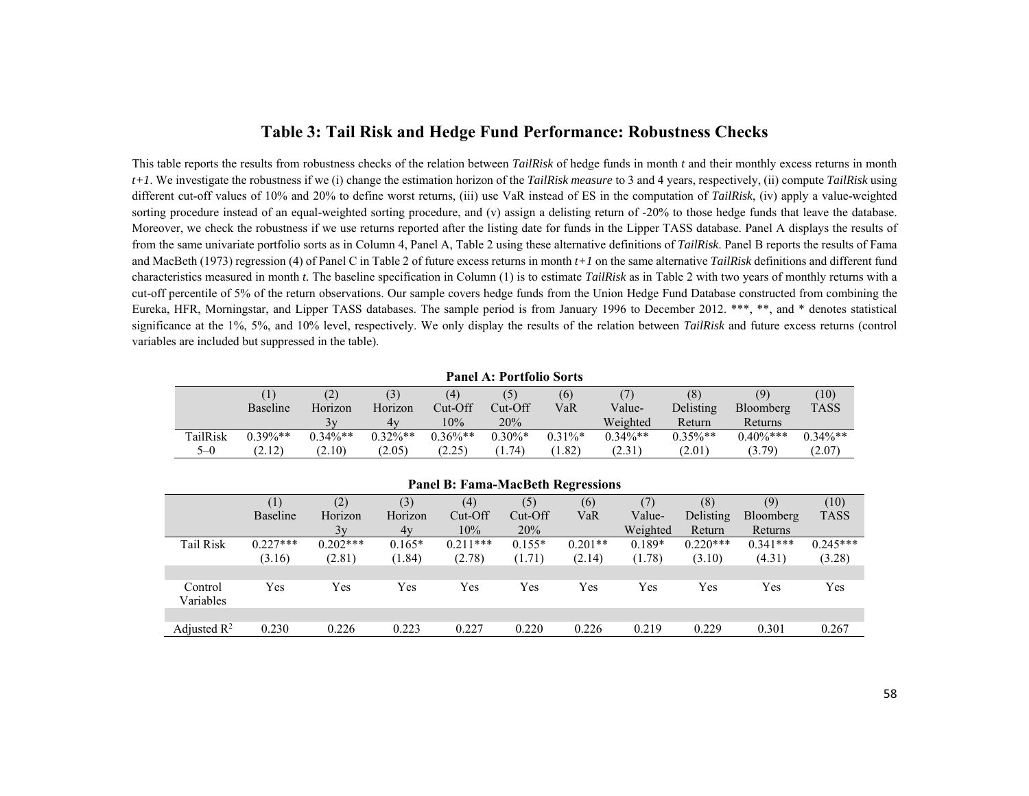## Table 3: Tail Risk and Hedge Fund Performance: Robustness Checks

This table reports the results from robustness checks of the relation between *TailRisk* of hedge funds in month *t* and their monthly excess returns in month *t+1*. We investigate the robustness if we (i) change the estimation horizon of the *TailRisk measure* to 3 and 4 years, respectively, (ii) compute *TailRisk* using different cut-off values of 10% and 20% to define worst returns, (iii) use VaR instead of ES in the computation of *TailRisk*, (iv) apply a value-weighted sorting procedure instead of an equal-weighted sorting procedure, and (v) assign a delisting return of -20% to those hedge funds that leave the database. Moreover, we check the robustness if we use returns reported after the listing date for funds in the Lipper TASS database. Panel A displays the results of from the same univariate portfolio sorts as in Column 4, Panel A, Table 2 using these alternative definitions of *TailRisk*. Panel B reports the results of Fama and MacBeth (1973) regression (4) of Panel C in Table 2 of future excess returns in month *t+1* on the same alternative *TailRisk* definitions and different fund characteristics measured in month *t*. The baseline specification in Column (1) is to estimate *TailRisk* as in Table 2 with two years of monthly returns with a cut-off percentile of 5% of the return observations. Our sample covers hedge funds from the Union Hedge Fund Database constructed from combining the Eureka, HFR, Morningstar, and Lipper TASS databases. The sample period is from January 1996 to December 2012. \*\*\*, \*\*, and \* denotes statistical significance at the 1%, 5%, and 10% level, respectively. We only display the results of the relation between *TailRisk* and future excess returns (control variables are included but suppressed in the table).

**Panel A: Portfolio Sorts**

| | (1) Baseline | (2) Horizon 3y | (3) Horizon 4y | (4) Cut-Off 10% | (5) Cut-Off 20% | (6) VaR | (7) Value-Weighted | (8) Delisting Return | (9) Bloomberg Returns | (10) TASS |
|---|---|---|---|---|---|---|---|---|---|---|
| TailRisk 5–0 | 0.39%** | 0.34%** | 0.32%** | 0.36%** | 0.30%* | 0.31%* | 0.34%** | 0.35%** | 0.40%*** | 0.34%** |
| | (2.12) | (2.10) | (2.05) | (2.25) | (1.74) | (1.82) | (2.31) | (2.01) | (3.79) | (2.07) |

**Panel B: Fama-MacBeth Regressions**

| | (1) Baseline | (2) Horizon 3y | (3) Horizon 4y | (4) Cut-Off 10% | (5) Cut-Off 20% | (6) VaR | (7) Value-Weighted | (8) Delisting Return | (9) Bloomberg Returns | (10) TASS |
|---|---|---|---|---|---|---|---|---|---|---|
| Tail Risk | 0.227*** | 0.202*** | 0.165* | 0.211*** | 0.155* | 0.201** | 0.189* | 0.220*** | 0.341*** | 0.245*** |
| | (3.16) | (2.81) | (1.84) | (2.78) | (1.71) | (2.14) | (1.78) | (3.10) | (4.31) | (3.28) |
| Control Variables | Yes | Yes | Yes | Yes | Yes | Yes | Yes | Yes | Yes | Yes |
| Adjusted $R^2$ | 0.230 | 0.226 | 0.223 | 0.227 | 0.220 | 0.226 | 0.219 | 0.229 | 0.301 | 0.267 |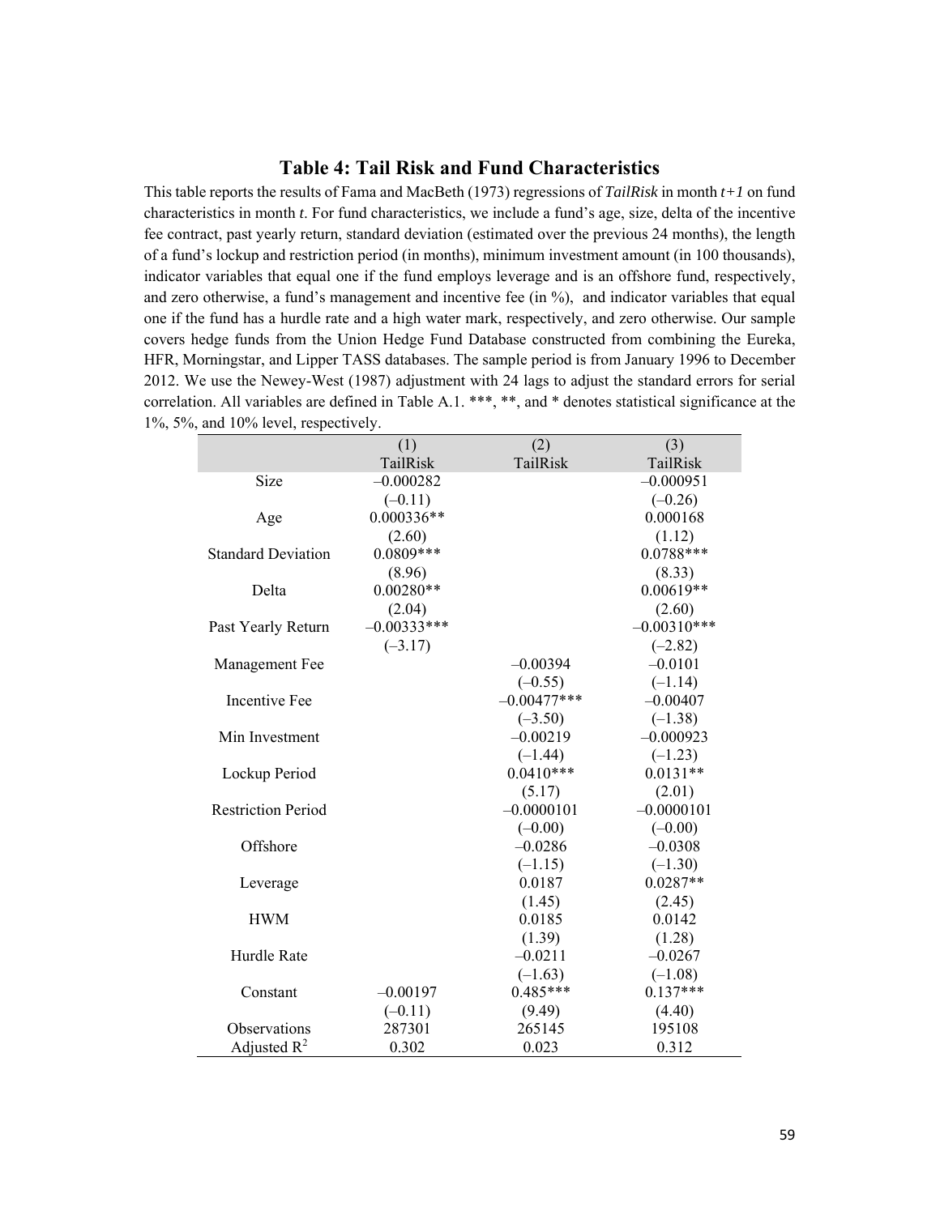## Table 4: Tail Risk and Fund Characteristics

This table reports the results of Fama and MacBeth (1973) regressions of *TailRisk* in month *t+1* on fund characteristics in month *t*. For fund characteristics, we include a fund's age, size, delta of the incentive fee contract, past yearly return, standard deviation (estimated over the previous 24 months), the length of a fund's lockup and restriction period (in months), minimum investment amount (in 100 thousands), indicator variables that equal one if the fund employs leverage and is an offshore fund, respectively, and zero otherwise, a fund's management and incentive fee (in %), and indicator variables that equal one if the fund has a hurdle rate and a high water mark, respectively, and zero otherwise. Our sample covers hedge funds from the Union Hedge Fund Database constructed from combining the Eureka, HFR, Morningstar, and Lipper TASS databases. The sample period is from January 1996 to December 2012. We use the Newey-West (1987) adjustment with 24 lags to adjust the standard errors for serial correlation. All variables are defined in Table A.1. ***, **, and * denotes statistical significance at the 1%, 5%, and 10% level, respectively.

| | (1) | (2) | (3) |
|---|---|---|---|
| | TailRisk | TailRisk | TailRisk |
| Size | –0.000282 | | –0.000951 |
| | (–0.11) | | (–0.26) |
| Age | 0.000336** | | 0.000168 |
| | (2.60) | | (1.12) |
| Standard Deviation | 0.0809*** | | 0.0788*** |
| | (8.96) | | (8.33) |
| Delta | 0.00280** | | 0.00619** |
| | (2.04) | | (2.60) |
| Past Yearly Return | –0.00333*** | | –0.00310*** |
| | (–3.17) | | (–2.82) |
| Management Fee | | –0.00394 | –0.0101 |
| | | (–0.55) | (–1.14) |
| Incentive Fee | | –0.00477*** | –0.00407 |
| | | (–3.50) | (–1.38) |
| Min Investment | | –0.00219 | –0.000923 |
| | | (–1.44) | (–1.23) |
| Lockup Period | | 0.0410*** | 0.0131** |
| | | (5.17) | (2.01) |
| Restriction Period | | –0.0000101 | –0.0000101 |
| | | (–0.00) | (–0.00) |
| Offshore | | –0.0286 | –0.0308 |
| | | (–1.15) | (–1.30) |
| Leverage | | 0.0187 | 0.0287** |
| | | (1.45) | (2.45) |
| HWM | | 0.0185 | 0.0142 |
| | | (1.39) | (1.28) |
| Hurdle Rate | | –0.0211 | –0.0267 |
| | | (–1.63) | (–1.08) |
| Constant | –0.00197 | 0.485*** | 0.137*** |
| | (–0.11) | (9.49) | (4.40) |
| Observations | 287301 | 265145 | 195108 |
| Adjusted $R^2$ | 0.302 | 0.023 | 0.312 |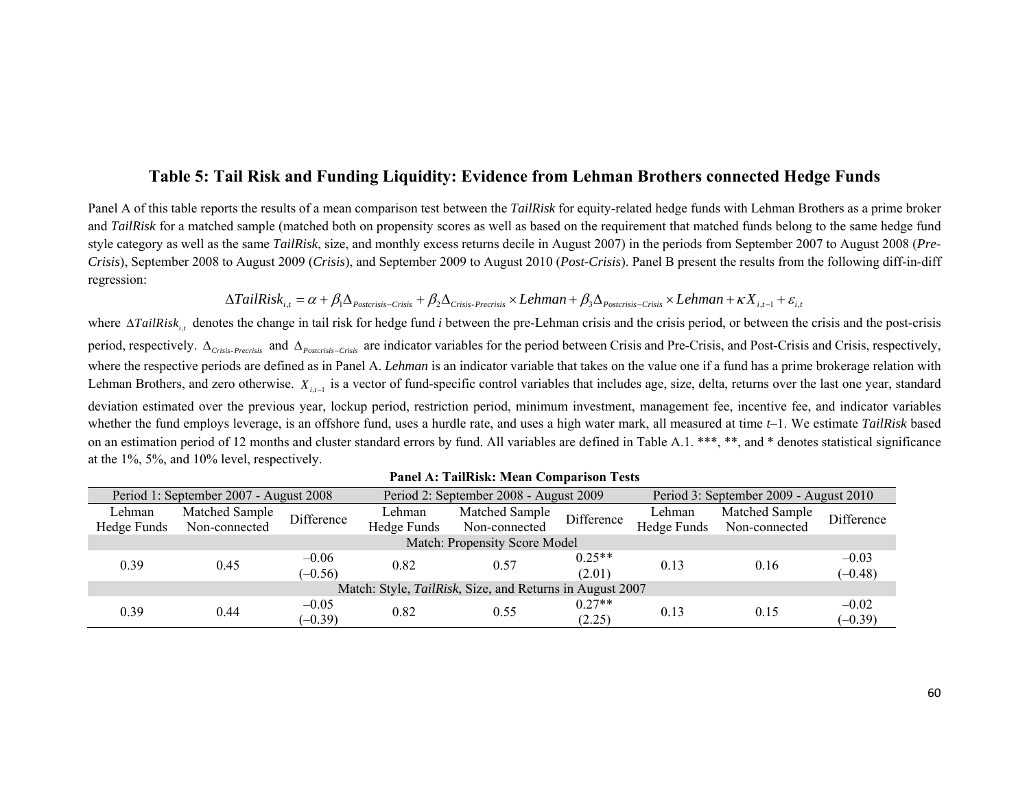## Table 5: Tail Risk and Funding Liquidity: Evidence from Lehman Brothers connected Hedge Funds

Panel A of this table reports the results of a mean comparison test between the *TailRisk* for equity-related hedge funds with Lehman Brothers as a prime broker and *TailRisk* for a matched sample (matched both on propensity scores as well as based on the requirement that matched funds belong to the same hedge fund style category as well as the same *TailRisk*, size, and monthly excess returns decile in August 2007) in the periods from September 2007 to August 2008 (*Pre-Crisis*), September 2008 to August 2009 (*Crisis*), and September 2009 to August 2010 (*Post-Crisis*). Panel B present the results from the following diff-in-diff regression:

$$\Delta TailRisk_{i,t} = \alpha + \beta_1 \Delta_{Postcrisis-Crisis} + \beta_2 \Delta_{Crisis\text{-}Precrisis} \times Lehman + \beta_3 \Delta_{Postcrisis-Crisis} \times Lehman + \kappa X_{i,t-1} + \varepsilon_{i,t}$$

where $\Delta TailRisk_{i,t}$ denotes the change in tail risk for hedge fund *i* between the pre-Lehman crisis and the crisis period, or between the crisis and the post-crisis period, respectively. $\Delta_{Crisis\text{-}Precrisis}$ and $\Delta_{Postcrisis-Crisis}$ are indicator variables for the period between Crisis and Pre-Crisis, and Post-Crisis and Crisis, respectively, where the respective periods are defined as in Panel A. *Lehman* is an indicator variable that takes on the value one if a fund has a prime brokerage relation with Lehman Brothers, and zero otherwise. $X_{i,t-1}$ is a vector of fund-specific control variables that includes age, size, delta, returns over the last one year, standard deviation estimated over the previous year, lockup period, restriction period, minimum investment, management fee, incentive fee, and indicator variables whether the fund employs leverage, is an offshore fund, uses a hurdle rate, and uses a high water mark, all measured at time *t*–1. We estimate *TailRisk* based on an estimation period of 12 months and cluster standard errors by fund. All variables are defined in Table A.1. \*\*\*, \*\*, and \* denotes statistical significance at the 1%, 5%, and 10% level, respectively.

**Panel A: TailRisk: Mean Comparison Tests**

| Period 1: September 2007 - August 2008 | | | Period 2: September 2008 - August 2009 | | | Period 3: September 2009 - August 2010 | | |
|---|---|---|---|---|---|---|---|---|
| Lehman Hedge Funds | Matched Sample Non-connected | Difference | Lehman Hedge Funds | Matched Sample Non-connected | Difference | Lehman Hedge Funds | Matched Sample Non-connected | Difference |
| Match: Propensity Score Model | | | | | | | | |
| 0.39 | 0.45 | –0.06 (–0.56) | 0.82 | 0.57 | 0.25** (2.01) | 0.13 | 0.16 | –0.03 (–0.48) |
| Match: Style, *TailRisk*, Size, and Returns in August 2007 | | | | | | | | |
| 0.39 | 0.44 | –0.05 (–0.39) | 0.82 | 0.55 | 0.27** (2.25) | 0.13 | 0.15 | –0.02 (–0.39) |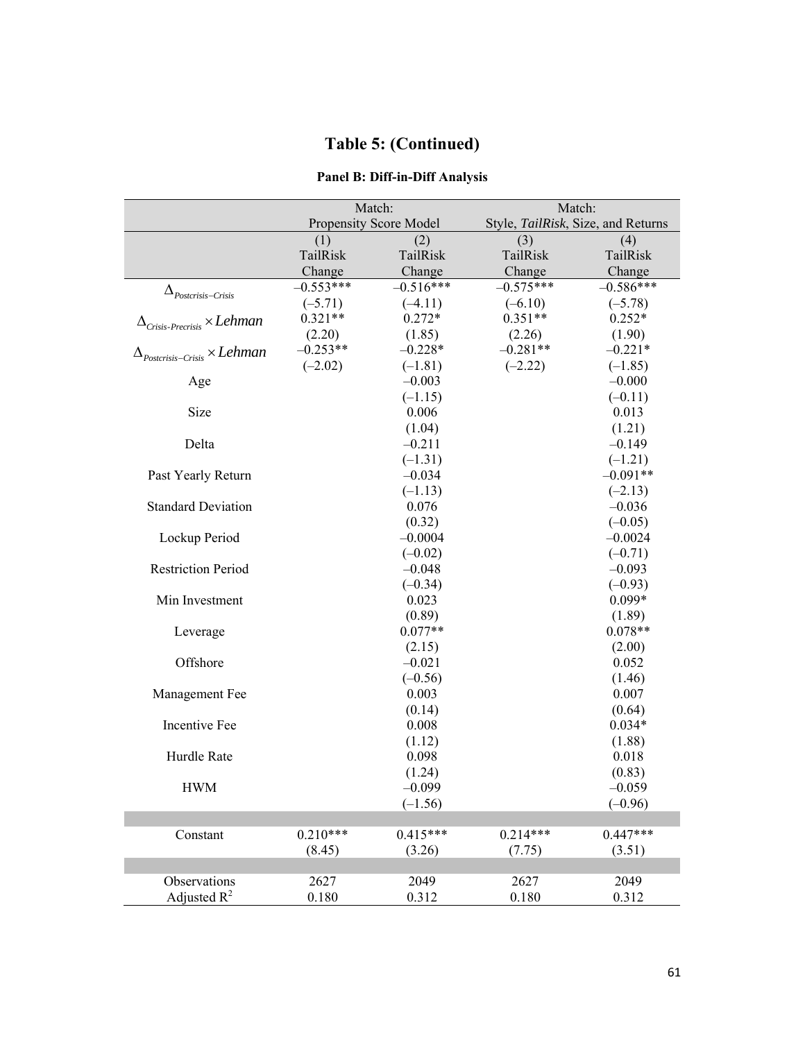# Table 5: (Continued)

**Panel B: Diff-in-Diff Analysis**

| | Match: Propensity Score Model | | Match: Style, *TailRisk*, Size, and Returns | |
|---|---|---|---|---|
| | (1) TailRisk Change | (2) TailRisk Change | (3) TailRisk Change | (4) TailRisk Change |
| $\Delta_{Postcrisis-Crisis}$ | –0.553*** | –0.516*** | –0.575*** | –0.586*** |
| | (–5.71) | (–4.11) | (–6.10) | (–5.78) |
| $\Delta_{Crisis\text{-}Precrisis} \times Lehman$ | 0.321** | 0.272* | 0.351** | 0.252* |
| | (2.20) | (1.85) | (2.26) | (1.90) |
| $\Delta_{Postcrisis-Crisis} \times Lehman$ | –0.253** | –0.228* | –0.281** | –0.221* |
| | (–2.02) | (–1.81) | (–2.22) | (–1.85) |
| Age | | –0.003 | | –0.000 |
| | | (–1.15) | | (–0.11) |
| Size | | 0.006 | | 0.013 |
| | | (1.04) | | (1.21) |
| Delta | | –0.211 | | –0.149 |
| | | (–1.31) | | (–1.21) |
| Past Yearly Return | | –0.034 | | –0.091** |
| | | (–1.13) | | (–2.13) |
| Standard Deviation | | 0.076 | | –0.036 |
| | | (0.32) | | (–0.05) |
| Lockup Period | | –0.0004 | | –0.0024 |
| | | (–0.02) | | (–0.71) |
| Restriction Period | | –0.048 | | –0.093 |
| | | (–0.34) | | (–0.93) |
| Min Investment | | 0.023 | | 0.099* |
| | | (0.89) | | (1.89) |
| Leverage | | 0.077** | | 0.078** |
| | | (2.15) | | (2.00) |
| Offshore | | –0.021 | | 0.052 |
| | | (–0.56) | | (1.46) |
| Management Fee | | 0.003 | | 0.007 |
| | | (0.14) | | (0.64) |
| Incentive Fee | | 0.008 | | 0.034* |
| | | (1.12) | | (1.88) |
| Hurdle Rate | | 0.098 | | 0.018 |
| | | (1.24) | | (0.83) |
| HWM | | –0.099 | | –0.059 |
| | | (–1.56) | | (–0.96) |
| Constant | 0.210*** | 0.415*** | 0.214*** | 0.447*** |
| | (8.45) | (3.26) | (7.75) | (3.51) |
| Observations | 2627 | 2049 | 2627 | 2049 |
| Adjusted $R^2$ | 0.180 | 0.312 | 0.180 | 0.312 |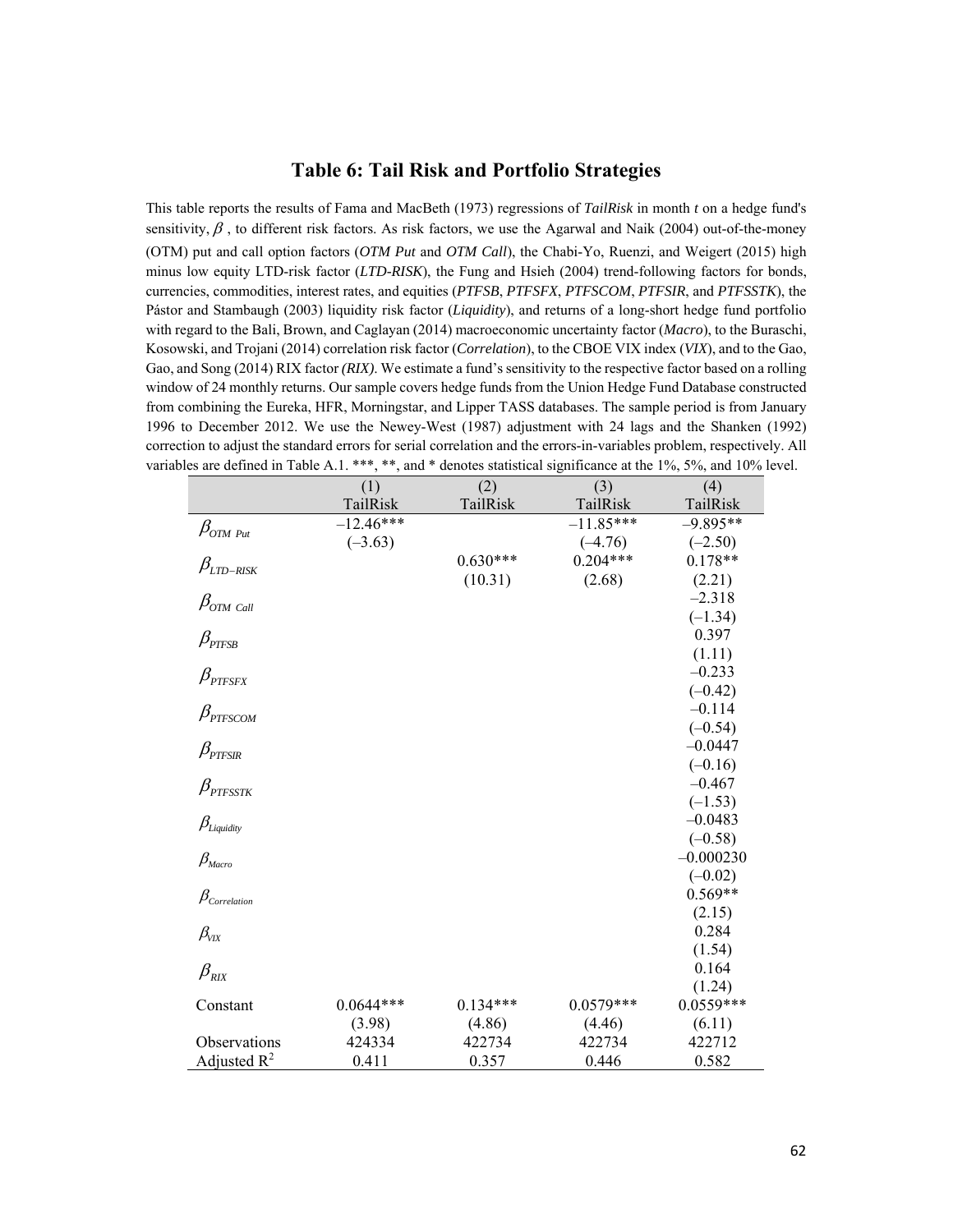# Table 6: Tail Risk and Portfolio Strategies

This table reports the results of Fama and MacBeth (1973) regressions of *TailRisk* in month *t* on a hedge fund's sensitivity, $\beta$, to different risk factors. As risk factors, we use the Agarwal and Naik (2004) out-of-the-money (OTM) put and call option factors (*OTM Put* and *OTM Call*), the Chabi-Yo, Ruenzi, and Weigert (2015) high minus low equity LTD-risk factor (*LTD-RISK*), the Fung and Hsieh (2004) trend-following factors for bonds, currencies, commodities, interest rates, and equities (*PTFSB*, *PTFSFX*, *PTFSCOM*, *PTFSIR*, and *PTFSSTK*), the Pástor and Stambaugh (2003) liquidity risk factor (*Liquidity*), and returns of a long-short hedge fund portfolio with regard to the Bali, Brown, and Caglayan (2014) macroeconomic uncertainty factor (*Macro*), to the Buraschi, Kosowski, and Trojani (2014) correlation risk factor (*Correlation*), to the CBOE VIX index (*VIX*), and to the Gao, Gao, and Song (2014) RIX factor *(RIX)*. We estimate a fund's sensitivity to the respective factor based on a rolling window of 24 monthly returns. Our sample covers hedge funds from the Union Hedge Fund Database constructed from combining the Eureka, HFR, Morningstar, and Lipper TASS databases. The sample period is from January 1996 to December 2012. We use the Newey-West (1987) adjustment with 24 lags and the Shanken (1992) correction to adjust the standard errors for serial correlation and the errors-in-variables problem, respectively. All variables are defined in Table A.1. \*\*\*, \*\*, and \* denotes statistical significance at the 1%, 5%, and 10% level.

| | (1) TailRisk | (2) TailRisk | (3) TailRisk | (4) TailRisk |
|---|---|---|---|---|
| $\beta_{OTM\ Put}$ | –12.46*** | | –11.85*** | –9.895** |
| | (–3.63) | | (–4.76) | (–2.50) |
| $\beta_{LTD-RISK}$ | | 0.630*** | 0.204*** | 0.178** |
| | | (10.31) | (2.68) | (2.21) |
| $\beta_{OTM\ Call}$ | | | | –2.318 |
| | | | | (–1.34) |
| $\beta_{PTFSB}$ | | | | 0.397 |
| | | | | (1.11) |
| $\beta_{PTFSFX}$ | | | | –0.233 |
| | | | | (–0.42) |
| $\beta_{PTFSCOM}$ | | | | –0.114 |
| | | | | (–0.54) |
| $\beta_{PTFSIR}$ | | | | –0.0447 |
| | | | | (–0.16) |
| $\beta_{PTFSSTK}$ | | | | –0.467 |
| | | | | (–1.53) |
| $\beta_{Liquidity}$ | | | | –0.0483 |
| | | | | (–0.58) |
| $\beta_{Macro}$ | | | | –0.000230 |
| | | | | (–0.02) |
| $\beta_{Correlation}$ | | | | 0.569** |
| | | | | (2.15) |
| $\beta_{VIX}$ | | | | 0.284 |
| | | | | (1.54) |
| $\beta_{RIX}$ | | | | 0.164 |
| | | | | (1.24) |
| Constant | 0.0644*** | 0.134*** | 0.0579*** | 0.0559*** |
| | (3.98) | (4.86) | (4.46) | (6.11) |
| Observations | 424334 | 422734 | 422734 | 422712 |
| Adjusted $R^2$ | 0.411 | 0.357 | 0.446 | 0.582 |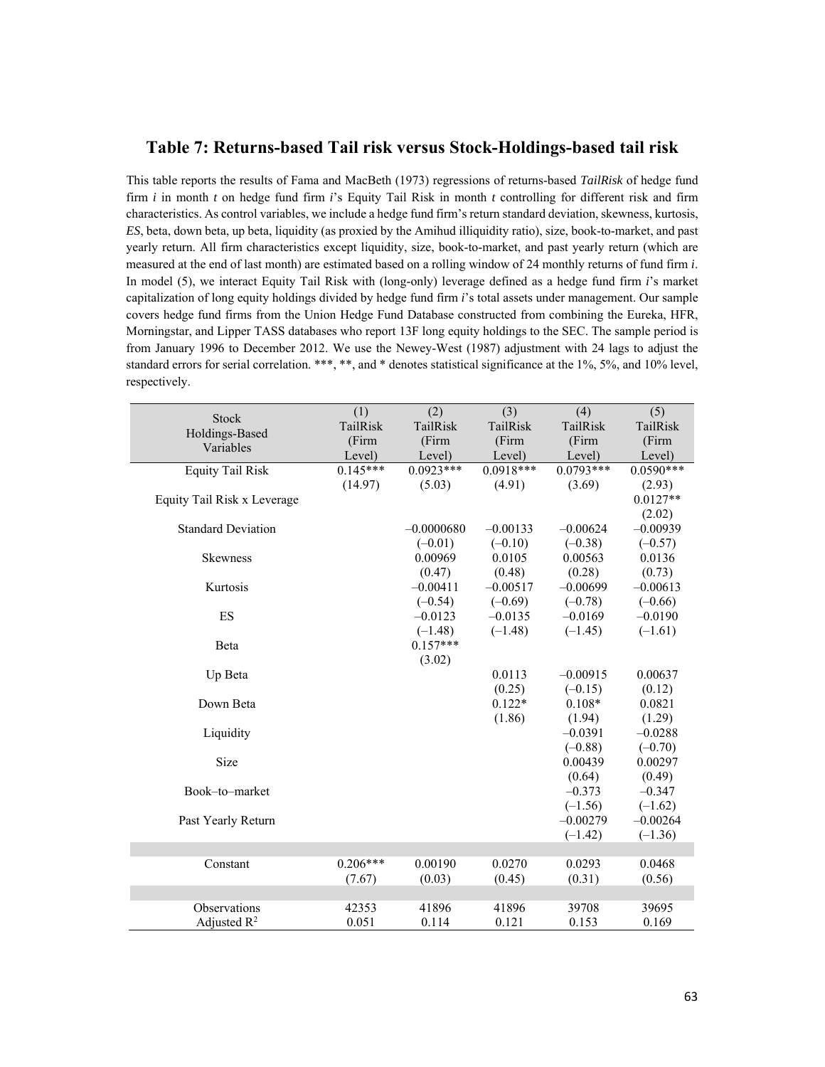## Table 7: Returns-based Tail risk versus Stock-Holdings-based tail risk

This table reports the results of Fama and MacBeth (1973) regressions of returns-based *TailRisk* of hedge fund firm *i* in month *t* on hedge fund firm *i*'s Equity Tail Risk in month *t* controlling for different risk and firm characteristics. As control variables, we include a hedge fund firm's return standard deviation, skewness, kurtosis, *ES*, beta, down beta, up beta, liquidity (as proxied by the Amihud illiquidity ratio), size, book-to-market, and past yearly return. All firm characteristics except liquidity, size, book-to-market, and past yearly return (which are measured at the end of last month) are estimated based on a rolling window of 24 monthly returns of fund firm *i*. In model (5), we interact Equity Tail Risk with (long-only) leverage defined as a hedge fund firm *i*'s market capitalization of long equity holdings divided by hedge fund firm *i*'s total assets under management. Our sample covers hedge fund firms from the Union Hedge Fund Database constructed from combining the Eureka, HFR, Morningstar, and Lipper TASS databases who report 13F long equity holdings to the SEC. The sample period is from January 1996 to December 2012. We use the Newey-West (1987) adjustment with 24 lags to adjust the standard errors for serial correlation. ***, **, and * denotes statistical significance at the 1%, 5%, and 10% level, respectively.

| Stock Holdings-Based Variables | (1) TailRisk (Firm Level) | (2) TailRisk (Firm Level) | (3) TailRisk (Firm Level) | (4) TailRisk (Firm Level) | (5) TailRisk (Firm Level) |
|---|---|---|---|---|---|
| Equity Tail Risk | 0.145*** | 0.0923*** | 0.0918*** | 0.0793*** | 0.0590*** |
| | (14.97) | (5.03) | (4.91) | (3.69) | (2.93) |
| Equity Tail Risk x Leverage | | | | | 0.0127** |
| | | | | | (2.02) |
| Standard Deviation | | –0.0000680 | –0.00133 | –0.00624 | –0.00939 |
| | | (–0.01) | (–0.10) | (–0.38) | (–0.57) |
| Skewness | | 0.00969 | 0.0105 | 0.00563 | 0.0136 |
| | | (0.47) | (0.48) | (0.28) | (0.73) |
| Kurtosis | | –0.00411 | –0.00517 | –0.00699 | –0.00613 |
| | | (–0.54) | (–0.69) | (–0.78) | (–0.66) |
| ES | | –0.0123 | –0.0135 | –0.0169 | –0.0190 |
| | | (–1.48) | (–1.48) | (–1.45) | (–1.61) |
| Beta | | 0.157*** | | | |
| | | (3.02) | | | |
| Up Beta | | | 0.0113 | –0.00915 | 0.00637 |
| | | | (0.25) | (–0.15) | (0.12) |
| Down Beta | | | 0.122* | 0.108* | 0.0821 |
| | | | (1.86) | (1.94) | (1.29) |
| Liquidity | | | | –0.0391 | –0.0288 |
| | | | | (–0.88) | (–0.70) |
| Size | | | | 0.00439 | 0.00297 |
| | | | | (0.64) | (0.49) |
| Book–to–market | | | | –0.373 | –0.347 |
| | | | | (–1.56) | (–1.62) |
| Past Yearly Return | | | | –0.00279 | –0.00264 |
| | | | | (–1.42) | (–1.36) |
| Constant | 0.206*** | 0.00190 | 0.0270 | 0.0293 | 0.0468 |
| | (7.67) | (0.03) | (0.45) | (0.31) | (0.56) |
| Observations | 42353 | 41896 | 41896 | 39708 | 39695 |
| Adjusted $R^2$ | 0.051 | 0.114 | 0.121 | 0.153 | 0.169 |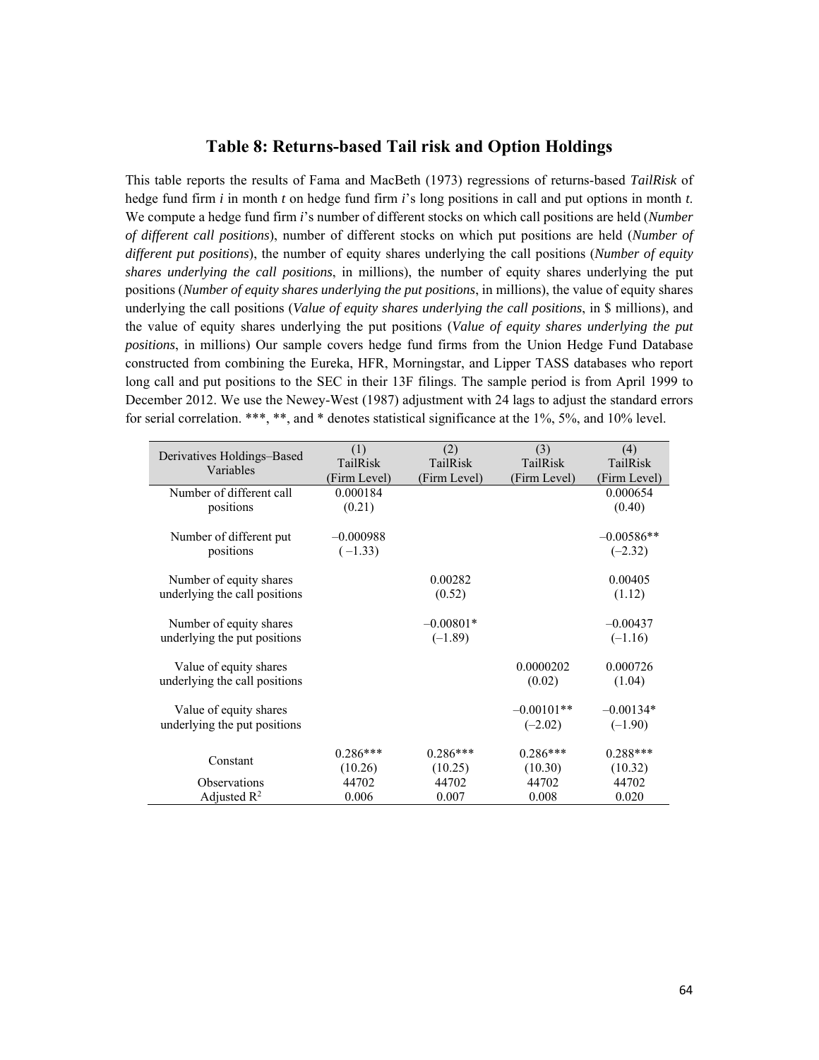## Table 8: Returns-based Tail risk and Option Holdings

This table reports the results of Fama and MacBeth (1973) regressions of returns-based *TailRisk* of hedge fund firm *i* in month *t* on hedge fund firm *i*'s long positions in call and put options in month *t.* We compute a hedge fund firm *i*'s number of different stocks on which call positions are held (*Number of different call positions*), number of different stocks on which put positions are held (*Number of different put positions*), the number of equity shares underlying the call positions (*Number of equity shares underlying the call positions*, in millions), the number of equity shares underlying the put positions (*Number of equity shares underlying the put positions*, in millions), the value of equity shares underlying the call positions (*Value of equity shares underlying the call positions*, in $ millions), and the value of equity shares underlying the put positions (*Value of equity shares underlying the put positions*, in millions) Our sample covers hedge fund firms from the Union Hedge Fund Database constructed from combining the Eureka, HFR, Morningstar, and Lipper TASS databases who report long call and put positions to the SEC in their 13F filings. The sample period is from April 1999 to December 2012. We use the Newey-West (1987) adjustment with 24 lags to adjust the standard errors for serial correlation. ***, **, and * denotes statistical significance at the 1%, 5%, and 10% level.

| Derivatives Holdings–Based Variables | (1) TailRisk (Firm Level) | (2) TailRisk (Firm Level) | (3) TailRisk (Firm Level) | (4) TailRisk (Firm Level) |
|---|---|---|---|---|
| Number of different call positions | 0.000184 | | | 0.000654 |
| | (0.21) | | | (0.40) |
| Number of different put positions | –0.000988 | | | –0.00586** |
| | ( –1.33) | | | (–2.32) |
| Number of equity shares underlying the call positions | | 0.00282 | | 0.00405 |
| | | (0.52) | | (1.12) |
| Number of equity shares underlying the put positions | | –0.00801* | | –0.00437 |
| | | (–1.89) | | (–1.16) |
| Value of equity shares underlying the call positions | | | 0.0000202 | 0.000726 |
| | | | (0.02) | (1.04) |
| Value of equity shares underlying the put positions | | | –0.00101** | –0.00134* |
| | | | (–2.02) | (–1.90) |
| Constant | 0.286*** | 0.286*** | 0.286*** | 0.288*** |
| | (10.26) | (10.25) | (10.30) | (10.32) |
| Observations | 44702 | 44702 | 44702 | 44702 |
| Adjusted $R^2$ | 0.006 | 0.007 | 0.008 | 0.020 |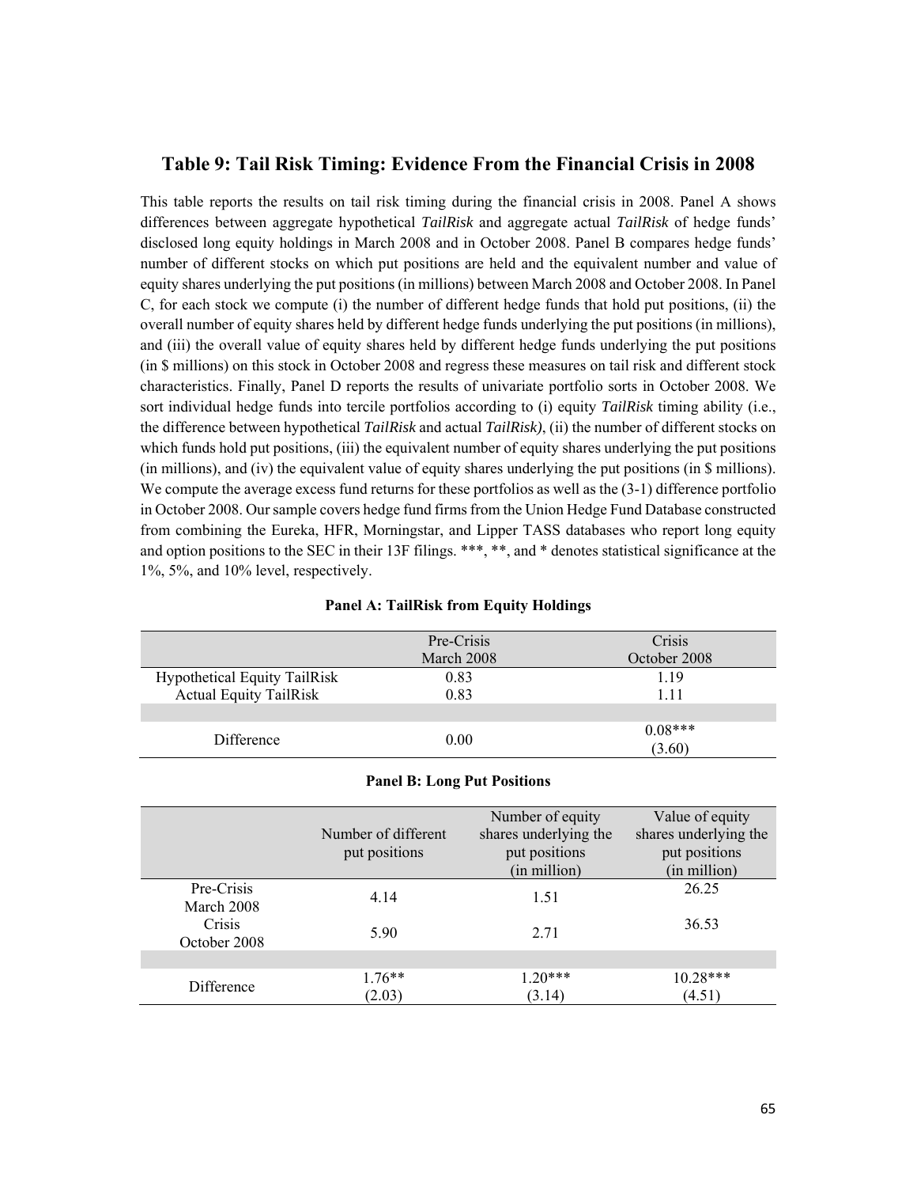## Table 9: Tail Risk Timing: Evidence From the Financial Crisis in 2008

This table reports the results on tail risk timing during the financial crisis in 2008. Panel A shows differences between aggregate hypothetical *TailRisk* and aggregate actual *TailRisk* of hedge funds' disclosed long equity holdings in March 2008 and in October 2008. Panel B compares hedge funds' number of different stocks on which put positions are held and the equivalent number and value of equity shares underlying the put positions (in millions) between March 2008 and October 2008. In Panel C, for each stock we compute (i) the number of different hedge funds that hold put positions, (ii) the overall number of equity shares held by different hedge funds underlying the put positions (in millions), and (iii) the overall value of equity shares held by different hedge funds underlying the put positions (in $ millions) on this stock in October 2008 and regress these measures on tail risk and different stock characteristics. Finally, Panel D reports the results of univariate portfolio sorts in October 2008. We sort individual hedge funds into tercile portfolios according to (i) equity *TailRisk* timing ability (i.e., the difference between hypothetical *TailRisk* and actual *TailRisk)*, (ii) the number of different stocks on which funds hold put positions, (iii) the equivalent number of equity shares underlying the put positions (in millions), and (iv) the equivalent value of equity shares underlying the put positions (in $ millions). We compute the average excess fund returns for these portfolios as well as the (3-1) difference portfolio in October 2008. Our sample covers hedge fund firms from the Union Hedge Fund Database constructed from combining the Eureka, HFR, Morningstar, and Lipper TASS databases who report long equity and option positions to the SEC in their 13F filings. ***, **, and * denotes statistical significance at the 1%, 5%, and 10% level, respectively.

**Panel A: TailRisk from Equity Holdings**

| | Pre-Crisis March 2008 | Crisis October 2008 |
|---|---|---|
| Hypothetical Equity TailRisk | 0.83 | 1.19 |
| Actual Equity TailRisk | 0.83 | 1.11 |
| | | |
| Difference | 0.00 | 0.08*** (3.60) |

**Panel B: Long Put Positions**

| | Number of different put positions | Number of equity shares underlying the put positions (in million) | Value of equity shares underlying the put positions (in million) |
|---|---|---|---|
| Pre-Crisis March 2008 | 4.14 | 1.51 | 26.25 |
| Crisis October 2008 | 5.90 | 2.71 | 36.53 |
| | | | |
| Difference | 1.76** (2.03) | 1.20*** (3.14) | 10.28*** (4.51) |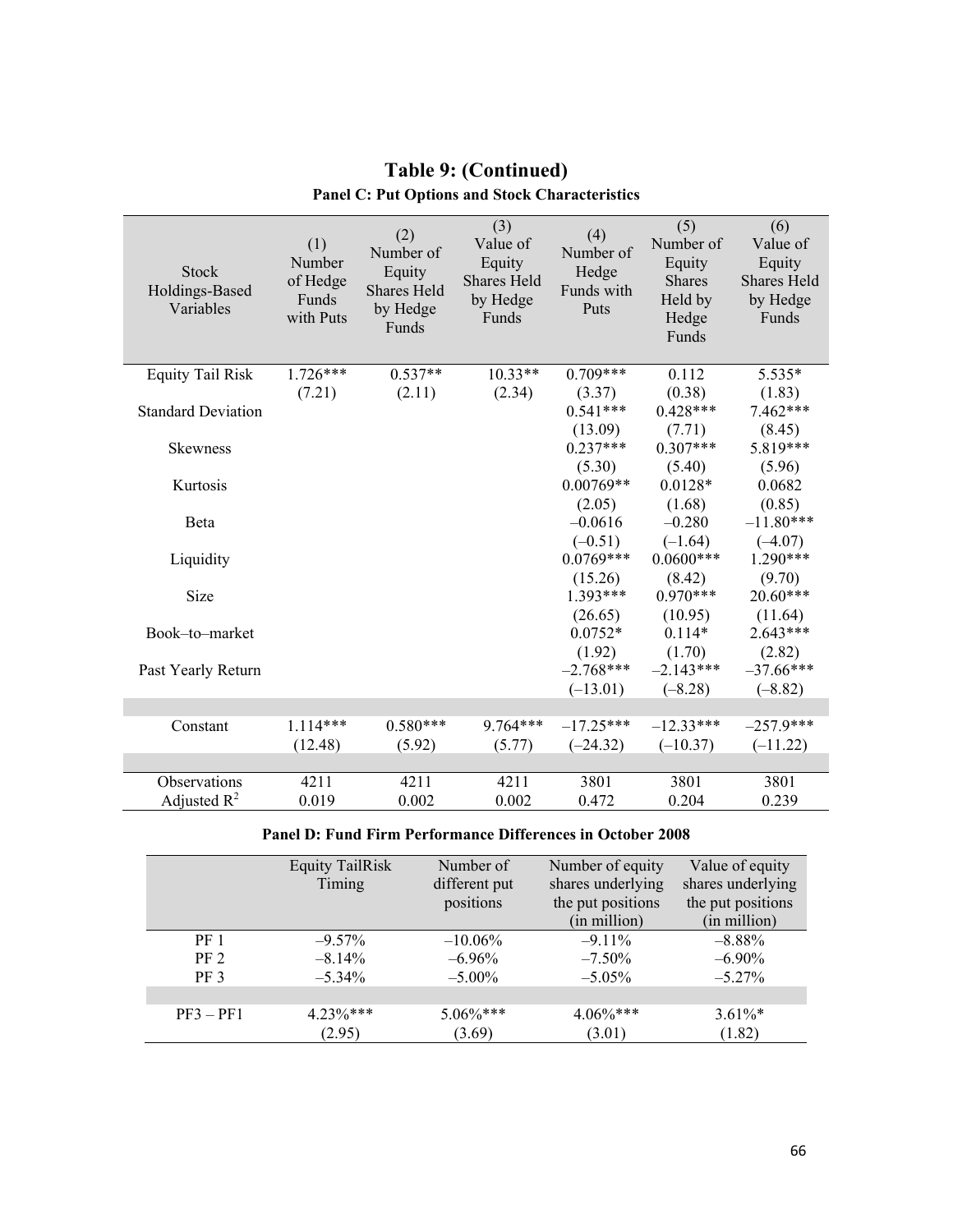## Table 9: (Continued)

### Panel C: Put Options and Stock Characteristics

| Stock Holdings-Based Variables | (1) Number of Hedge Funds with Puts | (2) Number of Equity Shares Held by Hedge Funds | (3) Value of Equity Shares Held by Hedge Funds | (4) Number of Hedge Funds with Puts | (5) Number of Equity Shares Held by Hedge Funds | (6) Value of Equity Shares Held by Hedge Funds |
|---|---|---|---|---|---|---|
| Equity Tail Risk | 1.726*** | 0.537** | 10.33** | 0.709*** | 0.112 | 5.535* |
| | (7.21) | (2.11) | (2.34) | (3.37) | (0.38) | (1.83) |
| Standard Deviation | | | | 0.541*** | 0.428*** | 7.462*** |
| | | | | (13.09) | (7.71) | (8.45) |
| Skewness | | | | 0.237*** | 0.307*** | 5.819*** |
| | | | | (5.30) | (5.40) | (5.96) |
| Kurtosis | | | | 0.00769** | 0.0128* | 0.0682 |
| | | | | (2.05) | (1.68) | (0.85) |
| Beta | | | | –0.0616 | –0.280 | –11.80*** |
| | | | | (–0.51) | (–1.64) | (–4.07) |
| Liquidity | | | | 0.0769*** | 0.0600*** | 1.290*** |
| | | | | (15.26) | (8.42) | (9.70) |
| Size | | | | 1.393*** | 0.970*** | 20.60*** |
| | | | | (26.65) | (10.95) | (11.64) |
| Book–to–market | | | | 0.0752* | 0.114* | 2.643*** |
| | | | | (1.92) | (1.70) | (2.82) |
| Past Yearly Return | | | | –2.768*** | –2.143*** | –37.66*** |
| | | | | (–13.01) | (–8.28) | (–8.82) |
| Constant | 1.114*** | 0.580*** | 9.764*** | –17.25*** | –12.33*** | –257.9*** |
| | (12.48) | (5.92) | (5.77) | (–24.32) | (–10.37) | (–11.22) |
| Observations | 4211 | 4211 | 4211 | 3801 | 3801 | 3801 |
| Adjusted $R^2$ | 0.019 | 0.002 | 0.002 | 0.472 | 0.204 | 0.239 |

### Panel D: Fund Firm Performance Differences in October 2008

| | Equity TailRisk Timing | Number of different put positions | Number of equity shares underlying the put positions (in million) | Value of equity shares underlying the put positions (in million) |
|---|---|---|---|---|
| PF 1 | –9.57% | –10.06% | –9.11% | –8.88% |
| PF 2 | –8.14% | –6.96% | –7.50% | –6.90% |
| PF 3 | –5.34% | –5.00% | –5.05% | –5.27% |
| PF3 – PF1 | 4.23%*** | 5.06%*** | 4.06%*** | 3.61%* |
| | (2.95) | (3.69) | (3.01) | (1.82) |